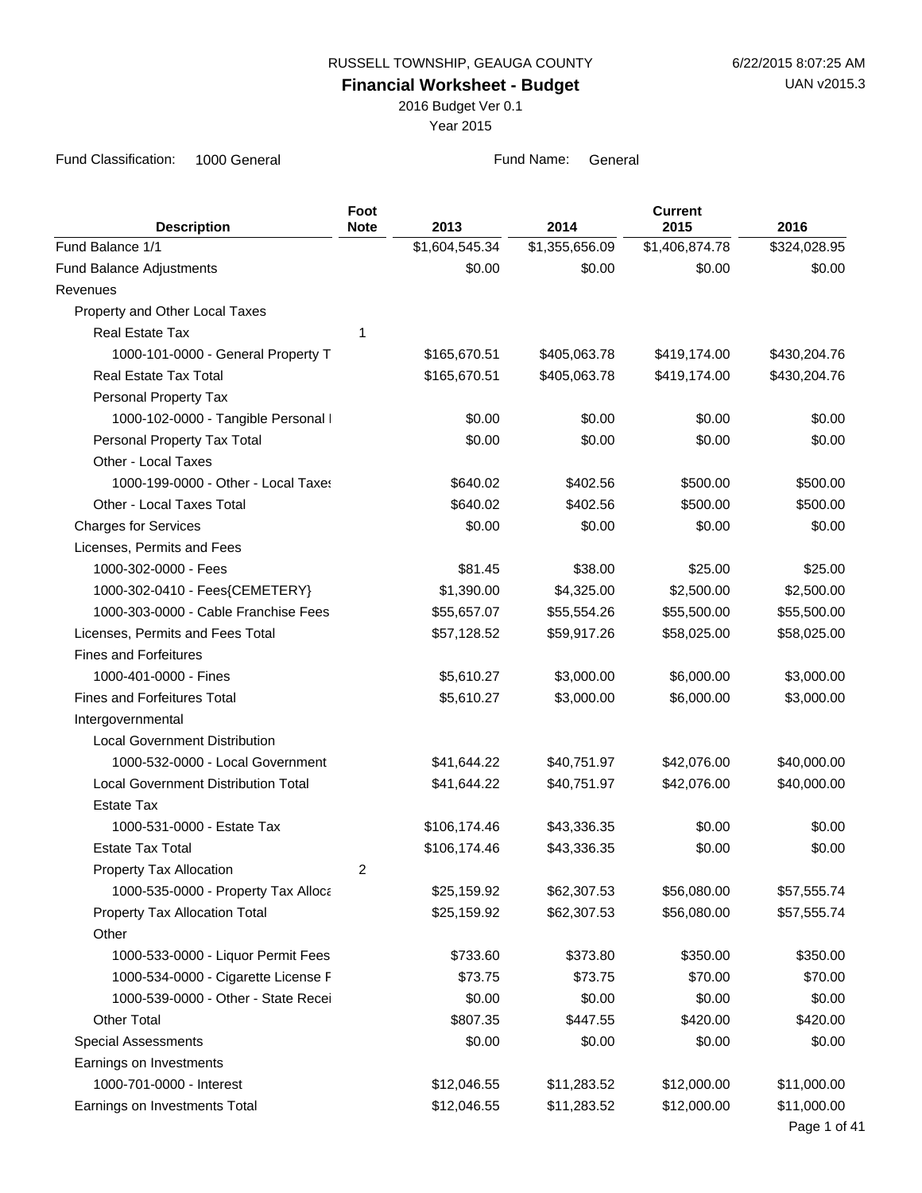RUSSELL TOWNSHIP, GEAUGA COUNTY

6/22/2015 8:07:25 AM

**Financial Worksheet - Budget**

UAN v2015.3

2016 Budget Ver 0.1

Year 2015

Fund Classification: 1000 General

Fund Name: General

| Description | Foot Note | 2013 | 2014 | Current 2015 | 2016 |
|---|---|---|---|---|---|
| Fund Balance 1/1 | | $1,604,545.34 | $1,355,656.09 | $1,406,874.78 | $324,028.95 |
| Fund Balance Adjustments | | $0.00 | $0.00 | $0.00 | $0.00 |
| Revenues | | | | | |
| Property and Other Local Taxes | | | | | |
| Real Estate Tax | 1 | | | | |
| 1000-101-0000 - General Property T | | $165,670.51 | $405,063.78 | $419,174.00 | $430,204.76 |
| Real Estate Tax Total | | $165,670.51 | $405,063.78 | $419,174.00 | $430,204.76 |
| Personal Property Tax | | | | | |
| 1000-102-0000 - Tangible Personal I | | $0.00 | $0.00 | $0.00 | $0.00 |
| Personal Property Tax Total | | $0.00 | $0.00 | $0.00 | $0.00 |
| Other - Local Taxes | | | | | |
| 1000-199-0000 - Other - Local Taxes | | $640.02 | $402.56 | $500.00 | $500.00 |
| Other - Local Taxes Total | | $640.02 | $402.56 | $500.00 | $500.00 |
| Charges for Services | | $0.00 | $0.00 | $0.00 | $0.00 |
| Licenses, Permits and Fees | | | | | |
| 1000-302-0000 - Fees | | $81.45 | $38.00 | $25.00 | $25.00 |
| 1000-302-0410 - Fees{CEMETERY} | | $1,390.00 | $4,325.00 | $2,500.00 | $2,500.00 |
| 1000-303-0000 - Cable Franchise Fees | | $55,657.07 | $55,554.26 | $55,500.00 | $55,500.00 |
| Licenses, Permits and Fees Total | | $57,128.52 | $59,917.26 | $58,025.00 | $58,025.00 |
| Fines and Forfeitures | | | | | |
| 1000-401-0000 - Fines | | $5,610.27 | $3,000.00 | $6,000.00 | $3,000.00 |
| Fines and Forfeitures Total | | $5,610.27 | $3,000.00 | $6,000.00 | $3,000.00 |
| Intergovernmental | | | | | |
| Local Government Distribution | | | | | |
| 1000-532-0000 - Local Government | | $41,644.22 | $40,751.97 | $42,076.00 | $40,000.00 |
| Local Government Distribution Total | | $41,644.22 | $40,751.97 | $42,076.00 | $40,000.00 |
| Estate Tax | | | | | |
| 1000-531-0000 - Estate Tax | | $106,174.46 | $43,336.35 | $0.00 | $0.00 |
| Estate Tax Total | | $106,174.46 | $43,336.35 | $0.00 | $0.00 |
| Property Tax Allocation | 2 | | | | |
| 1000-535-0000 - Property Tax Alloca | | $25,159.92 | $62,307.53 | $56,080.00 | $57,555.74 |
| Property Tax Allocation Total | | $25,159.92 | $62,307.53 | $56,080.00 | $57,555.74 |
| Other | | | | | |
| 1000-533-0000 - Liquor Permit Fees | | $733.60 | $373.80 | $350.00 | $350.00 |
| 1000-534-0000 - Cigarette License F | | $73.75 | $73.75 | $70.00 | $70.00 |
| 1000-539-0000 - Other - State Recei | | $0.00 | $0.00 | $0.00 | $0.00 |
| Other Total | | $807.35 | $447.55 | $420.00 | $420.00 |
| Special Assessments | | $0.00 | $0.00 | $0.00 | $0.00 |
| Earnings on Investments | | | | | |
| 1000-701-0000 - Interest | | $12,046.55 | $11,283.52 | $12,000.00 | $11,000.00 |
| Earnings on Investments Total | | $12,046.55 | $11,283.52 | $12,000.00 | $11,000.00 |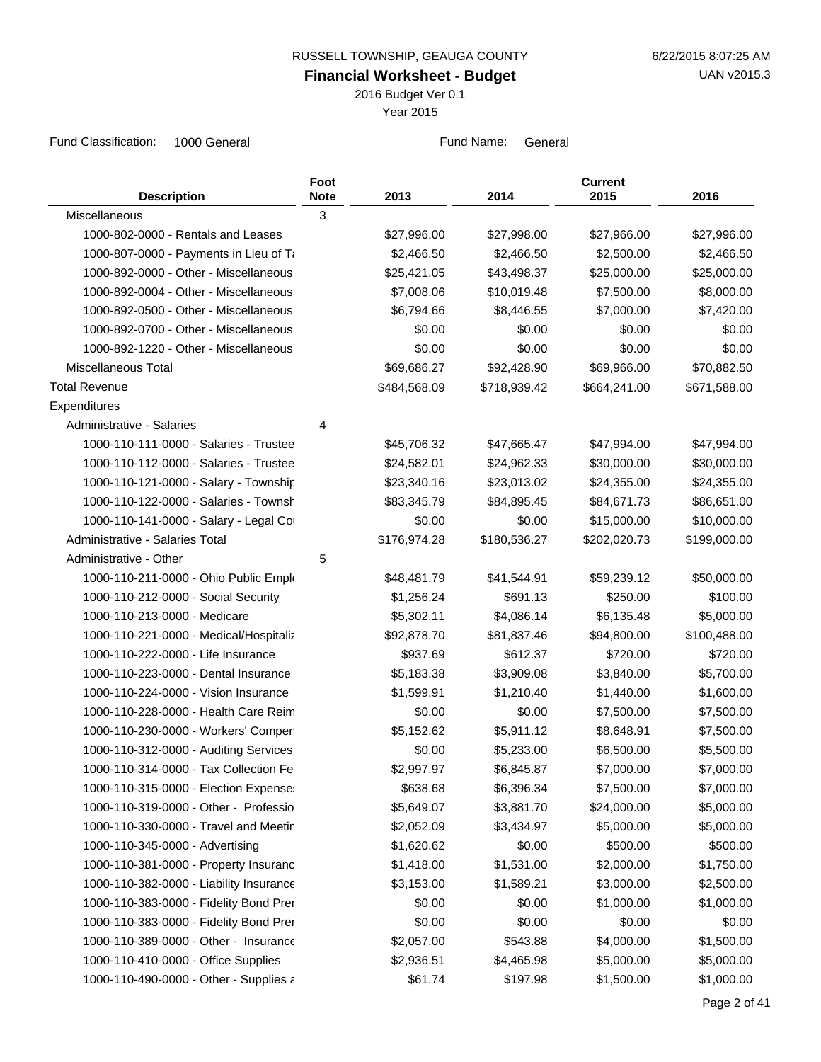RUSSELL TOWNSHIP, GEAUGA COUNTY

**Financial Worksheet - Budget**

2016 Budget Ver 0.1

Year 2015

6/22/2015 8:07:25 AM

UAN v2015.3

Fund Classification: 1000 General

Fund Name: General

| Description | Foot Note | 2013 | 2014 | Current 2015 | 2016 |
|---|---|---|---|---|---|
| Miscellaneous | 3 | | | | |
| 1000-802-0000 - Rentals and Leases | | $27,996.00 | $27,998.00 | $27,966.00 | $27,996.00 |
| 1000-807-0000 - Payments in Lieu of Ta | | $2,466.50 | $2,466.50 | $2,500.00 | $2,466.50 |
| 1000-892-0000 - Other - Miscellaneous | | $25,421.05 | $43,498.37 | $25,000.00 | $25,000.00 |
| 1000-892-0004 - Other - Miscellaneous | | $7,008.06 | $10,019.48 | $7,500.00 | $8,000.00 |
| 1000-892-0500 - Other - Miscellaneous | | $6,794.66 | $8,446.55 | $7,000.00 | $7,420.00 |
| 1000-892-0700 - Other - Miscellaneous | | $0.00 | $0.00 | $0.00 | $0.00 |
| 1000-892-1220 - Other - Miscellaneous | | $0.00 | $0.00 | $0.00 | $0.00 |
| Miscellaneous Total | | $69,686.27 | $92,428.90 | $69,966.00 | $70,882.50 |
| Total Revenue | | $484,568.09 | $718,939.42 | $664,241.00 | $671,588.00 |
| Expenditures | | | | | |
| Administrative - Salaries | 4 | | | | |
| 1000-110-111-0000 - Salaries - Trustee | | $45,706.32 | $47,665.47 | $47,994.00 | $47,994.00 |
| 1000-110-112-0000 - Salaries - Trustee | | $24,582.01 | $24,962.33 | $30,000.00 | $30,000.00 |
| 1000-110-121-0000 - Salary - Township | | $23,340.16 | $23,013.02 | $24,355.00 | $24,355.00 |
| 1000-110-122-0000 - Salaries - Townsh | | $83,345.79 | $84,895.45 | $84,671.73 | $86,651.00 |
| 1000-110-141-0000 - Salary - Legal Co | | $0.00 | $0.00 | $15,000.00 | $10,000.00 |
| Administrative - Salaries Total | | $176,974.28 | $180,536.27 | $202,020.73 | $199,000.00 |
| Administrative - Other | 5 | | | | |
| 1000-110-211-0000 - Ohio Public Emplo | | $48,481.79 | $41,544.91 | $59,239.12 | $50,000.00 |
| 1000-110-212-0000 - Social Security | | $1,256.24 | $691.13 | $250.00 | $100.00 |
| 1000-110-213-0000 - Medicare | | $5,302.11 | $4,086.14 | $6,135.48 | $5,000.00 |
| 1000-110-221-0000 - Medical/Hospitaliz | | $92,878.70 | $81,837.46 | $94,800.00 | $100,488.00 |
| 1000-110-222-0000 - Life Insurance | | $937.69 | $612.37 | $720.00 | $720.00 |
| 1000-110-223-0000 - Dental Insurance | | $5,183.38 | $3,909.08 | $3,840.00 | $5,700.00 |
| 1000-110-224-0000 - Vision Insurance | | $1,599.91 | $1,210.40 | $1,440.00 | $1,600.00 |
| 1000-110-228-0000 - Health Care Reim | | $0.00 | $0.00 | $7,500.00 | $7,500.00 |
| 1000-110-230-0000 - Workers' Compen | | $5,152.62 | $5,911.12 | $8,648.91 | $7,500.00 |
| 1000-110-312-0000 - Auditing Services | | $0.00 | $5,233.00 | $6,500.00 | $5,500.00 |
| 1000-110-314-0000 - Tax Collection Fe | | $2,997.97 | $6,845.87 | $7,000.00 | $7,000.00 |
| 1000-110-315-0000 - Election Expense | | $638.68 | $6,396.34 | $7,500.00 | $7,000.00 |
| 1000-110-319-0000 - Other - Professio | | $5,649.07 | $3,881.70 | $24,000.00 | $5,000.00 |
| 1000-110-330-0000 - Travel and Meetin | | $2,052.09 | $3,434.97 | $5,000.00 | $5,000.00 |
| 1000-110-345-0000 - Advertising | | $1,620.62 | $0.00 | $500.00 | $500.00 |
| 1000-110-381-0000 - Property Insuranc | | $1,418.00 | $1,531.00 | $2,000.00 | $1,750.00 |
| 1000-110-382-0000 - Liability Insurance | | $3,153.00 | $1,589.21 | $3,000.00 | $2,500.00 |
| 1000-110-383-0000 - Fidelity Bond Pre | | $0.00 | $0.00 | $1,000.00 | $1,000.00 |
| 1000-110-383-0000 - Fidelity Bond Pre | | $0.00 | $0.00 | $0.00 | $0.00 |
| 1000-110-389-0000 - Other - Insurance | | $2,057.00 | $543.88 | $4,000.00 | $1,500.00 |
| 1000-110-410-0000 - Office Supplies | | $2,936.51 | $4,465.98 | $5,000.00 | $5,000.00 |
| 1000-110-490-0000 - Other - Supplies a | | $61.74 | $197.98 | $1,500.00 | $1,000.00 |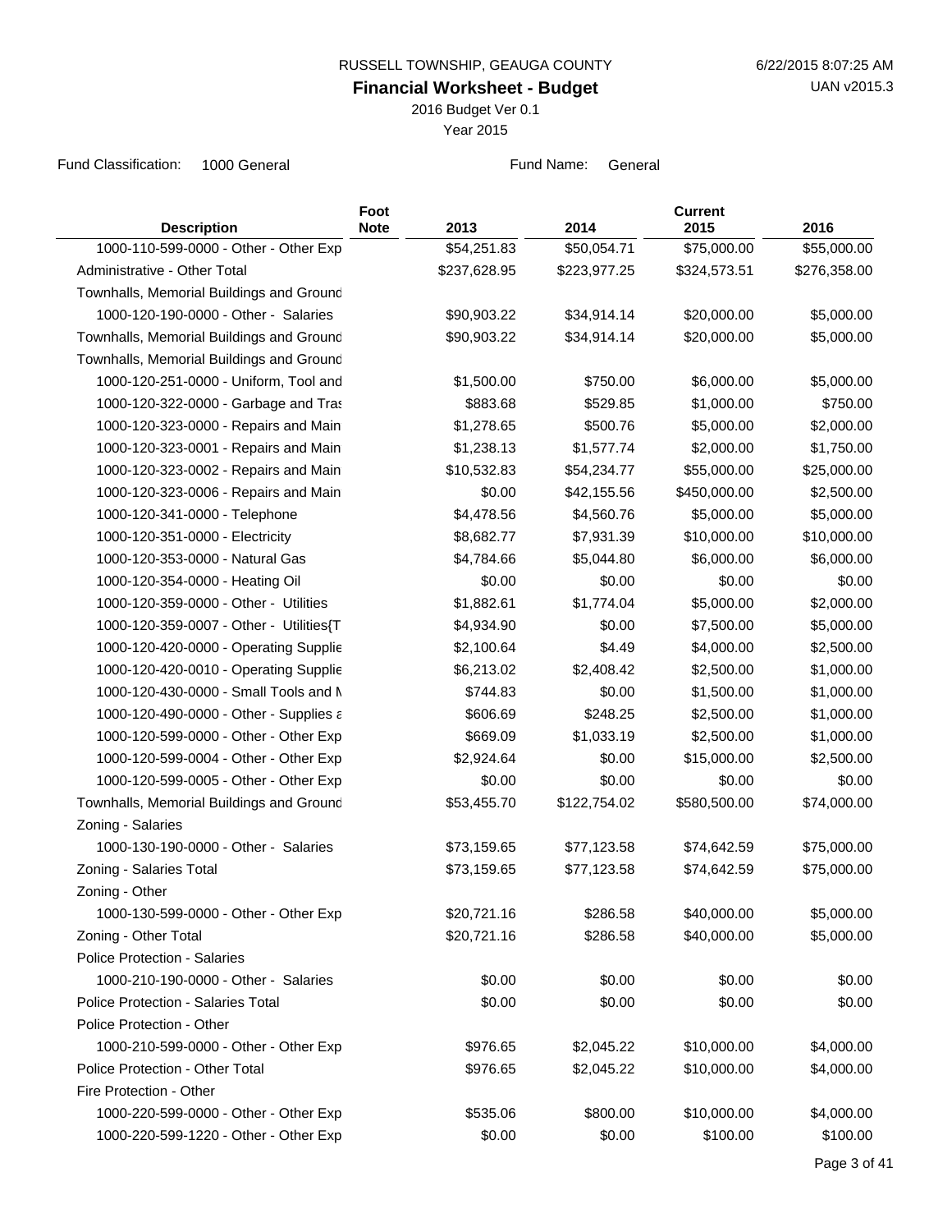RUSSELL TOWNSHIP, GEAUGA COUNTY

6/22/2015 8:07:25 AM

**Financial Worksheet - Budget**

UAN v2015.3

2016 Budget Ver 0.1

Year 2015

Fund Classification: 1000 General

Fund Name: General

| Description | Foot Note | 2013 | 2014 | Current 2015 | 2016 |
|---|---|---|---|---|---|
| 1000-110-599-0000 - Other - Other Exp | | $54,251.83 | $50,054.71 | $75,000.00 | $55,000.00 |
| Administrative - Other Total | | $237,628.95 | $223,977.25 | $324,573.51 | $276,358.00 |
| Townhalls, Memorial Buildings and Ground | | | | | |
| 1000-120-190-0000 - Other - Salaries | | $90,903.22 | $34,914.14 | $20,000.00 | $5,000.00 |
| Townhalls, Memorial Buildings and Ground | | $90,903.22 | $34,914.14 | $20,000.00 | $5,000.00 |
| Townhalls, Memorial Buildings and Ground | | | | | |
| 1000-120-251-0000 - Uniform, Tool and | | $1,500.00 | $750.00 | $6,000.00 | $5,000.00 |
| 1000-120-322-0000 - Garbage and Tras | | $883.68 | $529.85 | $1,000.00 | $750.00 |
| 1000-120-323-0000 - Repairs and Main | | $1,278.65 | $500.76 | $5,000.00 | $2,000.00 |
| 1000-120-323-0001 - Repairs and Main | | $1,238.13 | $1,577.74 | $2,000.00 | $1,750.00 |
| 1000-120-323-0002 - Repairs and Main | | $10,532.83 | $54,234.77 | $55,000.00 | $25,000.00 |
| 1000-120-323-0006 - Repairs and Main | | $0.00 | $42,155.56 | $450,000.00 | $2,500.00 |
| 1000-120-341-0000 - Telephone | | $4,478.56 | $4,560.76 | $5,000.00 | $5,000.00 |
| 1000-120-351-0000 - Electricity | | $8,682.77 | $7,931.39 | $10,000.00 | $10,000.00 |
| 1000-120-353-0000 - Natural Gas | | $4,784.66 | $5,044.80 | $6,000.00 | $6,000.00 |
| 1000-120-354-0000 - Heating Oil | | $0.00 | $0.00 | $0.00 | $0.00 |
| 1000-120-359-0000 - Other - Utilities | | $1,882.61 | $1,774.04 | $5,000.00 | $2,000.00 |
| 1000-120-359-0007 - Other - Utilities{T | | $4,934.90 | $0.00 | $7,500.00 | $5,000.00 |
| 1000-120-420-0000 - Operating Supplie | | $2,100.64 | $4.49 | $4,000.00 | $2,500.00 |
| 1000-120-420-0010 - Operating Supplie | | $6,213.02 | $2,408.42 | $2,500.00 | $1,000.00 |
| 1000-120-430-0000 - Small Tools and M | | $744.83 | $0.00 | $1,500.00 | $1,000.00 |
| 1000-120-490-0000 - Other - Supplies a | | $606.69 | $248.25 | $2,500.00 | $1,000.00 |
| 1000-120-599-0000 - Other - Other Exp | | $669.09 | $1,033.19 | $2,500.00 | $1,000.00 |
| 1000-120-599-0004 - Other - Other Exp | | $2,924.64 | $0.00 | $15,000.00 | $2,500.00 |
| 1000-120-599-0005 - Other - Other Exp | | $0.00 | $0.00 | $0.00 | $0.00 |
| Townhalls, Memorial Buildings and Ground | | $53,455.70 | $122,754.02 | $580,500.00 | $74,000.00 |
| Zoning - Salaries | | | | | |
| 1000-130-190-0000 - Other - Salaries | | $73,159.65 | $77,123.58 | $74,642.59 | $75,000.00 |
| Zoning - Salaries Total | | $73,159.65 | $77,123.58 | $74,642.59 | $75,000.00 |
| Zoning - Other | | | | | |
| 1000-130-599-0000 - Other - Other Exp | | $20,721.16 | $286.58 | $40,000.00 | $5,000.00 |
| Zoning - Other Total | | $20,721.16 | $286.58 | $40,000.00 | $5,000.00 |
| Police Protection - Salaries | | | | | |
| 1000-210-190-0000 - Other - Salaries | | $0.00 | $0.00 | $0.00 | $0.00 |
| Police Protection - Salaries Total | | $0.00 | $0.00 | $0.00 | $0.00 |
| Police Protection - Other | | | | | |
| 1000-210-599-0000 - Other - Other Exp | | $976.65 | $2,045.22 | $10,000.00 | $4,000.00 |
| Police Protection - Other Total | | $976.65 | $2,045.22 | $10,000.00 | $4,000.00 |
| Fire Protection - Other | | | | | |
| 1000-220-599-0000 - Other - Other Exp | | $535.06 | $800.00 | $10,000.00 | $4,000.00 |
| 1000-220-599-1220 - Other - Other Exp | | $0.00 | $0.00 | $100.00 | $100.00 |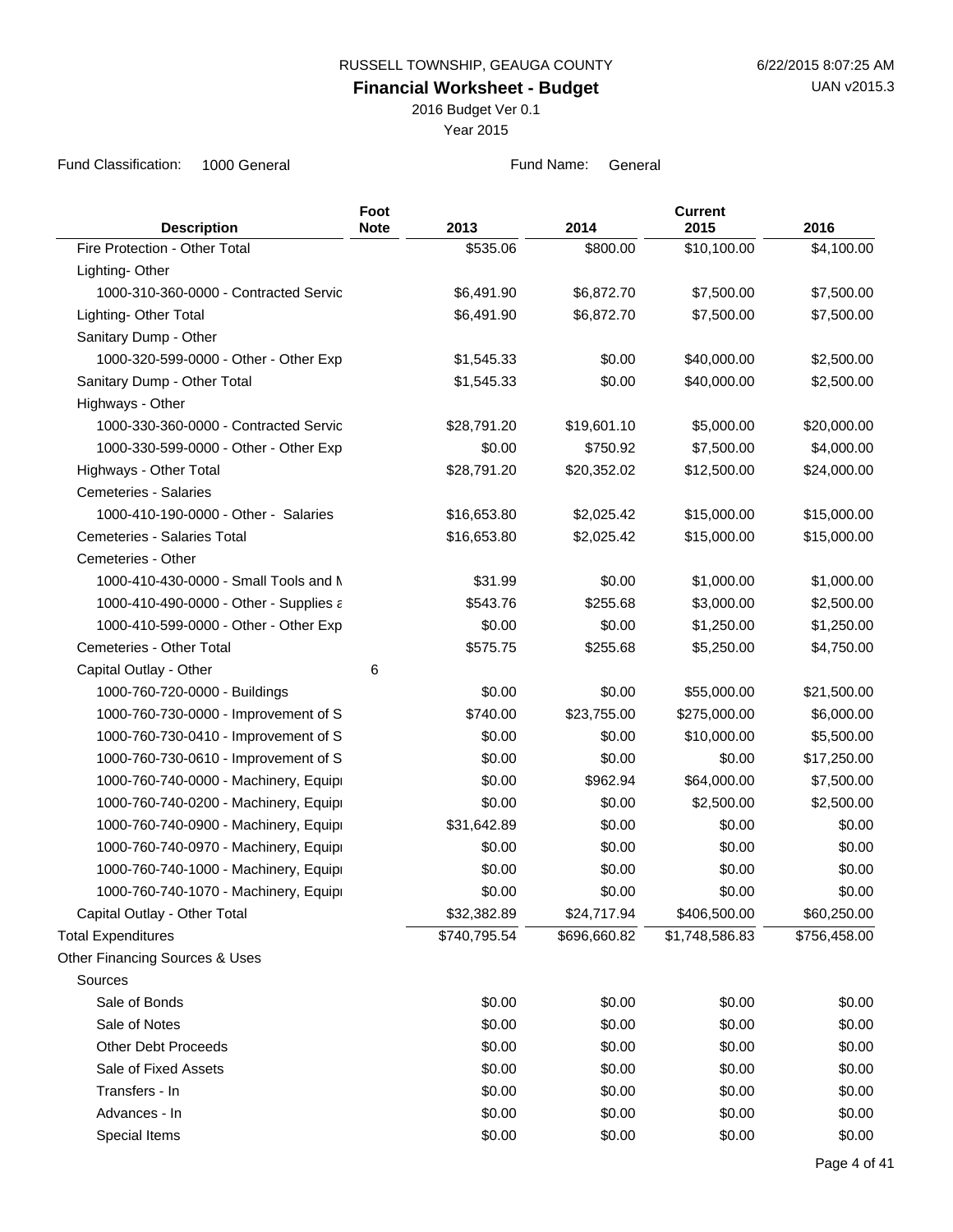RUSSELL TOWNSHIP, GEAUGA COUNTY

**Financial Worksheet - Budget**

2016 Budget Ver 0.1

Year 2015

Fund Classification: 1000 General

Fund Name: General

| Description | Foot Note | 2013 | 2014 | Current 2015 | 2016 |
|---|---|---|---|---|---|
| Fire Protection - Other Total | | $535.06 | $800.00 | $10,100.00 | $4,100.00 |
| Lighting- Other | | | | | |
| 1000-310-360-0000 - Contracted Servic | | $6,491.90 | $6,872.70 | $7,500.00 | $7,500.00 |
| Lighting- Other Total | | $6,491.90 | $6,872.70 | $7,500.00 | $7,500.00 |
| Sanitary Dump - Other | | | | | |
| 1000-320-599-0000 - Other - Other Exp | | $1,545.33 | $0.00 | $40,000.00 | $2,500.00 |
| Sanitary Dump - Other Total | | $1,545.33 | $0.00 | $40,000.00 | $2,500.00 |
| Highways - Other | | | | | |
| 1000-330-360-0000 - Contracted Servic | | $28,791.20 | $19,601.10 | $5,000.00 | $20,000.00 |
| 1000-330-599-0000 - Other - Other Exp | | $0.00 | $750.92 | $7,500.00 | $4,000.00 |
| Highways - Other Total | | $28,791.20 | $20,352.02 | $12,500.00 | $24,000.00 |
| Cemeteries - Salaries | | | | | |
| 1000-410-190-0000 - Other - Salaries | | $16,653.80 | $2,025.42 | $15,000.00 | $15,000.00 |
| Cemeteries - Salaries Total | | $16,653.80 | $2,025.42 | $15,000.00 | $15,000.00 |
| Cemeteries - Other | | | | | |
| 1000-410-430-0000 - Small Tools and M | | $31.99 | $0.00 | $1,000.00 | $1,000.00 |
| 1000-410-490-0000 - Other - Supplies a | | $543.76 | $255.68 | $3,000.00 | $2,500.00 |
| 1000-410-599-0000 - Other - Other Exp | | $0.00 | $0.00 | $1,250.00 | $1,250.00 |
| Cemeteries - Other Total | | $575.75 | $255.68 | $5,250.00 | $4,750.00 |
| Capital Outlay - Other | 6 | | | | |
| 1000-760-720-0000 - Buildings | | $0.00 | $0.00 | $55,000.00 | $21,500.00 |
| 1000-760-730-0000 - Improvement of S | | $740.00 | $23,755.00 | $275,000.00 | $6,000.00 |
| 1000-760-730-0410 - Improvement of S | | $0.00 | $0.00 | $10,000.00 | $5,500.00 |
| 1000-760-730-0610 - Improvement of S | | $0.00 | $0.00 | $0.00 | $17,250.00 |
| 1000-760-740-0000 - Machinery, Equip | | $0.00 | $962.94 | $64,000.00 | $7,500.00 |
| 1000-760-740-0200 - Machinery, Equip | | $0.00 | $0.00 | $2,500.00 | $2,500.00 |
| 1000-760-740-0900 - Machinery, Equip | | $31,642.89 | $0.00 | $0.00 | $0.00 |
| 1000-760-740-0970 - Machinery, Equip | | $0.00 | $0.00 | $0.00 | $0.00 |
| 1000-760-740-1000 - Machinery, Equip | | $0.00 | $0.00 | $0.00 | $0.00 |
| 1000-760-740-1070 - Machinery, Equip | | $0.00 | $0.00 | $0.00 | $0.00 |
| Capital Outlay - Other Total | | $32,382.89 | $24,717.94 | $406,500.00 | $60,250.00 |
| Total Expenditures | | $740,795.54 | $696,660.82 | $1,748,586.83 | $756,458.00 |
| Other Financing Sources & Uses | | | | | |
| Sources | | | | | |
| Sale of Bonds | | $0.00 | $0.00 | $0.00 | $0.00 |
| Sale of Notes | | $0.00 | $0.00 | $0.00 | $0.00 |
| Other Debt Proceeds | | $0.00 | $0.00 | $0.00 | $0.00 |
| Sale of Fixed Assets | | $0.00 | $0.00 | $0.00 | $0.00 |
| Transfers - In | | $0.00 | $0.00 | $0.00 | $0.00 |
| Advances - In | | $0.00 | $0.00 | $0.00 | $0.00 |
| Special Items | | $0.00 | $0.00 | $0.00 | $0.00 |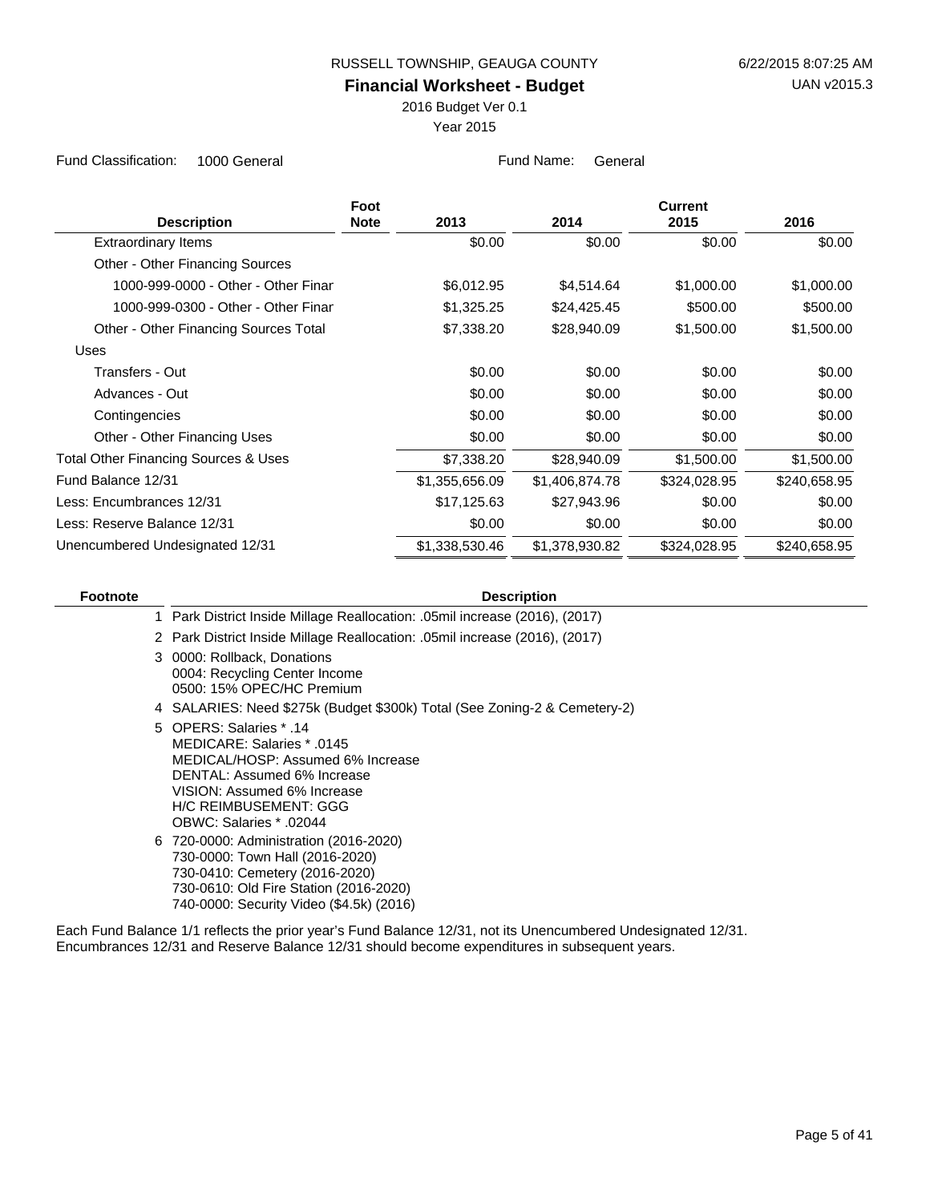RUSSELL TOWNSHIP, GEAUGA COUNTY

**Financial Worksheet - Budget**

2016 Budget Ver 0.1

Year 2015

6/22/2015 8:07:25 AM

UAN v2015.3

Fund Classification: 1000 General | Fund Name: General

| Description | Foot Note | 2013 | 2014 | Current 2015 | 2016 |
|---|---|---|---|---|---|
| Extraordinary Items | | $0.00 | $0.00 | $0.00 | $0.00 |
| Other - Other Financing Sources | | | | | |
| 1000-999-0000 - Other - Other Finar | | $6,012.95 | $4,514.64 | $1,000.00 | $1,000.00 |
| 1000-999-0300 - Other - Other Finar | | $1,325.25 | $24,425.45 | $500.00 | $500.00 |
| Other - Other Financing Sources Total | | $7,338.20 | $28,940.09 | $1,500.00 | $1,500.00 |
| Uses | | | | | |
| Transfers - Out | | $0.00 | $0.00 | $0.00 | $0.00 |
| Advances - Out | | $0.00 | $0.00 | $0.00 | $0.00 |
| Contingencies | | $0.00 | $0.00 | $0.00 | $0.00 |
| Other - Other Financing Uses | | $0.00 | $0.00 | $0.00 | $0.00 |
| Total Other Financing Sources & Uses | | $7,338.20 | $28,940.09 | $1,500.00 | $1,500.00 |
| Fund Balance 12/31 | | $1,355,656.09 | $1,406,874.78 | $324,028.95 | $240,658.95 |
| Less: Encumbrances 12/31 | | $17,125.63 | $27,943.96 | $0.00 | $0.00 |
| Less: Reserve Balance 12/31 | | $0.00 | $0.00 | $0.00 | $0.00 |
| Unencumbered Undesignated 12/31 | | $1,338,530.46 | $1,378,930.82 | $324,028.95 | $240,658.95 |

| Footnote | Description |
|---|---|
| 1 | Park District Inside Millage Reallocation: .05mil increase (2016), (2017) |
| 2 | Park District Inside Millage Reallocation: .05mil increase (2016), (2017) |
| 3 | 0000: Rollback, Donations<br>0004: Recycling Center Income<br>0500: 15% OPEC/HC Premium |
| 4 | SALARIES: Need $275k (Budget $300k) Total (See Zoning-2 & Cemetery-2) |
| 5 | OPERS: Salaries * .14<br>MEDICARE: Salaries * .0145<br>MEDICAL/HOSP: Assumed 6% Increase<br>DENTAL: Assumed 6% Increase<br>VISION: Assumed 6% Increase<br>H/C REIMBUSEMENT: GGG<br>OBWC: Salaries * .02044 |
| 6 | 720-0000: Administration (2016-2020)<br>730-0000: Town Hall (2016-2020)<br>730-0410: Cemetery (2016-2020)<br>730-0610: Old Fire Station (2016-2020)<br>740-0000: Security Video ($4.5k) (2016) |

Each Fund Balance 1/1 reflects the prior year's Fund Balance 12/31, not its Unencumbered Undesignated 12/31.
Encumbrances 12/31 and Reserve Balance 12/31 should become expenditures in subsequent years.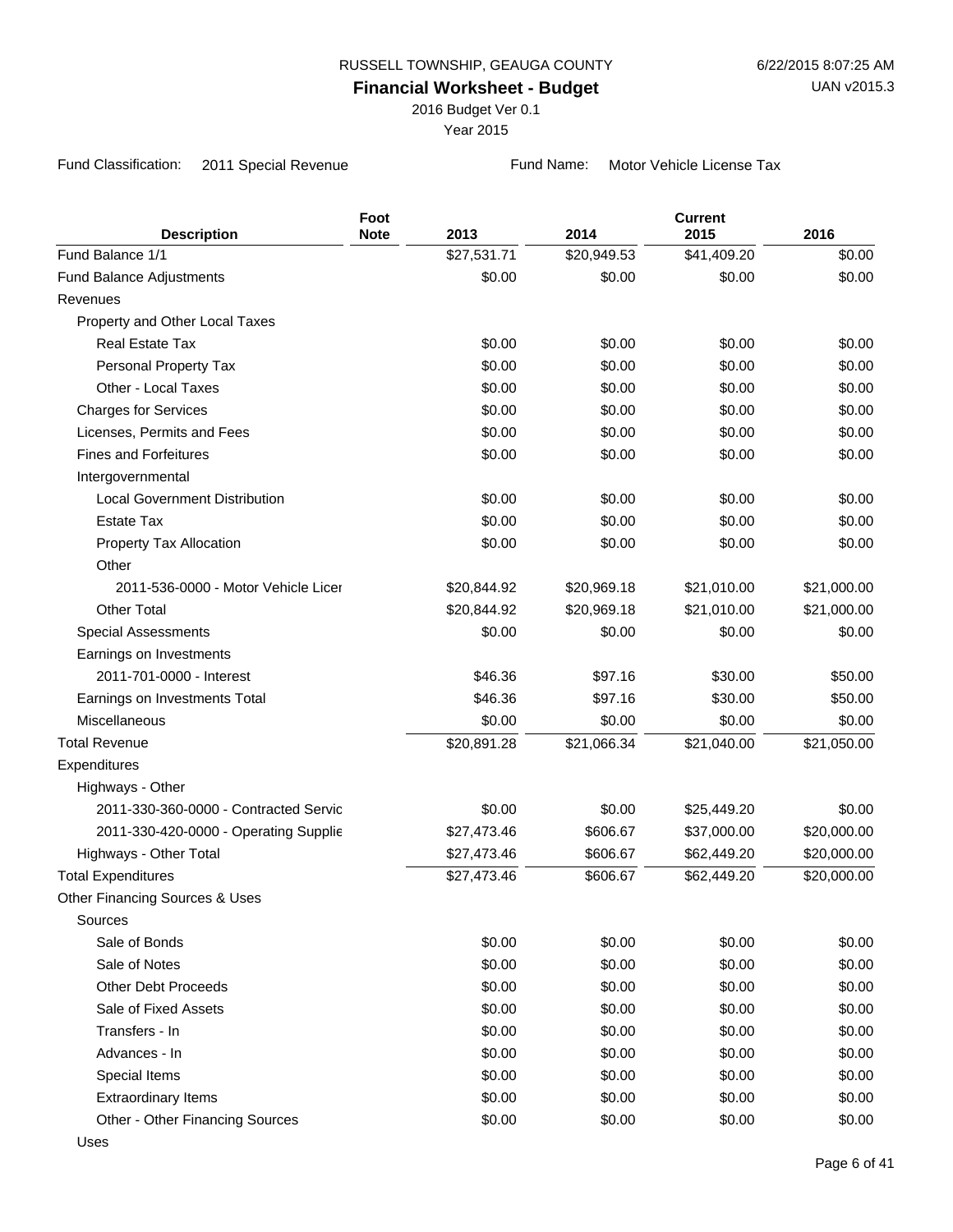RUSSELL TOWNSHIP, GEAUGA COUNTY

**Financial Worksheet - Budget**

2016 Budget Ver 0.1

Year 2015

6/22/2015 8:07:25 AM

UAN v2015.3

Fund Classification: 2011 Special Revenue

Fund Name: Motor Vehicle License Tax

| Description | Foot Note | 2013 | 2014 | Current 2015 | 2016 |
|---|---|---|---|---|---|
| Fund Balance 1/1 | | $27,531.71 | $20,949.53 | $41,409.20 | $0.00 |
| Fund Balance Adjustments | | $0.00 | $0.00 | $0.00 | $0.00 |
| Revenues | | | | | |
| Property and Other Local Taxes | | | | | |
| Real Estate Tax | | $0.00 | $0.00 | $0.00 | $0.00 |
| Personal Property Tax | | $0.00 | $0.00 | $0.00 | $0.00 |
| Other - Local Taxes | | $0.00 | $0.00 | $0.00 | $0.00 |
| Charges for Services | | $0.00 | $0.00 | $0.00 | $0.00 |
| Licenses, Permits and Fees | | $0.00 | $0.00 | $0.00 | $0.00 |
| Fines and Forfeitures | | $0.00 | $0.00 | $0.00 | $0.00 |
| Intergovernmental | | | | | |
| Local Government Distribution | | $0.00 | $0.00 | $0.00 | $0.00 |
| Estate Tax | | $0.00 | $0.00 | $0.00 | $0.00 |
| Property Tax Allocation | | $0.00 | $0.00 | $0.00 | $0.00 |
| Other | | | | | |
| 2011-536-0000 - Motor Vehicle Licer | | $20,844.92 | $20,969.18 | $21,010.00 | $21,000.00 |
| Other Total | | $20,844.92 | $20,969.18 | $21,010.00 | $21,000.00 |
| Special Assessments | | $0.00 | $0.00 | $0.00 | $0.00 |
| Earnings on Investments | | | | | |
| 2011-701-0000 - Interest | | $46.36 | $97.16 | $30.00 | $50.00 |
| Earnings on Investments Total | | $46.36 | $97.16 | $30.00 | $50.00 |
| Miscellaneous | | $0.00 | $0.00 | $0.00 | $0.00 |
| Total Revenue | | $20,891.28 | $21,066.34 | $21,040.00 | $21,050.00 |
| Expenditures | | | | | |
| Highways - Other | | | | | |
| 2011-330-360-0000 - Contracted Servic | | $0.00 | $0.00 | $25,449.20 | $0.00 |
| 2011-330-420-0000 - Operating Supplie | | $27,473.46 | $606.67 | $37,000.00 | $20,000.00 |
| Highways - Other Total | | $27,473.46 | $606.67 | $62,449.20 | $20,000.00 |
| Total Expenditures | | $27,473.46 | $606.67 | $62,449.20 | $20,000.00 |
| Other Financing Sources & Uses | | | | | |
| Sources | | | | | |
| Sale of Bonds | | $0.00 | $0.00 | $0.00 | $0.00 |
| Sale of Notes | | $0.00 | $0.00 | $0.00 | $0.00 |
| Other Debt Proceeds | | $0.00 | $0.00 | $0.00 | $0.00 |
| Sale of Fixed Assets | | $0.00 | $0.00 | $0.00 | $0.00 |
| Transfers - In | | $0.00 | $0.00 | $0.00 | $0.00 |
| Advances - In | | $0.00 | $0.00 | $0.00 | $0.00 |
| Special Items | | $0.00 | $0.00 | $0.00 | $0.00 |
| Extraordinary Items | | $0.00 | $0.00 | $0.00 | $0.00 |
| Other - Other Financing Sources | | $0.00 | $0.00 | $0.00 | $0.00 |
| Uses | | | | | |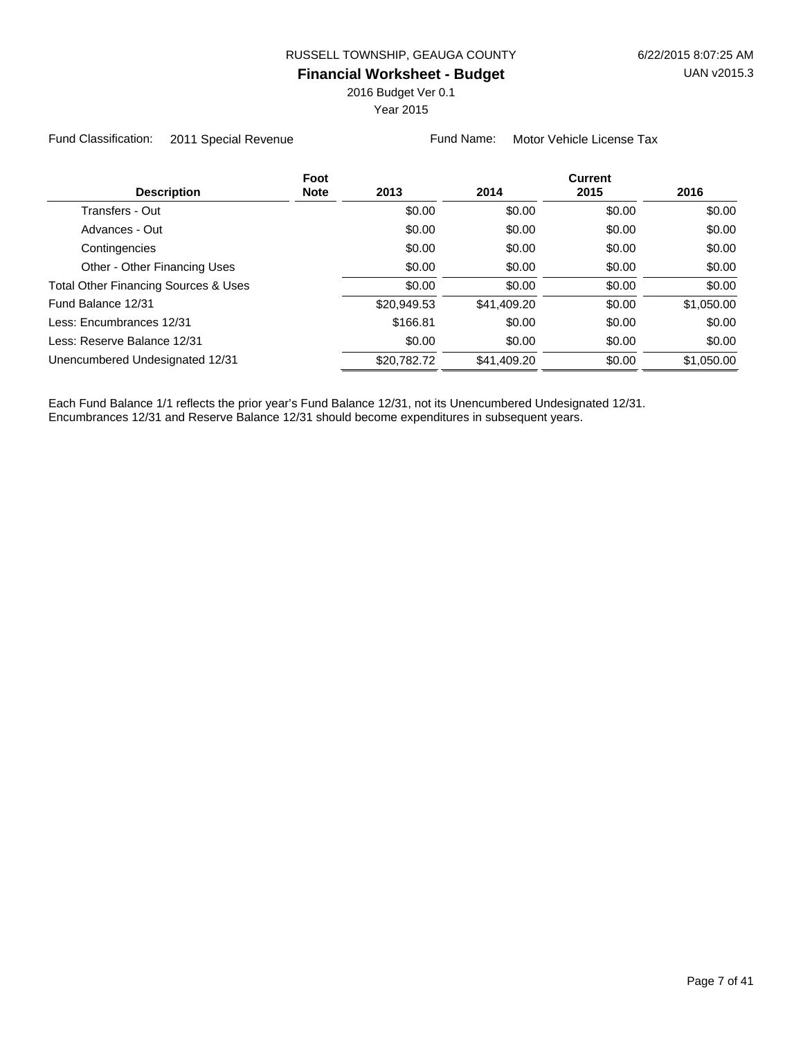RUSSELL TOWNSHIP, GEAUGA COUNTY

6/22/2015 8:07:25 AM

**Financial Worksheet - Budget**

UAN v2015.3

2016 Budget Ver 0.1

Year 2015

Fund Classification: 2011 Special Revenue

Fund Name: Motor Vehicle License Tax

| Description | Foot Note | 2013 | 2014 | Current 2015 | 2016 |
|---|---|---|---|---|---|
| Transfers - Out | | $0.00 | $0.00 | $0.00 | $0.00 |
| Advances - Out | | $0.00 | $0.00 | $0.00 | $0.00 |
| Contingencies | | $0.00 | $0.00 | $0.00 | $0.00 |
| Other - Other Financing Uses | | $0.00 | $0.00 | $0.00 | $0.00 |
| Total Other Financing Sources & Uses | | $0.00 | $0.00 | $0.00 | $0.00 |
| Fund Balance 12/31 | | $20,949.53 | $41,409.20 | $0.00 | $1,050.00 |
| Less: Encumbrances 12/31 | | $166.81 | $0.00 | $0.00 | $0.00 |
| Less: Reserve Balance 12/31 | | $0.00 | $0.00 | $0.00 | $0.00 |
| Unencumbered Undesignated 12/31 | | $20,782.72 | $41,409.20 | $0.00 | $1,050.00 |

Each Fund Balance 1/1 reflects the prior year's Fund Balance 12/31, not its Unencumbered Undesignated 12/31.
Encumbrances 12/31 and Reserve Balance 12/31 should become expenditures in subsequent years.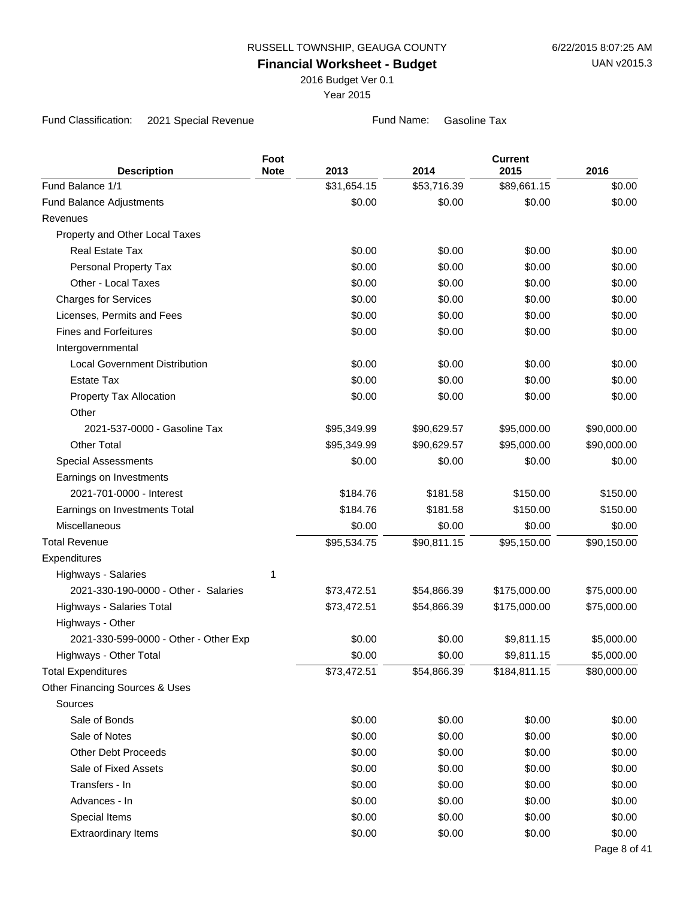RUSSELL TOWNSHIP, GEAUGA COUNTY

6/22/2015 8:07:25 AM

**Financial Worksheet - Budget**

UAN v2015.3

2016 Budget Ver 0.1

Year 2015

Fund Classification: 2021 Special Revenue

Fund Name: Gasoline Tax

| Description | Foot Note | 2013 | 2014 | Current 2015 | 2016 |
|---|---|---|---|---|---|
| Fund Balance 1/1 | | $31,654.15 | $53,716.39 | $89,661.15 | $0.00 |
| Fund Balance Adjustments | | $0.00 | $0.00 | $0.00 | $0.00 |
| Revenues | | | | | |
| Property and Other Local Taxes | | | | | |
| Real Estate Tax | | $0.00 | $0.00 | $0.00 | $0.00 |
| Personal Property Tax | | $0.00 | $0.00 | $0.00 | $0.00 |
| Other - Local Taxes | | $0.00 | $0.00 | $0.00 | $0.00 |
| Charges for Services | | $0.00 | $0.00 | $0.00 | $0.00 |
| Licenses, Permits and Fees | | $0.00 | $0.00 | $0.00 | $0.00 |
| Fines and Forfeitures | | $0.00 | $0.00 | $0.00 | $0.00 |
| Intergovernmental | | | | | |
| Local Government Distribution | | $0.00 | $0.00 | $0.00 | $0.00 |
| Estate Tax | | $0.00 | $0.00 | $0.00 | $0.00 |
| Property Tax Allocation | | $0.00 | $0.00 | $0.00 | $0.00 |
| Other | | | | | |
| 2021-537-0000 - Gasoline Tax | | $95,349.99 | $90,629.57 | $95,000.00 | $90,000.00 |
| Other Total | | $95,349.99 | $90,629.57 | $95,000.00 | $90,000.00 |
| Special Assessments | | $0.00 | $0.00 | $0.00 | $0.00 |
| Earnings on Investments | | | | | |
| 2021-701-0000 - Interest | | $184.76 | $181.58 | $150.00 | $150.00 |
| Earnings on Investments Total | | $184.76 | $181.58 | $150.00 | $150.00 |
| Miscellaneous | | $0.00 | $0.00 | $0.00 | $0.00 |
| Total Revenue | | $95,534.75 | $90,811.15 | $95,150.00 | $90,150.00 |
| Expenditures | | | | | |
| Highways - Salaries | 1 | | | | |
| 2021-330-190-0000 - Other - Salaries | | $73,472.51 | $54,866.39 | $175,000.00 | $75,000.00 |
| Highways - Salaries Total | | $73,472.51 | $54,866.39 | $175,000.00 | $75,000.00 |
| Highways - Other | | | | | |
| 2021-330-599-0000 - Other - Other Exp | | $0.00 | $0.00 | $9,811.15 | $5,000.00 |
| Highways - Other Total | | $0.00 | $0.00 | $9,811.15 | $5,000.00 |
| Total Expenditures | | $73,472.51 | $54,866.39 | $184,811.15 | $80,000.00 |
| Other Financing Sources & Uses | | | | | |
| Sources | | | | | |
| Sale of Bonds | | $0.00 | $0.00 | $0.00 | $0.00 |
| Sale of Notes | | $0.00 | $0.00 | $0.00 | $0.00 |
| Other Debt Proceeds | | $0.00 | $0.00 | $0.00 | $0.00 |
| Sale of Fixed Assets | | $0.00 | $0.00 | $0.00 | $0.00 |
| Transfers - In | | $0.00 | $0.00 | $0.00 | $0.00 |
| Advances - In | | $0.00 | $0.00 | $0.00 | $0.00 |
| Special Items | | $0.00 | $0.00 | $0.00 | $0.00 |
| Extraordinary Items | | $0.00 | $0.00 | $0.00 | $0.00 |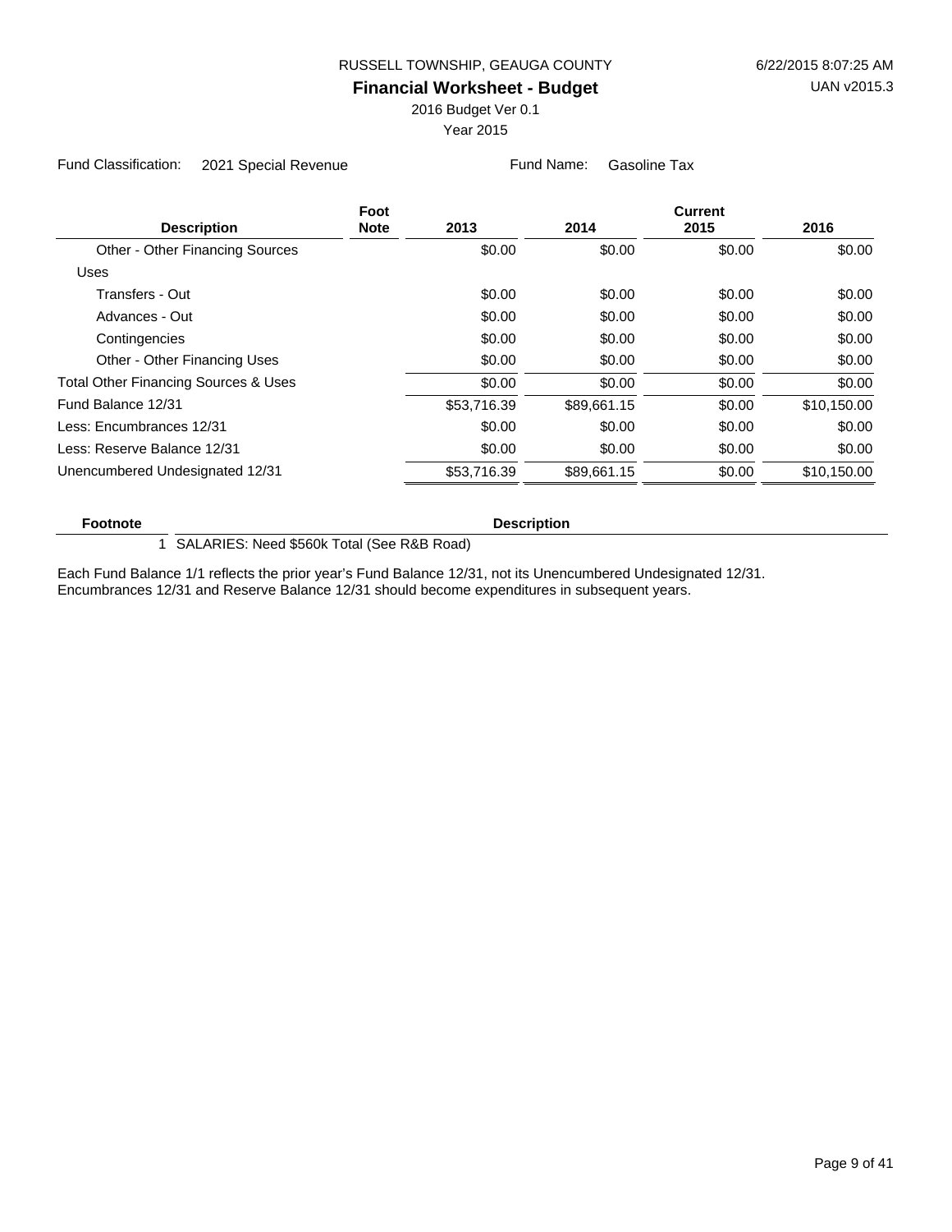Fund Classification: 2021 Special Revenue    Fund Name: Gasoline Tax

| Description | Foot Note | 2013 | 2014 | Current 2015 | 2016 |
|---|---|---|---|---|---|
| Other - Other Financing Sources | | $0.00 | $0.00 | $0.00 | $0.00 |
| Uses | | | | | |
| Transfers - Out | | $0.00 | $0.00 | $0.00 | $0.00 |
| Advances - Out | | $0.00 | $0.00 | $0.00 | $0.00 |
| Contingencies | | $0.00 | $0.00 | $0.00 | $0.00 |
| Other - Other Financing Uses | | $0.00 | $0.00 | $0.00 | $0.00 |
| Total Other Financing Sources & Uses | | $0.00 | $0.00 | $0.00 | $0.00 |
| Fund Balance 12/31 | | $53,716.39 | $89,661.15 | $0.00 | $10,150.00 |
| Less: Encumbrances 12/31 | | $0.00 | $0.00 | $0.00 | $0.00 |
| Less: Reserve Balance 12/31 | | $0.00 | $0.00 | $0.00 | $0.00 |
| Unencumbered Undesignated 12/31 | | $53,716.39 | $89,661.15 | $0.00 | $10,150.00 |

| Footnote | Description |
|---|---|
| 1 | SALARIES: Need $560k Total (See R&B Road) |

Each Fund Balance 1/1 reflects the prior year's Fund Balance 12/31, not its Unencumbered Undesignated 12/31. Encumbrances 12/31 and Reserve Balance 12/31 should become expenditures in subsequent years.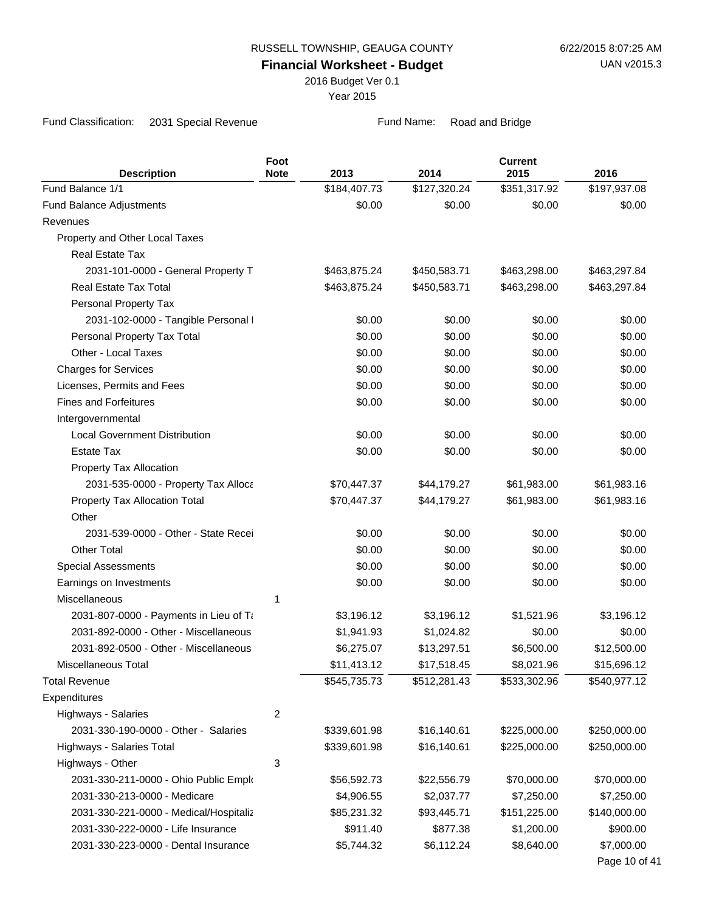RUSSELL TOWNSHIP, GEAUGA COUNTY

6/22/2015 8:07:25 AM

**Financial Worksheet - Budget**

UAN v2015.3

2016 Budget Ver 0.1

Year 2015

Fund Classification: 2031 Special Revenue

Fund Name: Road and Bridge

| Description | Foot Note | 2013 | 2014 | Current 2015 | 2016 |
|---|---|---|---|---|---|
| Fund Balance 1/1 | | $184,407.73 | $127,320.24 | $351,317.92 | $197,937.08 |
| Fund Balance Adjustments | | $0.00 | $0.00 | $0.00 | $0.00 |
| Revenues | | | | | |
| Property and Other Local Taxes | | | | | |
| Real Estate Tax | | | | | |
| 2031-101-0000 - General Property T | | $463,875.24 | $450,583.71 | $463,298.00 | $463,297.84 |
| Real Estate Tax Total | | $463,875.24 | $450,583.71 | $463,298.00 | $463,297.84 |
| Personal Property Tax | | | | | |
| 2031-102-0000 - Tangible Personal I | | $0.00 | $0.00 | $0.00 | $0.00 |
| Personal Property Tax Total | | $0.00 | $0.00 | $0.00 | $0.00 |
| Other - Local Taxes | | $0.00 | $0.00 | $0.00 | $0.00 |
| Charges for Services | | $0.00 | $0.00 | $0.00 | $0.00 |
| Licenses, Permits and Fees | | $0.00 | $0.00 | $0.00 | $0.00 |
| Fines and Forfeitures | | $0.00 | $0.00 | $0.00 | $0.00 |
| Intergovernmental | | | | | |
| Local Government Distribution | | $0.00 | $0.00 | $0.00 | $0.00 |
| Estate Tax | | $0.00 | $0.00 | $0.00 | $0.00 |
| Property Tax Allocation | | | | | |
| 2031-535-0000 - Property Tax Alloca | | $70,447.37 | $44,179.27 | $61,983.00 | $61,983.16 |
| Property Tax Allocation Total | | $70,447.37 | $44,179.27 | $61,983.00 | $61,983.16 |
| Other | | | | | |
| 2031-539-0000 - Other - State Recei | | $0.00 | $0.00 | $0.00 | $0.00 |
| Other Total | | $0.00 | $0.00 | $0.00 | $0.00 |
| Special Assessments | | $0.00 | $0.00 | $0.00 | $0.00 |
| Earnings on Investments | | $0.00 | $0.00 | $0.00 | $0.00 |
| Miscellaneous | 1 | | | | |
| 2031-807-0000 - Payments in Lieu of Ta | | $3,196.12 | $3,196.12 | $1,521.96 | $3,196.12 |
| 2031-892-0000 - Other - Miscellaneous | | $1,941.93 | $1,024.82 | $0.00 | $0.00 |
| 2031-892-0500 - Other - Miscellaneous | | $6,275.07 | $13,297.51 | $6,500.00 | $12,500.00 |
| Miscellaneous Total | | $11,413.12 | $17,518.45 | $8,021.96 | $15,696.12 |
| Total Revenue | | $545,735.73 | $512,281.43 | $533,302.96 | $540,977.12 |
| Expenditures | | | | | |
| Highways - Salaries | 2 | | | | |
| 2031-330-190-0000 - Other - Salaries | | $339,601.98 | $16,140.61 | $225,000.00 | $250,000.00 |
| Highways - Salaries Total | | $339,601.98 | $16,140.61 | $225,000.00 | $250,000.00 |
| Highways - Other | 3 | | | | |
| 2031-330-211-0000 - Ohio Public Empl | | $56,592.73 | $22,556.79 | $70,000.00 | $70,000.00 |
| 2031-330-213-0000 - Medicare | | $4,906.55 | $2,037.77 | $7,250.00 | $7,250.00 |
| 2031-330-221-0000 - Medical/Hospitaliz | | $85,231.32 | $93,445.71 | $151,225.00 | $140,000.00 |
| 2031-330-222-0000 - Life Insurance | | $911.40 | $877.38 | $1,200.00 | $900.00 |
| 2031-330-223-0000 - Dental Insurance | | $5,744.32 | $6,112.24 | $8,640.00 | $7,000.00 |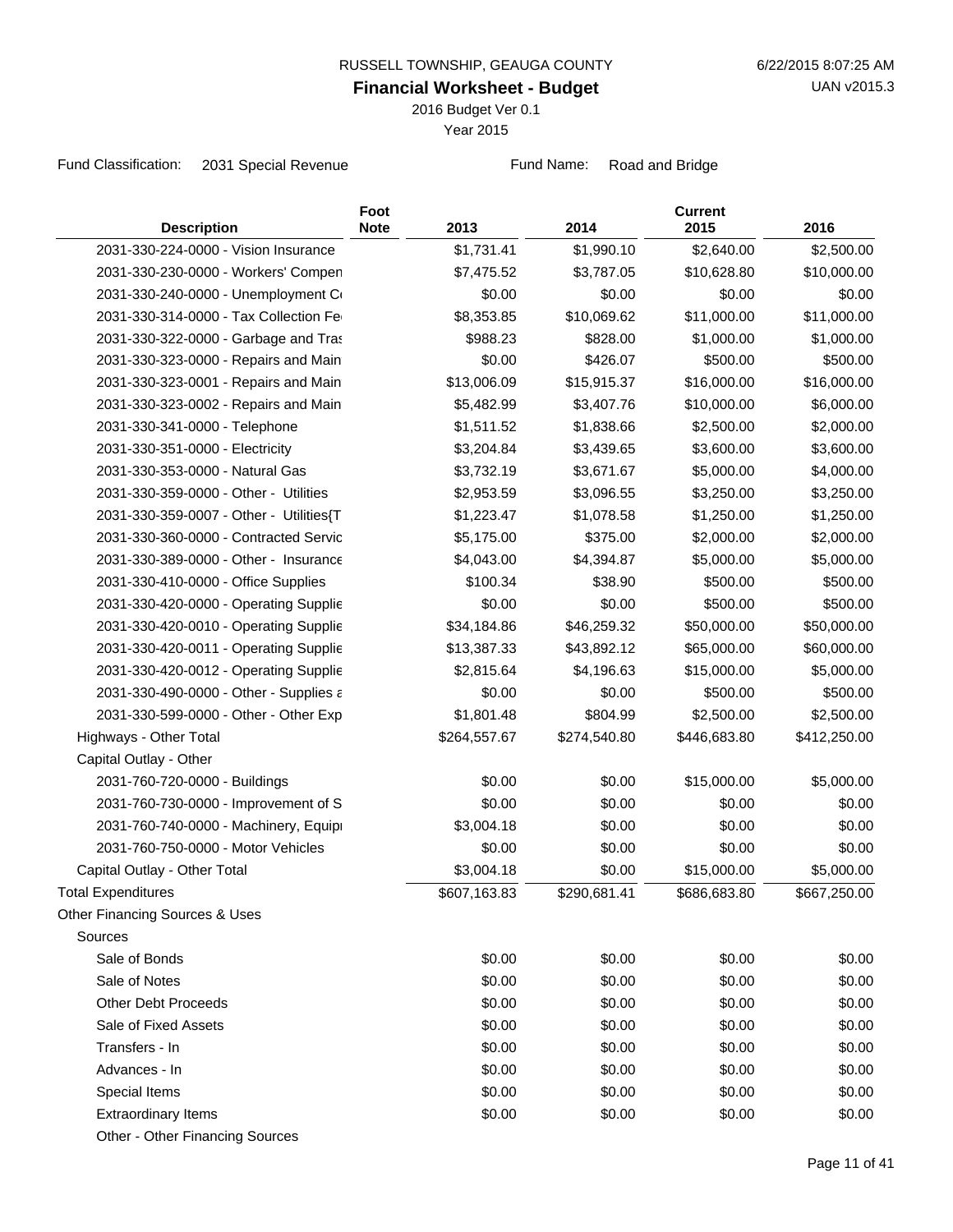RUSSELL TOWNSHIP, GEAUGA COUNTY

**Financial Worksheet - Budget**

2016 Budget Ver 0.1

Year 2015

Fund Classification: 2031 Special Revenue

Fund Name: Road and Bridge

| Description | Foot Note | 2013 | 2014 | Current 2015 | 2016 |
|---|---|---|---|---|---|
| 2031-330-224-0000 - Vision Insurance | | $1,731.41 | $1,990.10 | $2,640.00 | $2,500.00 |
| 2031-330-230-0000 - Workers' Compen | | $7,475.52 | $3,787.05 | $10,628.80 | $10,000.00 |
| 2031-330-240-0000 - Unemployment Co | | $0.00 | $0.00 | $0.00 | $0.00 |
| 2031-330-314-0000 - Tax Collection Fe | | $8,353.85 | $10,069.62 | $11,000.00 | $11,000.00 |
| 2031-330-322-0000 - Garbage and Tras | | $988.23 | $828.00 | $1,000.00 | $1,000.00 |
| 2031-330-323-0000 - Repairs and Main | | $0.00 | $426.07 | $500.00 | $500.00 |
| 2031-330-323-0001 - Repairs and Main | | $13,006.09 | $15,915.37 | $16,000.00 | $16,000.00 |
| 2031-330-323-0002 - Repairs and Main | | $5,482.99 | $3,407.76 | $10,000.00 | $6,000.00 |
| 2031-330-341-0000 - Telephone | | $1,511.52 | $1,838.66 | $2,500.00 | $2,000.00 |
| 2031-330-351-0000 - Electricity | | $3,204.84 | $3,439.65 | $3,600.00 | $3,600.00 |
| 2031-330-353-0000 - Natural Gas | | $3,732.19 | $3,671.67 | $5,000.00 | $4,000.00 |
| 2031-330-359-0000 - Other - Utilities | | $2,953.59 | $3,096.55 | $3,250.00 | $3,250.00 |
| 2031-330-359-0007 - Other - Utilities{T | | $1,223.47 | $1,078.58 | $1,250.00 | $1,250.00 |
| 2031-330-360-0000 - Contracted Servic | | $5,175.00 | $375.00 | $2,000.00 | $2,000.00 |
| 2031-330-389-0000 - Other - Insurance | | $4,043.00 | $4,394.87 | $5,000.00 | $5,000.00 |
| 2031-330-410-0000 - Office Supplies | | $100.34 | $38.90 | $500.00 | $500.00 |
| 2031-330-420-0000 - Operating Supplie | | $0.00 | $0.00 | $500.00 | $500.00 |
| 2031-330-420-0010 - Operating Supplie | | $34,184.86 | $46,259.32 | $50,000.00 | $50,000.00 |
| 2031-330-420-0011 - Operating Supplie | | $13,387.33 | $43,892.12 | $65,000.00 | $60,000.00 |
| 2031-330-420-0012 - Operating Supplie | | $2,815.64 | $4,196.63 | $15,000.00 | $5,000.00 |
| 2031-330-490-0000 - Other - Supplies a | | $0.00 | $0.00 | $500.00 | $500.00 |
| 2031-330-599-0000 - Other - Other Exp | | $1,801.48 | $804.99 | $2,500.00 | $2,500.00 |
| Highways - Other Total | | $264,557.67 | $274,540.80 | $446,683.80 | $412,250.00 |
| Capital Outlay - Other | | | | | |
| 2031-760-720-0000 - Buildings | | $0.00 | $0.00 | $15,000.00 | $5,000.00 |
| 2031-760-730-0000 - Improvement of S | | $0.00 | $0.00 | $0.00 | $0.00 |
| 2031-760-740-0000 - Machinery, Equipı | | $3,004.18 | $0.00 | $0.00 | $0.00 |
| 2031-760-750-0000 - Motor Vehicles | | $0.00 | $0.00 | $0.00 | $0.00 |
| Capital Outlay - Other Total | | $3,004.18 | $0.00 | $15,000.00 | $5,000.00 |
| Total Expenditures | | $607,163.83 | $290,681.41 | $686,683.80 | $667,250.00 |
| Other Financing Sources & Uses | | | | | |
| Sources | | | | | |
| Sale of Bonds | | $0.00 | $0.00 | $0.00 | $0.00 |
| Sale of Notes | | $0.00 | $0.00 | $0.00 | $0.00 |
| Other Debt Proceeds | | $0.00 | $0.00 | $0.00 | $0.00 |
| Sale of Fixed Assets | | $0.00 | $0.00 | $0.00 | $0.00 |
| Transfers - In | | $0.00 | $0.00 | $0.00 | $0.00 |
| Advances - In | | $0.00 | $0.00 | $0.00 | $0.00 |
| Special Items | | $0.00 | $0.00 | $0.00 | $0.00 |
| Extraordinary Items | | $0.00 | $0.00 | $0.00 | $0.00 |
| Other - Other Financing Sources | | | | | |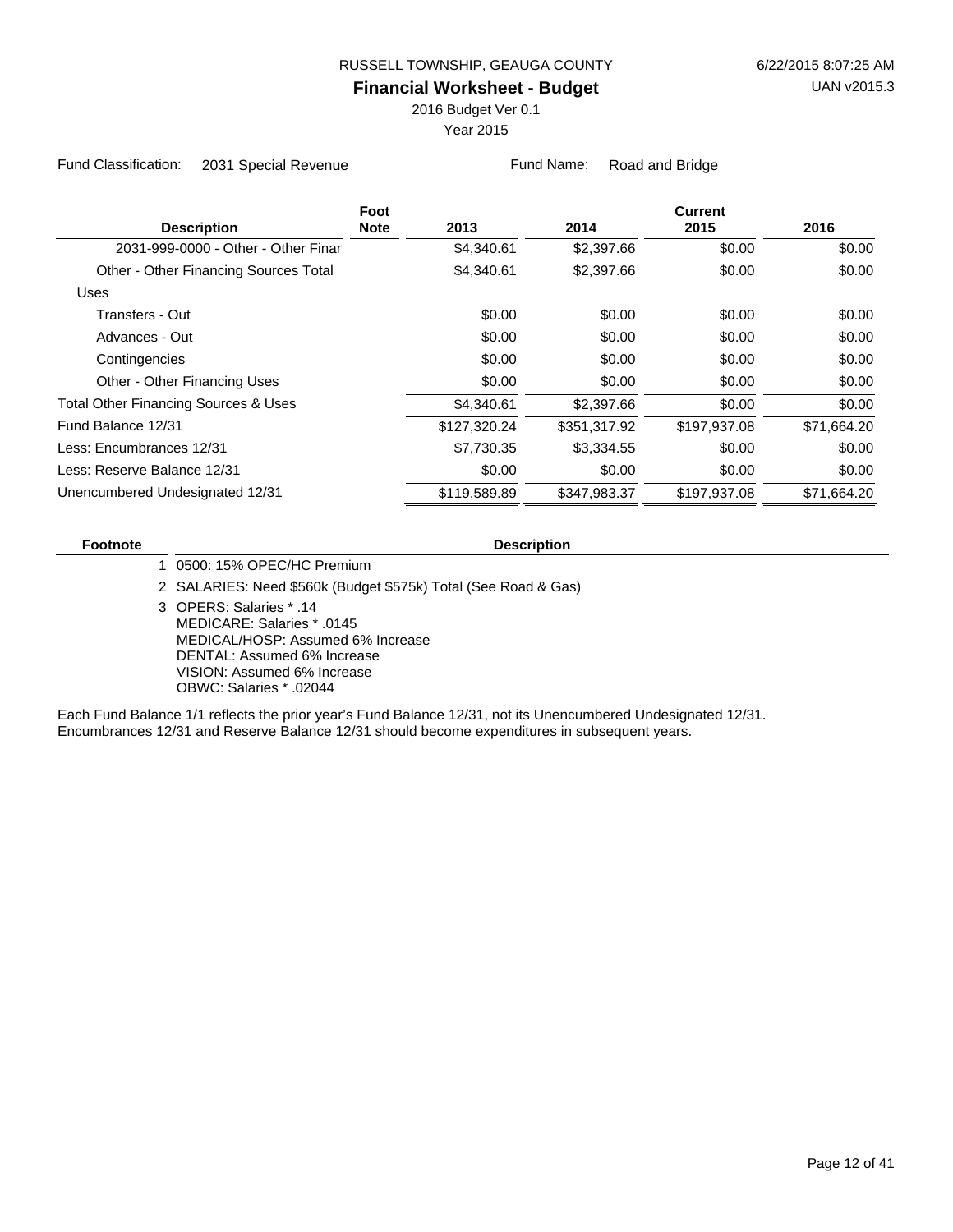RUSSELL TOWNSHIP, GEAUGA COUNTY

# Financial Worksheet - Budget

2016 Budget Ver 0.1

Year 2015

Fund Classification: 2031 Special Revenue — Fund Name: Road and Bridge

| Description | Foot Note | 2013 | 2014 | Current 2015 | 2016 |
|---|---|---|---|---|---|
| 2031-999-0000 - Other - Other Finar | | $4,340.61 | $2,397.66 | $0.00 | $0.00 |
| Other - Other Financing Sources Total | | $4,340.61 | $2,397.66 | $0.00 | $0.00 |
| Uses | | | | | |
| Transfers - Out | | $0.00 | $0.00 | $0.00 | $0.00 |
| Advances - Out | | $0.00 | $0.00 | $0.00 | $0.00 |
| Contingencies | | $0.00 | $0.00 | $0.00 | $0.00 |
| Other - Other Financing Uses | | $0.00 | $0.00 | $0.00 | $0.00 |
| Total Other Financing Sources & Uses | | $4,340.61 | $2,397.66 | $0.00 | $0.00 |
| Fund Balance 12/31 | | $127,320.24 | $351,317.92 | $197,937.08 | $71,664.20 |
| Less: Encumbrances 12/31 | | $7,730.35 | $3,334.55 | $0.00 | $0.00 |
| Less: Reserve Balance 12/31 | | $0.00 | $0.00 | $0.00 | $0.00 |
| Unencumbered Undesignated 12/31 | | $119,589.89 | $347,983.37 | $197,937.08 | $71,664.20 |

| Footnote | Description |
|---|---|
| 1 | 0500: 15% OPEC/HC Premium |
| 2 | SALARIES: Need $560k (Budget $575k) Total (See Road & Gas) |
| 3 | OPERS: Salaries * .14<br>MEDICARE: Salaries * .0145<br>MEDICAL/HOSP: Assumed 6% Increase<br>DENTAL: Assumed 6% Increase<br>VISION: Assumed 6% Increase<br>OBWC: Salaries * .02044 |

Each Fund Balance 1/1 reflects the prior year's Fund Balance 12/31, not its Unencumbered Undesignated 12/31. Encumbrances 12/31 and Reserve Balance 12/31 should become expenditures in subsequent years.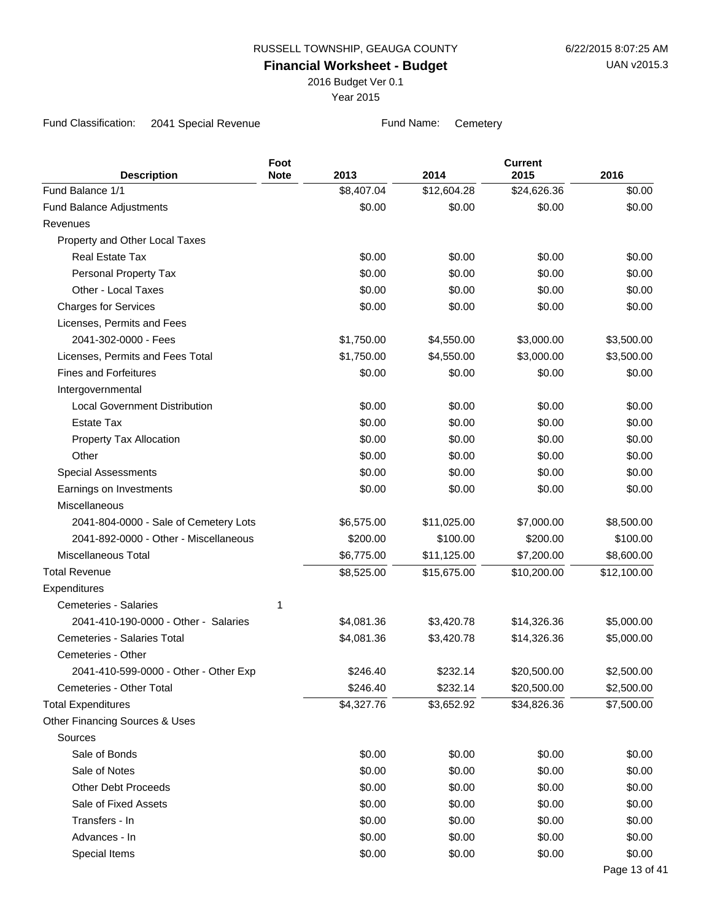RUSSELL TOWNSHIP, GEAUGA COUNTY

6/22/2015 8:07:25 AM

**Financial Worksheet - Budget**

UAN v2015.3

2016 Budget Ver 0.1

Year 2015

Fund Classification: 2041 Special Revenue

Fund Name: Cemetery

| Description | Foot Note | 2013 | 2014 | Current 2015 | 2016 |
|---|---|---|---|---|---|
| Fund Balance 1/1 | | $8,407.04 | $12,604.28 | $24,626.36 | $0.00 |
| Fund Balance Adjustments | | $0.00 | $0.00 | $0.00 | $0.00 |
| Revenues | | | | | |
| Property and Other Local Taxes | | | | | |
| Real Estate Tax | | $0.00 | $0.00 | $0.00 | $0.00 |
| Personal Property Tax | | $0.00 | $0.00 | $0.00 | $0.00 |
| Other - Local Taxes | | $0.00 | $0.00 | $0.00 | $0.00 |
| Charges for Services | | $0.00 | $0.00 | $0.00 | $0.00 |
| Licenses, Permits and Fees | | | | | |
| 2041-302-0000 - Fees | | $1,750.00 | $4,550.00 | $3,000.00 | $3,500.00 |
| Licenses, Permits and Fees Total | | $1,750.00 | $4,550.00 | $3,000.00 | $3,500.00 |
| Fines and Forfeitures | | $0.00 | $0.00 | $0.00 | $0.00 |
| Intergovernmental | | | | | |
| Local Government Distribution | | $0.00 | $0.00 | $0.00 | $0.00 |
| Estate Tax | | $0.00 | $0.00 | $0.00 | $0.00 |
| Property Tax Allocation | | $0.00 | $0.00 | $0.00 | $0.00 |
| Other | | $0.00 | $0.00 | $0.00 | $0.00 |
| Special Assessments | | $0.00 | $0.00 | $0.00 | $0.00 |
| Earnings on Investments | | $0.00 | $0.00 | $0.00 | $0.00 |
| Miscellaneous | | | | | |
| 2041-804-0000 - Sale of Cemetery Lots | | $6,575.00 | $11,025.00 | $7,000.00 | $8,500.00 |
| 2041-892-0000 - Other - Miscellaneous | | $200.00 | $100.00 | $200.00 | $100.00 |
| Miscellaneous Total | | $6,775.00 | $11,125.00 | $7,200.00 | $8,600.00 |
| Total Revenue | | $8,525.00 | $15,675.00 | $10,200.00 | $12,100.00 |
| Expenditures | | | | | |
| Cemeteries - Salaries | 1 | | | | |
| 2041-410-190-0000 - Other - Salaries | | $4,081.36 | $3,420.78 | $14,326.36 | $5,000.00 |
| Cemeteries - Salaries Total | | $4,081.36 | $3,420.78 | $14,326.36 | $5,000.00 |
| Cemeteries - Other | | | | | |
| 2041-410-599-0000 - Other - Other Exp | | $246.40 | $232.14 | $20,500.00 | $2,500.00 |
| Cemeteries - Other Total | | $246.40 | $232.14 | $20,500.00 | $2,500.00 |
| Total Expenditures | | $4,327.76 | $3,652.92 | $34,826.36 | $7,500.00 |
| Other Financing Sources & Uses | | | | | |
| Sources | | | | | |
| Sale of Bonds | | $0.00 | $0.00 | $0.00 | $0.00 |
| Sale of Notes | | $0.00 | $0.00 | $0.00 | $0.00 |
| Other Debt Proceeds | | $0.00 | $0.00 | $0.00 | $0.00 |
| Sale of Fixed Assets | | $0.00 | $0.00 | $0.00 | $0.00 |
| Transfers - In | | $0.00 | $0.00 | $0.00 | $0.00 |
| Advances - In | | $0.00 | $0.00 | $0.00 | $0.00 |
| Special Items | | $0.00 | $0.00 | $0.00 | $0.00 |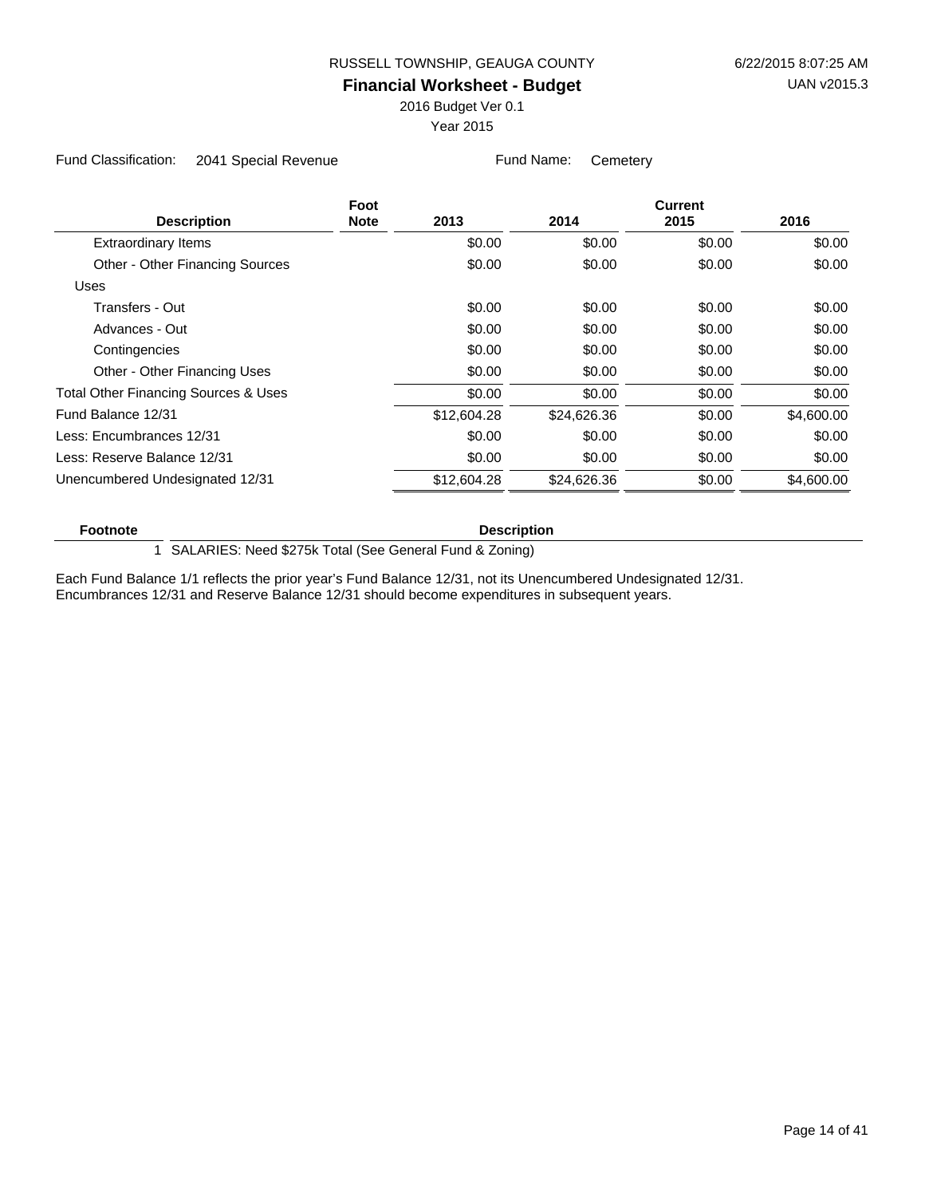RUSSELL TOWNSHIP, GEAUGA COUNTY

# Financial Worksheet - Budget

2016 Budget Ver 0.1

Year 2015

Fund Classification: 2041 Special Revenue

Fund Name: Cemetery

| Description | Foot Note | 2013 | 2014 | Current 2015 | 2016 |
|---|---|---|---|---|---|
| Extraordinary Items | | $0.00 | $0.00 | $0.00 | $0.00 |
| Other - Other Financing Sources | | $0.00 | $0.00 | $0.00 | $0.00 |
| Uses | | | | | |
| Transfers - Out | | $0.00 | $0.00 | $0.00 | $0.00 |
| Advances - Out | | $0.00 | $0.00 | $0.00 | $0.00 |
| Contingencies | | $0.00 | $0.00 | $0.00 | $0.00 |
| Other - Other Financing Uses | | $0.00 | $0.00 | $0.00 | $0.00 |
| Total Other Financing Sources & Uses | | $0.00 | $0.00 | $0.00 | $0.00 |
| Fund Balance 12/31 | | $12,604.28 | $24,626.36 | $0.00 | $4,600.00 |
| Less: Encumbrances 12/31 | | $0.00 | $0.00 | $0.00 | $0.00 |
| Less: Reserve Balance 12/31 | | $0.00 | $0.00 | $0.00 | $0.00 |
| Unencumbered Undesignated 12/31 | | $12,604.28 | $24,626.36 | $0.00 | $4,600.00 |

| Footnote | Description |
|---|---|
| 1 | SALARIES: Need $275k Total (See General Fund & Zoning) |

Each Fund Balance 1/1 reflects the prior year's Fund Balance 12/31, not its Unencumbered Undesignated 12/31.
Encumbrances 12/31 and Reserve Balance 12/31 should become expenditures in subsequent years.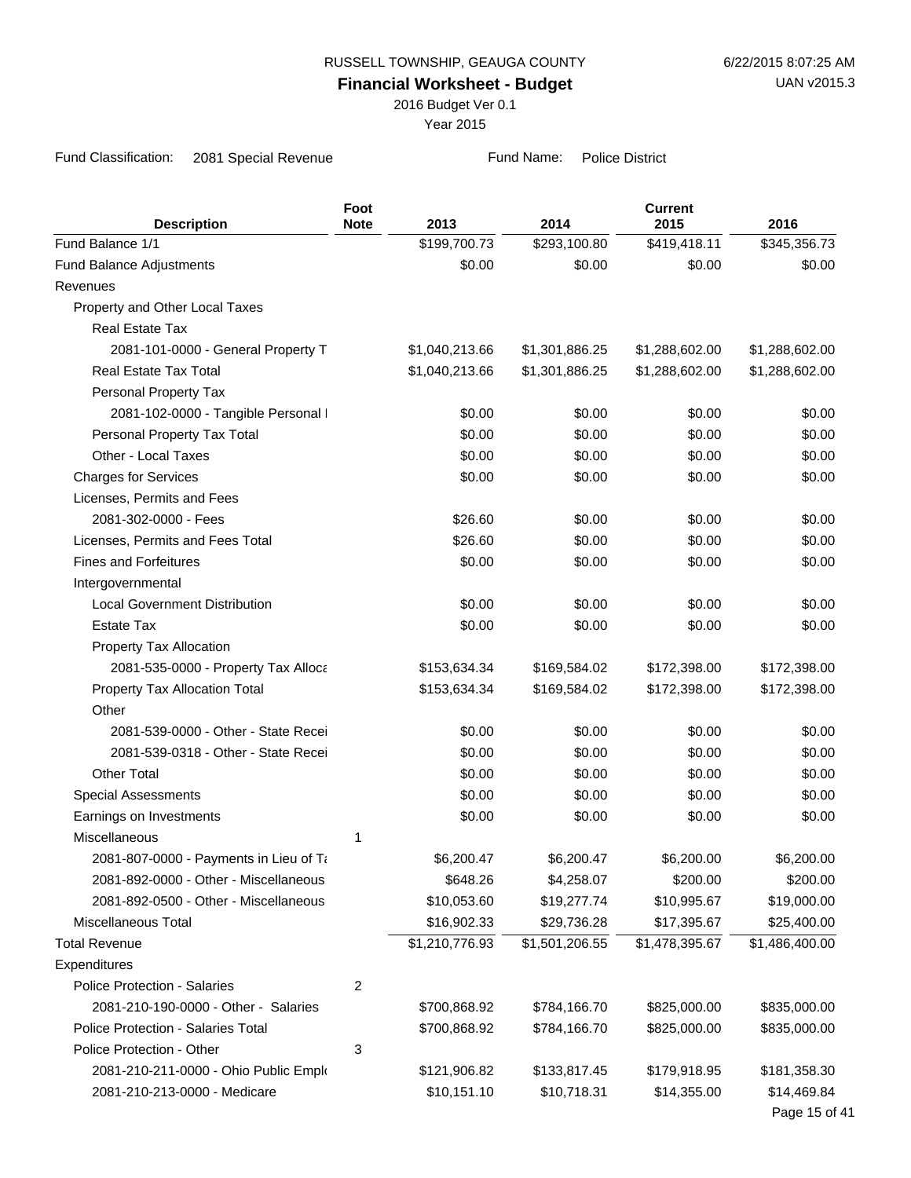RUSSELL TOWNSHIP, GEAUGA COUNTY

6/22/2015 8:07:25 AM

**Financial Worksheet - Budget**

UAN v2015.3

2016 Budget Ver 0.1

Year 2015

Fund Classification: 2081 Special Revenue

Fund Name: Police District

| Description | Foot Note | 2013 | 2014 | Current 2015 | 2016 |
|---|---|---|---|---|---|
| Fund Balance 1/1 | | $199,700.73 | $293,100.80 | $419,418.11 | $345,356.73 |
| Fund Balance Adjustments | | $0.00 | $0.00 | $0.00 | $0.00 |
| Revenues | | | | | |
| Property and Other Local Taxes | | | | | |
| Real Estate Tax | | | | | |
| 2081-101-0000 - General Property T | | $1,040,213.66 | $1,301,886.25 | $1,288,602.00 | $1,288,602.00 |
| Real Estate Tax Total | | $1,040,213.66 | $1,301,886.25 | $1,288,602.00 | $1,288,602.00 |
| Personal Property Tax | | | | | |
| 2081-102-0000 - Tangible Personal I | | $0.00 | $0.00 | $0.00 | $0.00 |
| Personal Property Tax Total | | $0.00 | $0.00 | $0.00 | $0.00 |
| Other - Local Taxes | | $0.00 | $0.00 | $0.00 | $0.00 |
| Charges for Services | | $0.00 | $0.00 | $0.00 | $0.00 |
| Licenses, Permits and Fees | | | | | |
| 2081-302-0000 - Fees | | $26.60 | $0.00 | $0.00 | $0.00 |
| Licenses, Permits and Fees Total | | $26.60 | $0.00 | $0.00 | $0.00 |
| Fines and Forfeitures | | $0.00 | $0.00 | $0.00 | $0.00 |
| Intergovernmental | | | | | |
| Local Government Distribution | | $0.00 | $0.00 | $0.00 | $0.00 |
| Estate Tax | | $0.00 | $0.00 | $0.00 | $0.00 |
| Property Tax Allocation | | | | | |
| 2081-535-0000 - Property Tax Alloca | | $153,634.34 | $169,584.02 | $172,398.00 | $172,398.00 |
| Property Tax Allocation Total | | $153,634.34 | $169,584.02 | $172,398.00 | $172,398.00 |
| Other | | | | | |
| 2081-539-0000 - Other - State Recei | | $0.00 | $0.00 | $0.00 | $0.00 |
| 2081-539-0318 - Other - State Recei | | $0.00 | $0.00 | $0.00 | $0.00 |
| Other Total | | $0.00 | $0.00 | $0.00 | $0.00 |
| Special Assessments | | $0.00 | $0.00 | $0.00 | $0.00 |
| Earnings on Investments | | $0.00 | $0.00 | $0.00 | $0.00 |
| Miscellaneous | 1 | | | | |
| 2081-807-0000 - Payments in Lieu of Ta | | $6,200.47 | $6,200.47 | $6,200.00 | $6,200.00 |
| 2081-892-0000 - Other - Miscellaneous | | $648.26 | $4,258.07 | $200.00 | $200.00 |
| 2081-892-0500 - Other - Miscellaneous | | $10,053.60 | $19,277.74 | $10,995.67 | $19,000.00 |
| Miscellaneous Total | | $16,902.33 | $29,736.28 | $17,395.67 | $25,400.00 |
| Total Revenue | | $1,210,776.93 | $1,501,206.55 | $1,478,395.67 | $1,486,400.00 |
| Expenditures | | | | | |
| Police Protection - Salaries | 2 | | | | |
| 2081-210-190-0000 - Other - Salaries | | $700,868.92 | $784,166.70 | $825,000.00 | $835,000.00 |
| Police Protection - Salaries Total | | $700,868.92 | $784,166.70 | $825,000.00 | $835,000.00 |
| Police Protection - Other | 3 | | | | |
| 2081-210-211-0000 - Ohio Public Emplo | | $121,906.82 | $133,817.45 | $179,918.95 | $181,358.30 |
| 2081-210-213-0000 - Medicare | | $10,151.10 | $10,718.31 | $14,355.00 | $14,469.84 |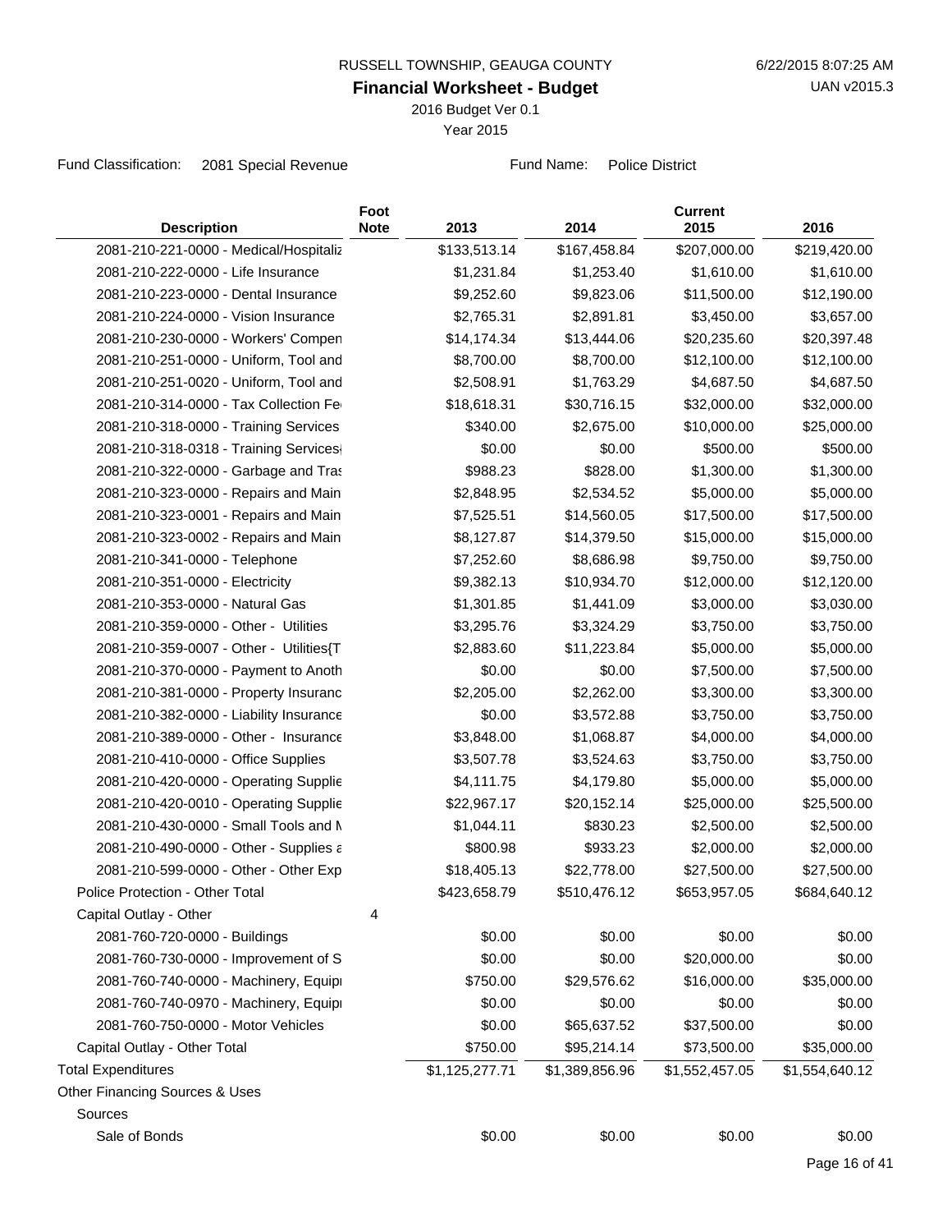RUSSELL TOWNSHIP, GEAUGA COUNTY

**Financial Worksheet - Budget**

2016 Budget Ver 0.1

Year 2015

Fund Classification: 2081 Special Revenue    Fund Name: Police District

| Description | Foot Note | 2013 | 2014 | Current 2015 | 2016 |
|---|---|---|---|---|---|
| 2081-210-221-0000 - Medical/Hospitaliz | | $133,513.14 | $167,458.84 | $207,000.00 | $219,420.00 |
| 2081-210-222-0000 - Life Insurance | | $1,231.84 | $1,253.40 | $1,610.00 | $1,610.00 |
| 2081-210-223-0000 - Dental Insurance | | $9,252.60 | $9,823.06 | $11,500.00 | $12,190.00 |
| 2081-210-224-0000 - Vision Insurance | | $2,765.31 | $2,891.81 | $3,450.00 | $3,657.00 |
| 2081-210-230-0000 - Workers' Compen | | $14,174.34 | $13,444.06 | $20,235.60 | $20,397.48 |
| 2081-210-251-0000 - Uniform, Tool and | | $8,700.00 | $8,700.00 | $12,100.00 | $12,100.00 |
| 2081-210-251-0020 - Uniform, Tool and | | $2,508.91 | $1,763.29 | $4,687.50 | $4,687.50 |
| 2081-210-314-0000 - Tax Collection Fe | | $18,618.31 | $30,716.15 | $32,000.00 | $32,000.00 |
| 2081-210-318-0000 - Training Services | | $340.00 | $2,675.00 | $10,000.00 | $25,000.00 |
| 2081-210-318-0318 - Training Services | | $0.00 | $0.00 | $500.00 | $500.00 |
| 2081-210-322-0000 - Garbage and Tras | | $988.23 | $828.00 | $1,300.00 | $1,300.00 |
| 2081-210-323-0000 - Repairs and Main | | $2,848.95 | $2,534.52 | $5,000.00 | $5,000.00 |
| 2081-210-323-0001 - Repairs and Main | | $7,525.51 | $14,560.05 | $17,500.00 | $17,500.00 |
| 2081-210-323-0002 - Repairs and Main | | $8,127.87 | $14,379.50 | $15,000.00 | $15,000.00 |
| 2081-210-341-0000 - Telephone | | $7,252.60 | $8,686.98 | $9,750.00 | $9,750.00 |
| 2081-210-351-0000 - Electricity | | $9,382.13 | $10,934.70 | $12,000.00 | $12,120.00 |
| 2081-210-353-0000 - Natural Gas | | $1,301.85 | $1,441.09 | $3,000.00 | $3,030.00 |
| 2081-210-359-0000 - Other - Utilities | | $3,295.76 | $3,324.29 | $3,750.00 | $3,750.00 |
| 2081-210-359-0007 - Other - Utilities{T | | $2,883.60 | $11,223.84 | $5,000.00 | $5,000.00 |
| 2081-210-370-0000 - Payment to Anoth | | $0.00 | $0.00 | $7,500.00 | $7,500.00 |
| 2081-210-381-0000 - Property Insuranc | | $2,205.00 | $2,262.00 | $3,300.00 | $3,300.00 |
| 2081-210-382-0000 - Liability Insurance | | $0.00 | $3,572.88 | $3,750.00 | $3,750.00 |
| 2081-210-389-0000 - Other - Insurance | | $3,848.00 | $1,068.87 | $4,000.00 | $4,000.00 |
| 2081-210-410-0000 - Office Supplies | | $3,507.78 | $3,524.63 | $3,750.00 | $3,750.00 |
| 2081-210-420-0000 - Operating Supplie | | $4,111.75 | $4,179.80 | $5,000.00 | $5,000.00 |
| 2081-210-420-0010 - Operating Supplie | | $22,967.17 | $20,152.14 | $25,000.00 | $25,500.00 |
| 2081-210-430-0000 - Small Tools and M | | $1,044.11 | $830.23 | $2,500.00 | $2,500.00 |
| 2081-210-490-0000 - Other - Supplies a | | $800.98 | $933.23 | $2,000.00 | $2,000.00 |
| 2081-210-599-0000 - Other - Other Exp | | $18,405.13 | $22,778.00 | $27,500.00 | $27,500.00 |
| Police Protection - Other Total | | $423,658.79 | $510,476.12 | $653,957.05 | $684,640.12 |
| Capital Outlay - Other | 4 | | | | |
| 2081-760-720-0000 - Buildings | | $0.00 | $0.00 | $0.00 | $0.00 |
| 2081-760-730-0000 - Improvement of S | | $0.00 | $0.00 | $20,000.00 | $0.00 |
| 2081-760-740-0000 - Machinery, Equipi | | $750.00 | $29,576.62 | $16,000.00 | $35,000.00 |
| 2081-760-740-0970 - Machinery, Equipi | | $0.00 | $0.00 | $0.00 | $0.00 |
| 2081-760-750-0000 - Motor Vehicles | | $0.00 | $65,637.52 | $37,500.00 | $0.00 |
| Capital Outlay - Other Total | | $750.00 | $95,214.14 | $73,500.00 | $35,000.00 |
| Total Expenditures | | $1,125,277.71 | $1,389,856.96 | $1,552,457.05 | $1,554,640.12 |
| Other Financing Sources & Uses | | | | | |
| Sources | | | | | |
| Sale of Bonds | | $0.00 | $0.00 | $0.00 | $0.00 |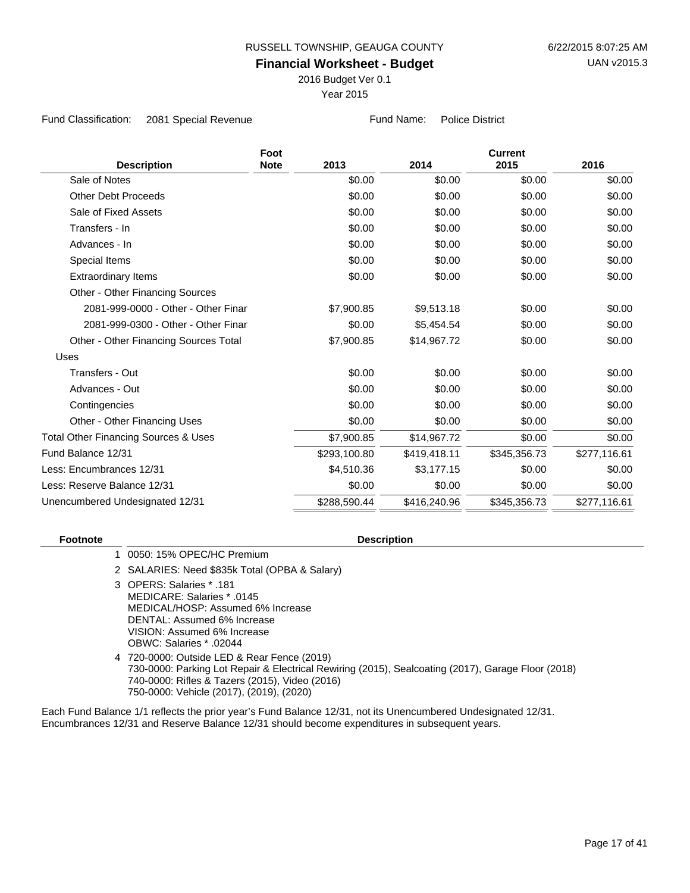RUSSELL TOWNSHIP, GEAUGA COUNTY

6/22/2015 8:07:25 AM

**Financial Worksheet - Budget**

UAN v2015.3

2016 Budget Ver 0.1

Year 2015

Fund Classification: 2081 Special Revenue | Fund Name: Police District

| Description | Foot Note | 2013 | 2014 | Current 2015 | 2016 |
|---|---|---|---|---|---|
| Sale of Notes | | $0.00 | $0.00 | $0.00 | $0.00 |
| Other Debt Proceeds | | $0.00 | $0.00 | $0.00 | $0.00 |
| Sale of Fixed Assets | | $0.00 | $0.00 | $0.00 | $0.00 |
| Transfers - In | | $0.00 | $0.00 | $0.00 | $0.00 |
| Advances - In | | $0.00 | $0.00 | $0.00 | $0.00 |
| Special Items | | $0.00 | $0.00 | $0.00 | $0.00 |
| Extraordinary Items | | $0.00 | $0.00 | $0.00 | $0.00 |
| Other - Other Financing Sources | | | | | |
| 2081-999-0000 - Other - Other Finar | | $7,900.85 | $9,513.18 | $0.00 | $0.00 |
| 2081-999-0300 - Other - Other Finar | | $0.00 | $5,454.54 | $0.00 | $0.00 |
| Other - Other Financing Sources Total | | $7,900.85 | $14,967.72 | $0.00 | $0.00 |
| Uses | | | | | |
| Transfers - Out | | $0.00 | $0.00 | $0.00 | $0.00 |
| Advances - Out | | $0.00 | $0.00 | $0.00 | $0.00 |
| Contingencies | | $0.00 | $0.00 | $0.00 | $0.00 |
| Other - Other Financing Uses | | $0.00 | $0.00 | $0.00 | $0.00 |
| Total Other Financing Sources & Uses | | $7,900.85 | $14,967.72 | $0.00 | $0.00 |
| Fund Balance 12/31 | | $293,100.80 | $419,418.11 | $345,356.73 | $277,116.61 |
| Less: Encumbrances 12/31 | | $4,510.36 | $3,177.15 | $0.00 | $0.00 |
| Less: Reserve Balance 12/31 | | $0.00 | $0.00 | $0.00 | $0.00 |
| Unencumbered Undesignated 12/31 | | $288,590.44 | $416,240.96 | $345,356.73 | $277,116.61 |

| Footnote | Description |
|---|---|
| 1 | 0050: 15% OPEC/HC Premium |
| 2 | SALARIES: Need $835k Total (OPBA & Salary) |
| 3 | OPERS: Salaries * .181<br>MEDICARE: Salaries * .0145<br>MEDICAL/HOSP: Assumed 6% Increase<br>DENTAL: Assumed 6% Increase<br>VISION: Assumed 6% Increase<br>OBWC: Salaries * .02044 |
| 4 | 720-0000: Outside LED & Rear Fence (2019)<br>730-0000: Parking Lot Repair & Electrical Rewiring (2015), Sealcoating (2017), Garage Floor (2018)<br>740-0000: Rifles & Tazers (2015), Video (2016)<br>750-0000: Vehicle (2017), (2019), (2020) |

Each Fund Balance 1/1 reflects the prior year's Fund Balance 12/31, not its Unencumbered Undesignated 12/31.
Encumbrances 12/31 and Reserve Balance 12/31 should become expenditures in subsequent years.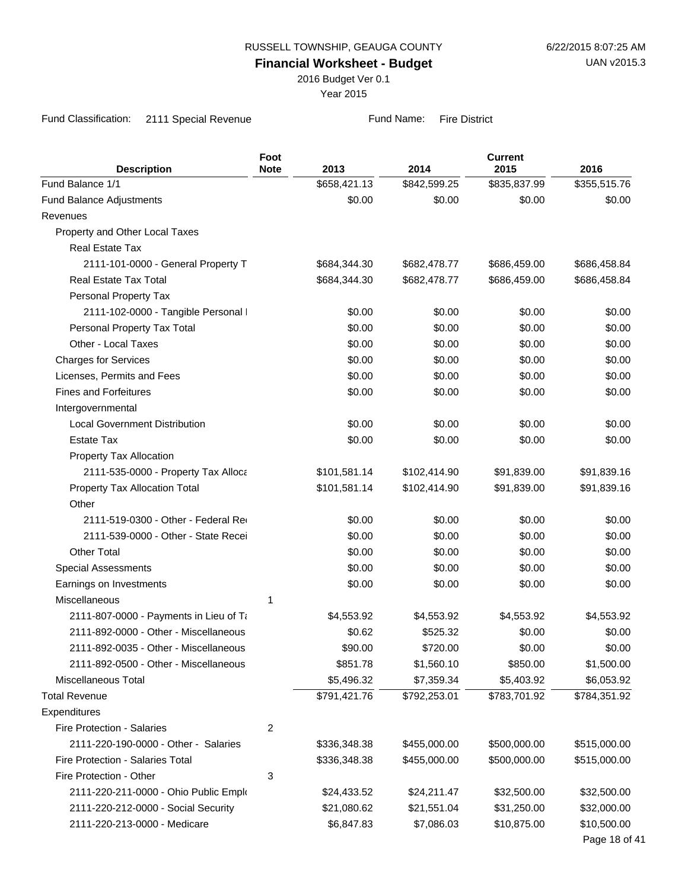RUSSELL TOWNSHIP, GEAUGA COUNTY

**Financial Worksheet - Budget**

2016 Budget Ver 0.1

Year 2015

6/22/2015 8:07:25 AM
UAN v2015.3

Fund Classification: 2111 Special Revenue    Fund Name: Fire District

| Description | Foot Note | 2013 | 2014 | Current 2015 | 2016 |
|---|---|---|---|---|---|
| Fund Balance 1/1 | | $658,421.13 | $842,599.25 | $835,837.99 | $355,515.76 |
| Fund Balance Adjustments | | $0.00 | $0.00 | $0.00 | $0.00 |
| Revenues | | | | | |
| Property and Other Local Taxes | | | | | |
| Real Estate Tax | | | | | |
| 2111-101-0000 - General Property T | | $684,344.30 | $682,478.77 | $686,459.00 | $686,458.84 |
| Real Estate Tax Total | | $684,344.30 | $682,478.77 | $686,459.00 | $686,458.84 |
| Personal Property Tax | | | | | |
| 2111-102-0000 - Tangible Personal I | | $0.00 | $0.00 | $0.00 | $0.00 |
| Personal Property Tax Total | | $0.00 | $0.00 | $0.00 | $0.00 |
| Other - Local Taxes | | $0.00 | $0.00 | $0.00 | $0.00 |
| Charges for Services | | $0.00 | $0.00 | $0.00 | $0.00 |
| Licenses, Permits and Fees | | $0.00 | $0.00 | $0.00 | $0.00 |
| Fines and Forfeitures | | $0.00 | $0.00 | $0.00 | $0.00 |
| Intergovernmental | | | | | |
| Local Government Distribution | | $0.00 | $0.00 | $0.00 | $0.00 |
| Estate Tax | | $0.00 | $0.00 | $0.00 | $0.00 |
| Property Tax Allocation | | | | | |
| 2111-535-0000 - Property Tax Alloca | | $101,581.14 | $102,414.90 | $91,839.00 | $91,839.16 |
| Property Tax Allocation Total | | $101,581.14 | $102,414.90 | $91,839.00 | $91,839.16 |
| Other | | | | | |
| 2111-519-0300 - Other - Federal Re | | $0.00 | $0.00 | $0.00 | $0.00 |
| 2111-539-0000 - Other - State Recei | | $0.00 | $0.00 | $0.00 | $0.00 |
| Other Total | | $0.00 | $0.00 | $0.00 | $0.00 |
| Special Assessments | | $0.00 | $0.00 | $0.00 | $0.00 |
| Earnings on Investments | | $0.00 | $0.00 | $0.00 | $0.00 |
| Miscellaneous | 1 | | | | |
| 2111-807-0000 - Payments in Lieu of Ta | | $4,553.92 | $4,553.92 | $4,553.92 | $4,553.92 |
| 2111-892-0000 - Other - Miscellaneous | | $0.62 | $525.32 | $0.00 | $0.00 |
| 2111-892-0035 - Other - Miscellaneous | | $90.00 | $720.00 | $0.00 | $0.00 |
| 2111-892-0500 - Other - Miscellaneous | | $851.78 | $1,560.10 | $850.00 | $1,500.00 |
| Miscellaneous Total | | $5,496.32 | $7,359.34 | $5,403.92 | $6,053.92 |
| Total Revenue | | $791,421.76 | $792,253.01 | $783,701.92 | $784,351.92 |
| Expenditures | | | | | |
| Fire Protection - Salaries | 2 | | | | |
| 2111-220-190-0000 - Other - Salaries | | $336,348.38 | $455,000.00 | $500,000.00 | $515,000.00 |
| Fire Protection - Salaries Total | | $336,348.38 | $455,000.00 | $500,000.00 | $515,000.00 |
| Fire Protection - Other | 3 | | | | |
| 2111-220-211-0000 - Ohio Public Emplo | | $24,433.52 | $24,211.47 | $32,500.00 | $32,500.00 |
| 2111-220-212-0000 - Social Security | | $21,080.62 | $21,551.04 | $31,250.00 | $32,000.00 |
| 2111-220-213-0000 - Medicare | | $6,847.83 | $7,086.03 | $10,875.00 | $10,500.00 |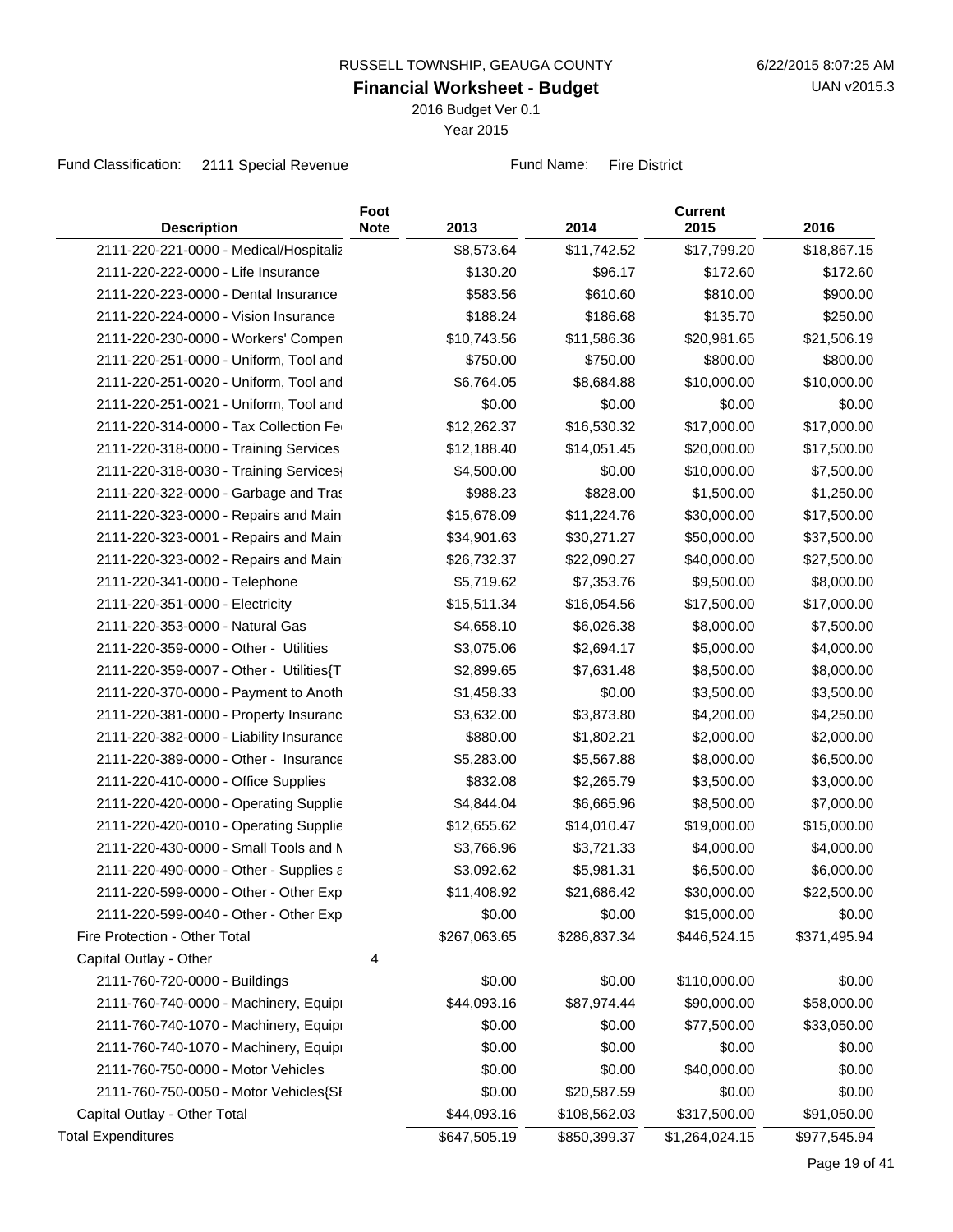RUSSELL TOWNSHIP, GEAUGA COUNTY

**Financial Worksheet - Budget**

2016 Budget Ver 0.1

Year 2015

Fund Classification: 2111 Special Revenue

Fund Name: Fire District

| Description | Foot Note | 2013 | 2014 | Current 2015 | 2016 |
|---|---|---|---|---|---|
| 2111-220-221-0000 - Medical/Hospitaliz | | $8,573.64 | $11,742.52 | $17,799.20 | $18,867.15 |
| 2111-220-222-0000 - Life Insurance | | $130.20 | $96.17 | $172.60 | $172.60 |
| 2111-220-223-0000 - Dental Insurance | | $583.56 | $610.60 | $810.00 | $900.00 |
| 2111-220-224-0000 - Vision Insurance | | $188.24 | $186.68 | $135.70 | $250.00 |
| 2111-220-230-0000 - Workers' Compen | | $10,743.56 | $11,586.36 | $20,981.65 | $21,506.19 |
| 2111-220-251-0000 - Uniform, Tool and | | $750.00 | $750.00 | $800.00 | $800.00 |
| 2111-220-251-0020 - Uniform, Tool and | | $6,764.05 | $8,684.88 | $10,000.00 | $10,000.00 |
| 2111-220-251-0021 - Uniform, Tool and | | $0.00 | $0.00 | $0.00 | $0.00 |
| 2111-220-314-0000 - Tax Collection Fe | | $12,262.37 | $16,530.32 | $17,000.00 | $17,000.00 |
| 2111-220-318-0000 - Training Services | | $12,188.40 | $14,051.45 | $20,000.00 | $17,500.00 |
| 2111-220-318-0030 - Training Services | | $4,500.00 | $0.00 | $10,000.00 | $7,500.00 |
| 2111-220-322-0000 - Garbage and Tras | | $988.23 | $828.00 | $1,500.00 | $1,250.00 |
| 2111-220-323-0000 - Repairs and Main | | $15,678.09 | $11,224.76 | $30,000.00 | $17,500.00 |
| 2111-220-323-0001 - Repairs and Main | | $34,901.63 | $30,271.27 | $50,000.00 | $37,500.00 |
| 2111-220-323-0002 - Repairs and Main | | $26,732.37 | $22,090.27 | $40,000.00 | $27,500.00 |
| 2111-220-341-0000 - Telephone | | $5,719.62 | $7,353.76 | $9,500.00 | $8,000.00 |
| 2111-220-351-0000 - Electricity | | $15,511.34 | $16,054.56 | $17,500.00 | $17,000.00 |
| 2111-220-353-0000 - Natural Gas | | $4,658.10 | $6,026.38 | $8,000.00 | $7,500.00 |
| 2111-220-359-0000 - Other - Utilities | | $3,075.06 | $2,694.17 | $5,000.00 | $4,000.00 |
| 2111-220-359-0007 - Other - Utilities{T | | $2,899.65 | $7,631.48 | $8,500.00 | $8,000.00 |
| 2111-220-370-0000 - Payment to Anoth | | $1,458.33 | $0.00 | $3,500.00 | $3,500.00 |
| 2111-220-381-0000 - Property Insuranc | | $3,632.00 | $3,873.80 | $4,200.00 | $4,250.00 |
| 2111-220-382-0000 - Liability Insurance | | $880.00 | $1,802.21 | $2,000.00 | $2,000.00 |
| 2111-220-389-0000 - Other - Insurance | | $5,283.00 | $5,567.88 | $8,000.00 | $6,500.00 |
| 2111-220-410-0000 - Office Supplies | | $832.08 | $2,265.79 | $3,500.00 | $3,000.00 |
| 2111-220-420-0000 - Operating Supplie | | $4,844.04 | $6,665.96 | $8,500.00 | $7,000.00 |
| 2111-220-420-0010 - Operating Supplie | | $12,655.62 | $14,010.47 | $19,000.00 | $15,000.00 |
| 2111-220-430-0000 - Small Tools and M | | $3,766.96 | $3,721.33 | $4,000.00 | $4,000.00 |
| 2111-220-490-0000 - Other - Supplies a | | $3,092.62 | $5,981.31 | $6,500.00 | $6,000.00 |
| 2111-220-599-0000 - Other - Other Exp | | $11,408.92 | $21,686.42 | $30,000.00 | $22,500.00 |
| 2111-220-599-0040 - Other - Other Exp | | $0.00 | $0.00 | $15,000.00 | $0.00 |
| Fire Protection - Other Total | | $267,063.65 | $286,837.34 | $446,524.15 | $371,495.94 |
| Capital Outlay - Other | 4 | | | | |
| 2111-760-720-0000 - Buildings | | $0.00 | $0.00 | $110,000.00 | $0.00 |
| 2111-760-740-0000 - Machinery, Equip | | $44,093.16 | $87,974.44 | $90,000.00 | $58,000.00 |
| 2111-760-740-1070 - Machinery, Equip | | $0.00 | $0.00 | $77,500.00 | $33,050.00 |
| 2111-760-740-1070 - Machinery, Equip | | $0.00 | $0.00 | $0.00 | $0.00 |
| 2111-760-750-0000 - Motor Vehicles | | $0.00 | $0.00 | $40,000.00 | $0.00 |
| 2111-760-750-0050 - Motor Vehicles{SI | | $0.00 | $20,587.59 | $0.00 | $0.00 |
| Capital Outlay - Other Total | | $44,093.16 | $108,562.03 | $317,500.00 | $91,050.00 |
| Total Expenditures | | $647,505.19 | $850,399.37 | $1,264,024.15 | $977,545.94 |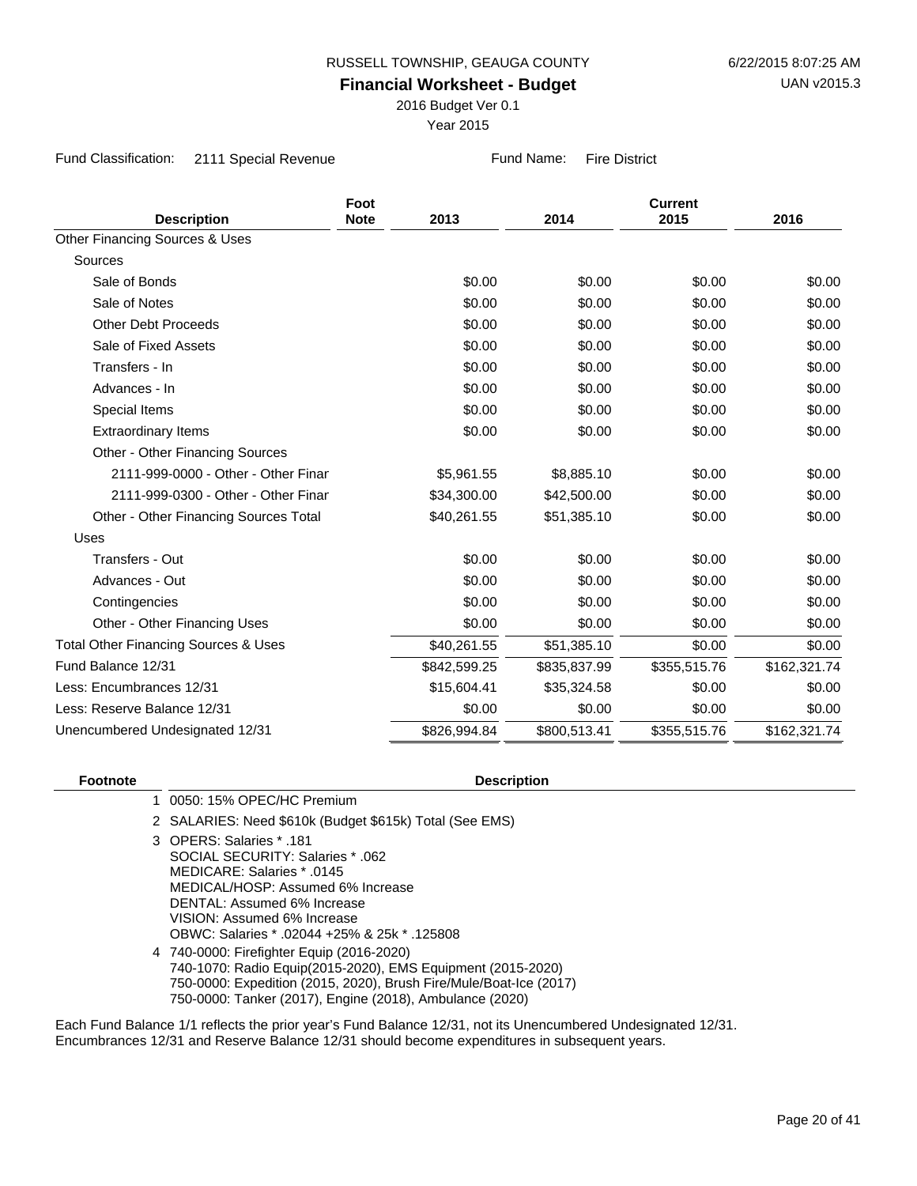RUSSELL TOWNSHIP, GEAUGA COUNTY

**Financial Worksheet - Budget**

2016 Budget Ver 0.1

Year 2015

Fund Classification: 2111 Special Revenue

Fund Name: Fire District

| Description | Foot Note | 2013 | 2014 | Current 2015 | 2016 |
|---|---|---|---|---|---|
| Other Financing Sources & Uses | | | | | |
| Sources | | | | | |
| Sale of Bonds | | $0.00 | $0.00 | $0.00 | $0.00 |
| Sale of Notes | | $0.00 | $0.00 | $0.00 | $0.00 |
| Other Debt Proceeds | | $0.00 | $0.00 | $0.00 | $0.00 |
| Sale of Fixed Assets | | $0.00 | $0.00 | $0.00 | $0.00 |
| Transfers - In | | $0.00 | $0.00 | $0.00 | $0.00 |
| Advances - In | | $0.00 | $0.00 | $0.00 | $0.00 |
| Special Items | | $0.00 | $0.00 | $0.00 | $0.00 |
| Extraordinary Items | | $0.00 | $0.00 | $0.00 | $0.00 |
| Other - Other Financing Sources | | | | | |
| 2111-999-0000 - Other - Other Finar | | $5,961.55 | $8,885.10 | $0.00 | $0.00 |
| 2111-999-0300 - Other - Other Finar | | $34,300.00 | $42,500.00 | $0.00 | $0.00 |
| Other - Other Financing Sources Total | | $40,261.55 | $51,385.10 | $0.00 | $0.00 |
| Uses | | | | | |
| Transfers - Out | | $0.00 | $0.00 | $0.00 | $0.00 |
| Advances - Out | | $0.00 | $0.00 | $0.00 | $0.00 |
| Contingencies | | $0.00 | $0.00 | $0.00 | $0.00 |
| Other - Other Financing Uses | | $0.00 | $0.00 | $0.00 | $0.00 |
| Total Other Financing Sources & Uses | | $40,261.55 | $51,385.10 | $0.00 | $0.00 |
| Fund Balance 12/31 | | $842,599.25 | $835,837.99 | $355,515.76 | $162,321.74 |
| Less: Encumbrances 12/31 | | $15,604.41 | $35,324.58 | $0.00 | $0.00 |
| Less: Reserve Balance 12/31 | | $0.00 | $0.00 | $0.00 | $0.00 |
| Unencumbered Undesignated 12/31 | | $826,994.84 | $800,513.41 | $355,515.76 | $162,321.74 |

| Footnote | Description |
|---|---|
| 1 | 0050: 15% OPEC/HC Premium |
| 2 | SALARIES: Need $610k (Budget $615k) Total (See EMS) |
| 3 | OPERS: Salaries * .181<br>SOCIAL SECURITY: Salaries * .062<br>MEDICARE: Salaries * .0145<br>MEDICAL/HOSP: Assumed 6% Increase<br>DENTAL: Assumed 6% Increase<br>VISION: Assumed 6% Increase<br>OBWC: Salaries * .02044 +25% & 25k * .125808 |
| 4 | 740-0000: Firefighter Equip (2016-2020)<br>740-1070: Radio Equip(2015-2020), EMS Equipment (2015-2020)<br>750-0000: Expedition (2015, 2020), Brush Fire/Mule/Boat-Ice (2017)<br>750-0000: Tanker (2017), Engine (2018), Ambulance (2020) |

Each Fund Balance 1/1 reflects the prior year's Fund Balance 12/31, not its Unencumbered Undesignated 12/31.
Encumbrances 12/31 and Reserve Balance 12/31 should become expenditures in subsequent years.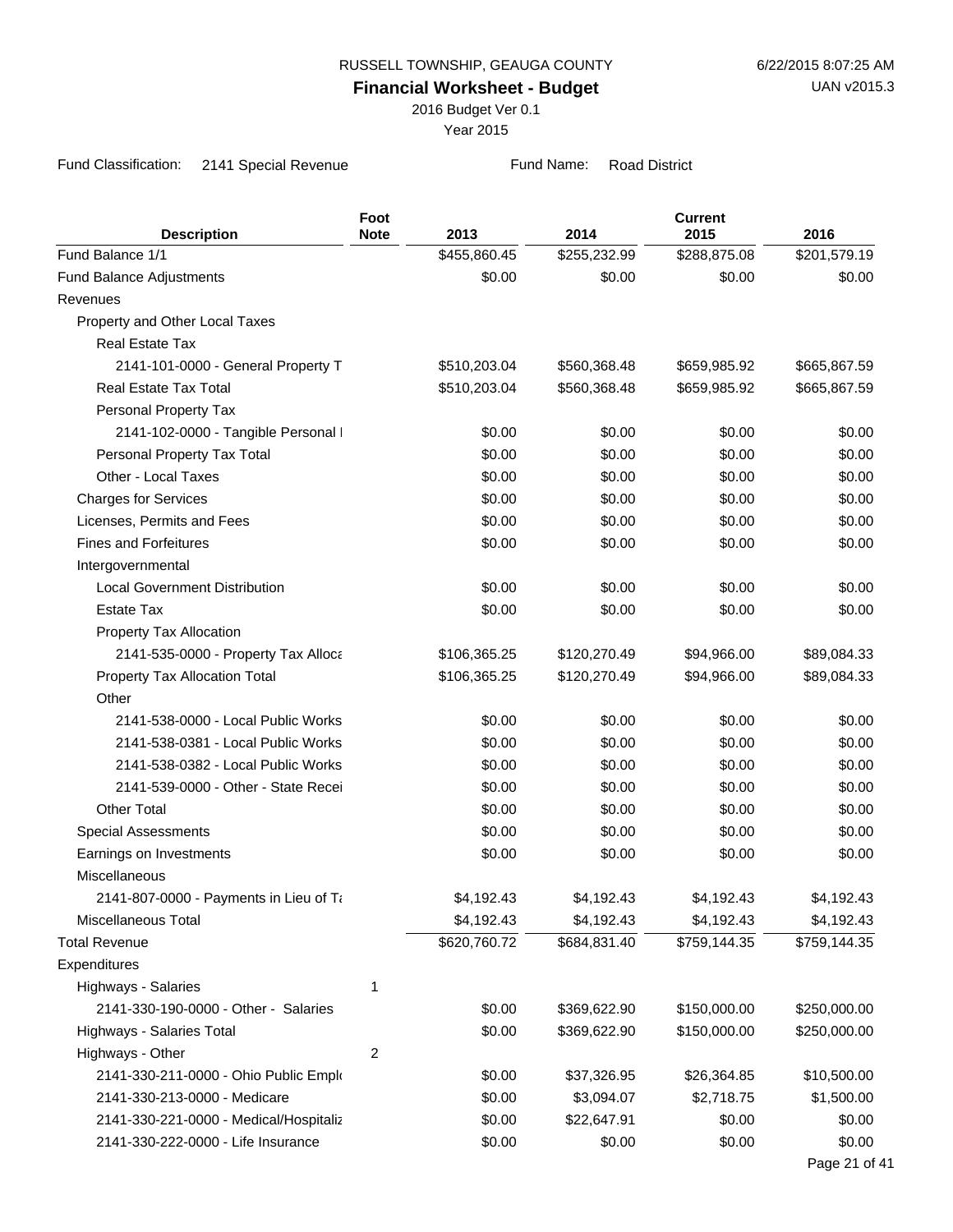RUSSELL TOWNSHIP, GEAUGA COUNTY

6/22/2015 8:07:25 AM

**Financial Worksheet - Budget**

UAN v2015.3

2016 Budget Ver 0.1

Year 2015

Fund Classification: 2141 Special Revenue    Fund Name: Road District

| Description | Foot Note | 2013 | 2014 | Current 2015 | 2016 |
|---|---|---|---|---|---|
| Fund Balance 1/1 | | $455,860.45 | $255,232.99 | $288,875.08 | $201,579.19 |
| Fund Balance Adjustments | | $0.00 | $0.00 | $0.00 | $0.00 |
| Revenues | | | | | |
| Property and Other Local Taxes | | | | | |
| Real Estate Tax | | | | | |
| 2141-101-0000 - General Property T | | $510,203.04 | $560,368.48 | $659,985.92 | $665,867.59 |
| Real Estate Tax Total | | $510,203.04 | $560,368.48 | $659,985.92 | $665,867.59 |
| Personal Property Tax | | | | | |
| 2141-102-0000 - Tangible Personal I | | $0.00 | $0.00 | $0.00 | $0.00 |
| Personal Property Tax Total | | $0.00 | $0.00 | $0.00 | $0.00 |
| Other - Local Taxes | | $0.00 | $0.00 | $0.00 | $0.00 |
| Charges for Services | | $0.00 | $0.00 | $0.00 | $0.00 |
| Licenses, Permits and Fees | | $0.00 | $0.00 | $0.00 | $0.00 |
| Fines and Forfeitures | | $0.00 | $0.00 | $0.00 | $0.00 |
| Intergovernmental | | | | | |
| Local Government Distribution | | $0.00 | $0.00 | $0.00 | $0.00 |
| Estate Tax | | $0.00 | $0.00 | $0.00 | $0.00 |
| Property Tax Allocation | | | | | |
| 2141-535-0000 - Property Tax Alloca | | $106,365.25 | $120,270.49 | $94,966.00 | $89,084.33 |
| Property Tax Allocation Total | | $106,365.25 | $120,270.49 | $94,966.00 | $89,084.33 |
| Other | | | | | |
| 2141-538-0000 - Local Public Works | | $0.00 | $0.00 | $0.00 | $0.00 |
| 2141-538-0381 - Local Public Works | | $0.00 | $0.00 | $0.00 | $0.00 |
| 2141-538-0382 - Local Public Works | | $0.00 | $0.00 | $0.00 | $0.00 |
| 2141-539-0000 - Other - State Recei | | $0.00 | $0.00 | $0.00 | $0.00 |
| Other Total | | $0.00 | $0.00 | $0.00 | $0.00 |
| Special Assessments | | $0.00 | $0.00 | $0.00 | $0.00 |
| Earnings on Investments | | $0.00 | $0.00 | $0.00 | $0.00 |
| Miscellaneous | | | | | |
| 2141-807-0000 - Payments in Lieu of Ta | | $4,192.43 | $4,192.43 | $4,192.43 | $4,192.43 |
| Miscellaneous Total | | $4,192.43 | $4,192.43 | $4,192.43 | $4,192.43 |
| Total Revenue | | $620,760.72 | $684,831.40 | $759,144.35 | $759,144.35 |
| Expenditures | | | | | |
| Highways - Salaries | 1 | | | | |
| 2141-330-190-0000 - Other - Salaries | | $0.00 | $369,622.90 | $150,000.00 | $250,000.00 |
| Highways - Salaries Total | | $0.00 | $369,622.90 | $150,000.00 | $250,000.00 |
| Highways - Other | 2 | | | | |
| 2141-330-211-0000 - Ohio Public Empl | | $0.00 | $37,326.95 | $26,364.85 | $10,500.00 |
| 2141-330-213-0000 - Medicare | | $0.00 | $3,094.07 | $2,718.75 | $1,500.00 |
| 2141-330-221-0000 - Medical/Hospitaliz | | $0.00 | $22,647.91 | $0.00 | $0.00 |
| 2141-330-222-0000 - Life Insurance | | $0.00 | $0.00 | $0.00 | $0.00 |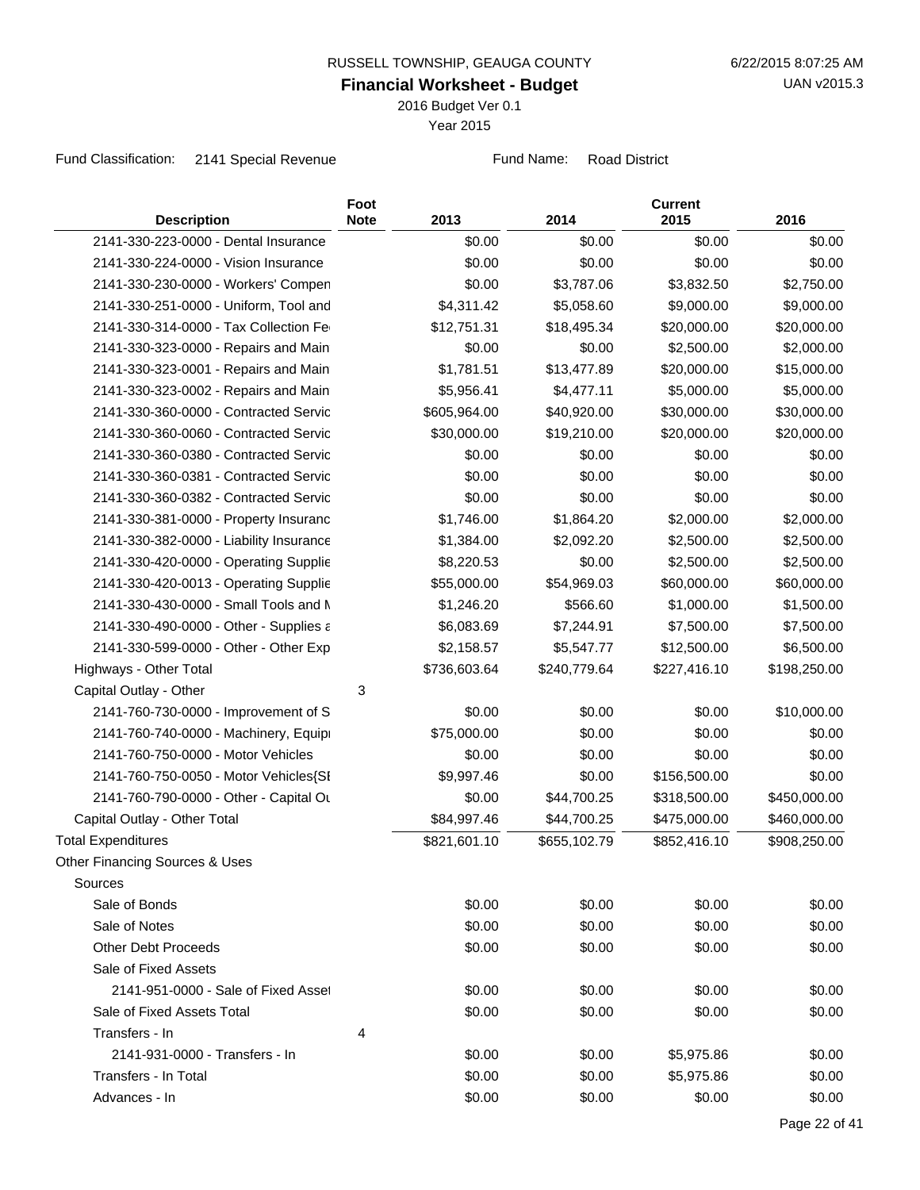RUSSELL TOWNSHIP, GEAUGA COUNTY

6/22/2015 8:07:25 AM

**Financial Worksheet - Budget**

UAN v2015.3

2016 Budget Ver 0.1

Year 2015

Fund Classification: 2141 Special Revenue

Fund Name: Road District

| Description | Foot Note | 2013 | 2014 | Current 2015 | 2016 |
|---|---|---|---|---|---|
| 2141-330-223-0000 - Dental Insurance | | $0.00 | $0.00 | $0.00 | $0.00 |
| 2141-330-224-0000 - Vision Insurance | | $0.00 | $0.00 | $0.00 | $0.00 |
| 2141-330-230-0000 - Workers' Compen | | $0.00 | $3,787.06 | $3,832.50 | $2,750.00 |
| 2141-330-251-0000 - Uniform, Tool and | | $4,311.42 | $5,058.60 | $9,000.00 | $9,000.00 |
| 2141-330-314-0000 - Tax Collection Fe | | $12,751.31 | $18,495.34 | $20,000.00 | $20,000.00 |
| 2141-330-323-0000 - Repairs and Main | | $0.00 | $0.00 | $2,500.00 | $2,000.00 |
| 2141-330-323-0001 - Repairs and Main | | $1,781.51 | $13,477.89 | $20,000.00 | $15,000.00 |
| 2141-330-323-0002 - Repairs and Main | | $5,956.41 | $4,477.11 | $5,000.00 | $5,000.00 |
| 2141-330-360-0000 - Contracted Servic | | $605,964.00 | $40,920.00 | $30,000.00 | $30,000.00 |
| 2141-330-360-0060 - Contracted Servic | | $30,000.00 | $19,210.00 | $20,000.00 | $20,000.00 |
| 2141-330-360-0380 - Contracted Servic | | $0.00 | $0.00 | $0.00 | $0.00 |
| 2141-330-360-0381 - Contracted Servic | | $0.00 | $0.00 | $0.00 | $0.00 |
| 2141-330-360-0382 - Contracted Servic | | $0.00 | $0.00 | $0.00 | $0.00 |
| 2141-330-381-0000 - Property Insuranc | | $1,746.00 | $1,864.20 | $2,000.00 | $2,000.00 |
| 2141-330-382-0000 - Liability Insurance | | $1,384.00 | $2,092.20 | $2,500.00 | $2,500.00 |
| 2141-330-420-0000 - Operating Supplie | | $8,220.53 | $0.00 | $2,500.00 | $2,500.00 |
| 2141-330-420-0013 - Operating Supplie | | $55,000.00 | $54,969.03 | $60,000.00 | $60,000.00 |
| 2141-330-430-0000 - Small Tools and M | | $1,246.20 | $566.60 | $1,000.00 | $1,500.00 |
| 2141-330-490-0000 - Other - Supplies a | | $6,083.69 | $7,244.91 | $7,500.00 | $7,500.00 |
| 2141-330-599-0000 - Other - Other Exp | | $2,158.57 | $5,547.77 | $12,500.00 | $6,500.00 |
| Highways - Other Total | | $736,603.64 | $240,779.64 | $227,416.10 | $198,250.00 |
| Capital Outlay - Other | 3 | | | | |
| 2141-760-730-0000 - Improvement of S | | $0.00 | $0.00 | $0.00 | $10,000.00 |
| 2141-760-740-0000 - Machinery, Equip | | $75,000.00 | $0.00 | $0.00 | $0.00 |
| 2141-760-750-0000 - Motor Vehicles | | $0.00 | $0.00 | $0.00 | $0.00 |
| 2141-760-750-0050 - Motor Vehicles{SI | | $9,997.46 | $0.00 | $156,500.00 | $0.00 |
| 2141-760-790-0000 - Other - Capital Ou | | $0.00 | $44,700.25 | $318,500.00 | $450,000.00 |
| Capital Outlay - Other Total | | $84,997.46 | $44,700.25 | $475,000.00 | $460,000.00 |
| Total Expenditures | | $821,601.10 | $655,102.79 | $852,416.10 | $908,250.00 |
| Other Financing Sources & Uses | | | | | |
| Sources | | | | | |
| Sale of Bonds | | $0.00 | $0.00 | $0.00 | $0.00 |
| Sale of Notes | | $0.00 | $0.00 | $0.00 | $0.00 |
| Other Debt Proceeds | | $0.00 | $0.00 | $0.00 | $0.00 |
| Sale of Fixed Assets | | | | | |
| 2141-951-0000 - Sale of Fixed Asset | | $0.00 | $0.00 | $0.00 | $0.00 |
| Sale of Fixed Assets Total | | $0.00 | $0.00 | $0.00 | $0.00 |
| Transfers - In | 4 | | | | |
| 2141-931-0000 - Transfers - In | | $0.00 | $0.00 | $5,975.86 | $0.00 |
| Transfers - In Total | | $0.00 | $0.00 | $5,975.86 | $0.00 |
| Advances - In | | $0.00 | $0.00 | $0.00 | $0.00 |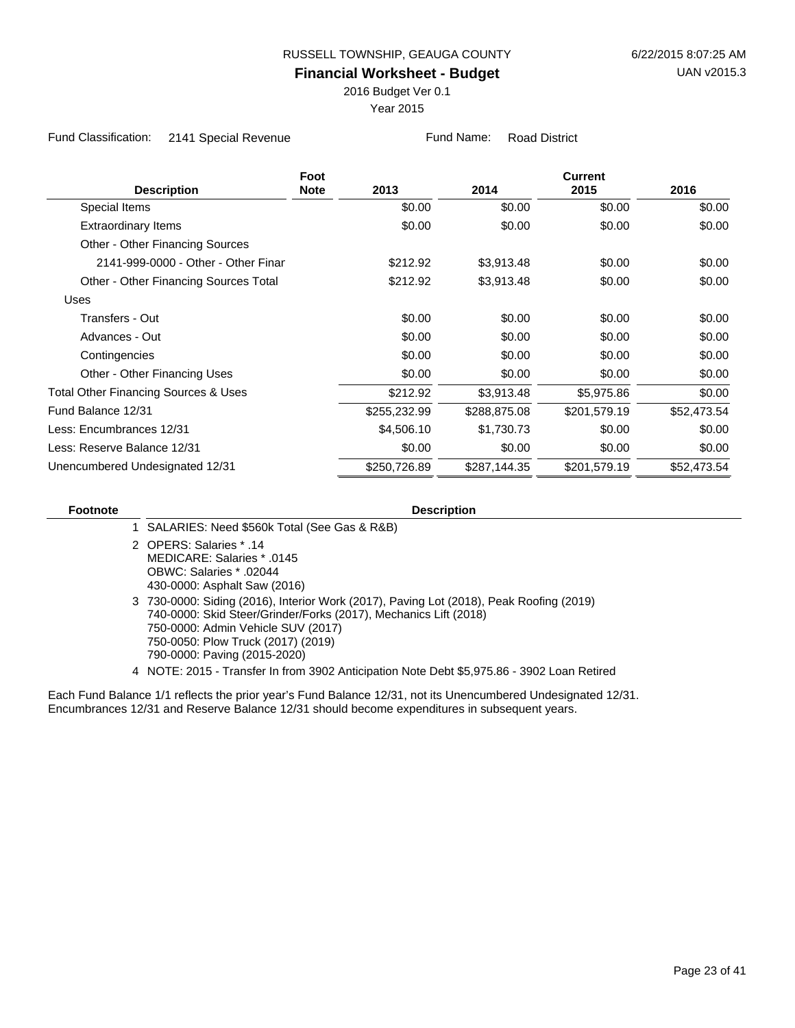RUSSELL TOWNSHIP, GEAUGA COUNTY

# Financial Worksheet - Budget

2016 Budget Ver 0.1

Year 2015

6/22/2015 8:07:25 AM

UAN v2015.3

Fund Classification: 2141 Special Revenue    Fund Name: Road District

| Description | Foot Note | 2013 | 2014 | Current 2015 | 2016 |
|---|---|---|---|---|---|
| Special Items | | $0.00 | $0.00 | $0.00 | $0.00 |
| Extraordinary Items | | $0.00 | $0.00 | $0.00 | $0.00 |
| Other - Other Financing Sources | | | | | |
| 2141-999-0000 - Other - Other Finar | | $212.92 | $3,913.48 | $0.00 | $0.00 |
| Other - Other Financing Sources Total | | $212.92 | $3,913.48 | $0.00 | $0.00 |
| Uses | | | | | |
| Transfers - Out | | $0.00 | $0.00 | $0.00 | $0.00 |
| Advances - Out | | $0.00 | $0.00 | $0.00 | $0.00 |
| Contingencies | | $0.00 | $0.00 | $0.00 | $0.00 |
| Other - Other Financing Uses | | $0.00 | $0.00 | $0.00 | $0.00 |
| Total Other Financing Sources & Uses | | $212.92 | $3,913.48 | $5,975.86 | $0.00 |
| Fund Balance 12/31 | | $255,232.99 | $288,875.08 | $201,579.19 | $52,473.54 |
| Less: Encumbrances 12/31 | | $4,506.10 | $1,730.73 | $0.00 | $0.00 |
| Less: Reserve Balance 12/31 | | $0.00 | $0.00 | $0.00 | $0.00 |
| Unencumbered Undesignated 12/31 | | $250,726.89 | $287,144.35 | $201,579.19 | $52,473.54 |

| Footnote | Description |
|---|---|
| 1 | SALARIES: Need $560k Total (See Gas & R&B) |
| 2 | OPERS: Salaries * .14<br>MEDICARE: Salaries * .0145<br>OBWC: Salaries * .02044<br>430-0000: Asphalt Saw (2016) |
| 3 | 730-0000: Siding (2016), Interior Work (2017), Paving Lot (2018), Peak Roofing (2019)<br>740-0000: Skid Steer/Grinder/Forks (2017), Mechanics Lift (2018)<br>750-0000: Admin Vehicle SUV (2017)<br>750-0050: Plow Truck (2017) (2019)<br>790-0000: Paving (2015-2020) |
| 4 | NOTE: 2015 - Transfer In from 3902 Anticipation Note Debt $5,975.86 - 3902 Loan Retired |

Each Fund Balance 1/1 reflects the prior year's Fund Balance 12/31, not its Unencumbered Undesignated 12/31. Encumbrances 12/31 and Reserve Balance 12/31 should become expenditures in subsequent years.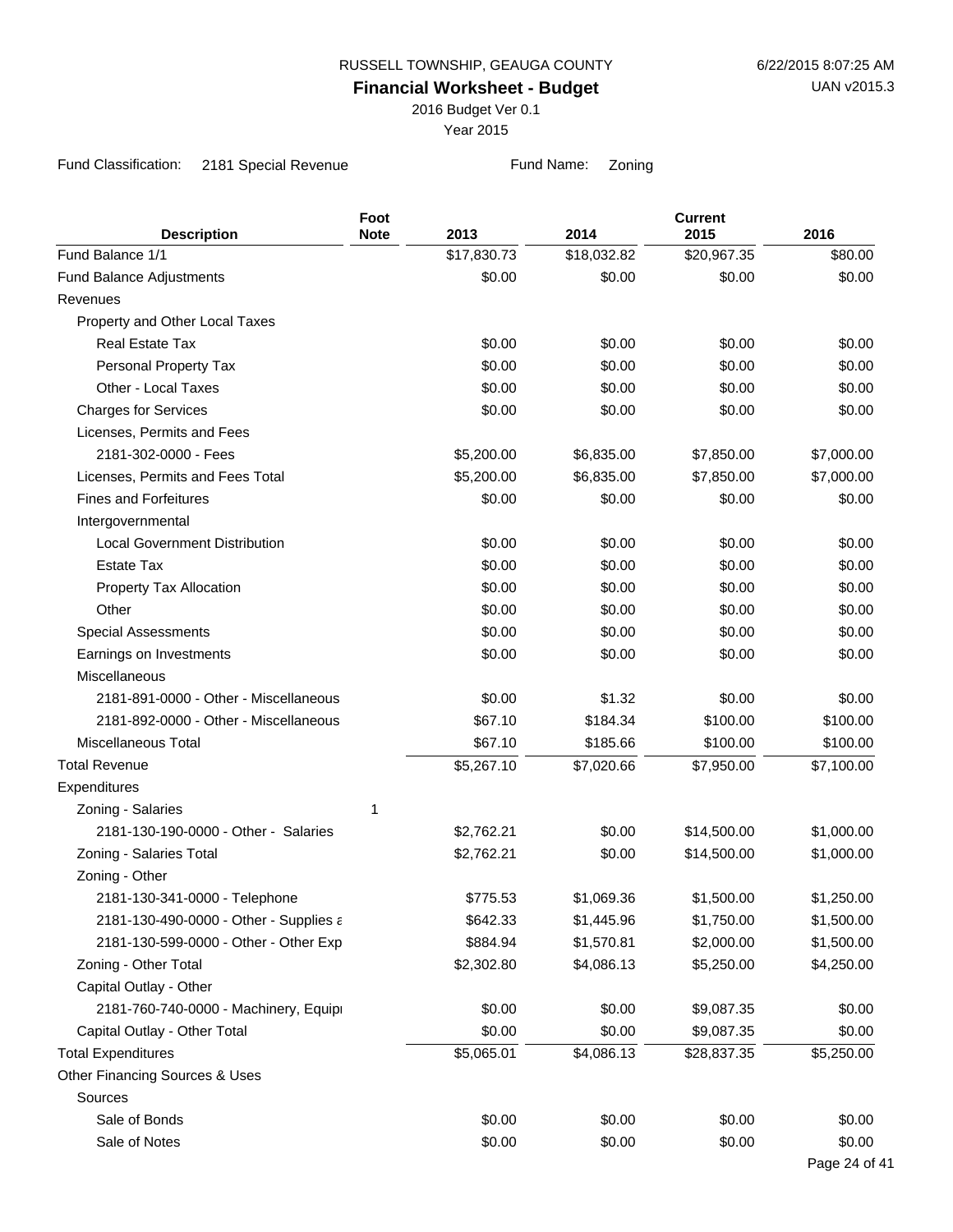RUSSELL TOWNSHIP, GEAUGA COUNTY

6/22/2015 8:07:25 AM

**Financial Worksheet - Budget**

UAN v2015.3

2016 Budget Ver 0.1

Year 2015

Fund Classification: 2181 Special Revenue

Fund Name: Zoning

| Description | Foot Note | 2013 | 2014 | Current 2015 | 2016 |
|---|---|---|---|---|---|
| Fund Balance 1/1 | | $17,830.73 | $18,032.82 | $20,967.35 | $80.00 |
| Fund Balance Adjustments | | $0.00 | $0.00 | $0.00 | $0.00 |
| Revenues | | | | | |
| Property and Other Local Taxes | | | | | |
| Real Estate Tax | | $0.00 | $0.00 | $0.00 | $0.00 |
| Personal Property Tax | | $0.00 | $0.00 | $0.00 | $0.00 |
| Other - Local Taxes | | $0.00 | $0.00 | $0.00 | $0.00 |
| Charges for Services | | $0.00 | $0.00 | $0.00 | $0.00 |
| Licenses, Permits and Fees | | | | | |
| 2181-302-0000 - Fees | | $5,200.00 | $6,835.00 | $7,850.00 | $7,000.00 |
| Licenses, Permits and Fees Total | | $5,200.00 | $6,835.00 | $7,850.00 | $7,000.00 |
| Fines and Forfeitures | | $0.00 | $0.00 | $0.00 | $0.00 |
| Intergovernmental | | | | | |
| Local Government Distribution | | $0.00 | $0.00 | $0.00 | $0.00 |
| Estate Tax | | $0.00 | $0.00 | $0.00 | $0.00 |
| Property Tax Allocation | | $0.00 | $0.00 | $0.00 | $0.00 |
| Other | | $0.00 | $0.00 | $0.00 | $0.00 |
| Special Assessments | | $0.00 | $0.00 | $0.00 | $0.00 |
| Earnings on Investments | | $0.00 | $0.00 | $0.00 | $0.00 |
| Miscellaneous | | | | | |
| 2181-891-0000 - Other - Miscellaneous | | $0.00 | $1.32 | $0.00 | $0.00 |
| 2181-892-0000 - Other - Miscellaneous | | $67.10 | $184.34 | $100.00 | $100.00 |
| Miscellaneous Total | | $67.10 | $185.66 | $100.00 | $100.00 |
| Total Revenue | | $5,267.10 | $7,020.66 | $7,950.00 | $7,100.00 |
| Expenditures | | | | | |
| Zoning - Salaries | 1 | | | | |
| 2181-130-190-0000 - Other - Salaries | | $2,762.21 | $0.00 | $14,500.00 | $1,000.00 |
| Zoning - Salaries Total | | $2,762.21 | $0.00 | $14,500.00 | $1,000.00 |
| Zoning - Other | | | | | |
| 2181-130-341-0000 - Telephone | | $775.53 | $1,069.36 | $1,500.00 | $1,250.00 |
| 2181-130-490-0000 - Other - Supplies a | | $642.33 | $1,445.96 | $1,750.00 | $1,500.00 |
| 2181-130-599-0000 - Other - Other Exp | | $884.94 | $1,570.81 | $2,000.00 | $1,500.00 |
| Zoning - Other Total | | $2,302.80 | $4,086.13 | $5,250.00 | $4,250.00 |
| Capital Outlay - Other | | | | | |
| 2181-760-740-0000 - Machinery, Equipı | | $0.00 | $0.00 | $9,087.35 | $0.00 |
| Capital Outlay - Other Total | | $0.00 | $0.00 | $9,087.35 | $0.00 |
| Total Expenditures | | $5,065.01 | $4,086.13 | $28,837.35 | $5,250.00 |
| Other Financing Sources & Uses | | | | | |
| Sources | | | | | |
| Sale of Bonds | | $0.00 | $0.00 | $0.00 | $0.00 |
| Sale of Notes | | $0.00 | $0.00 | $0.00 | $0.00 |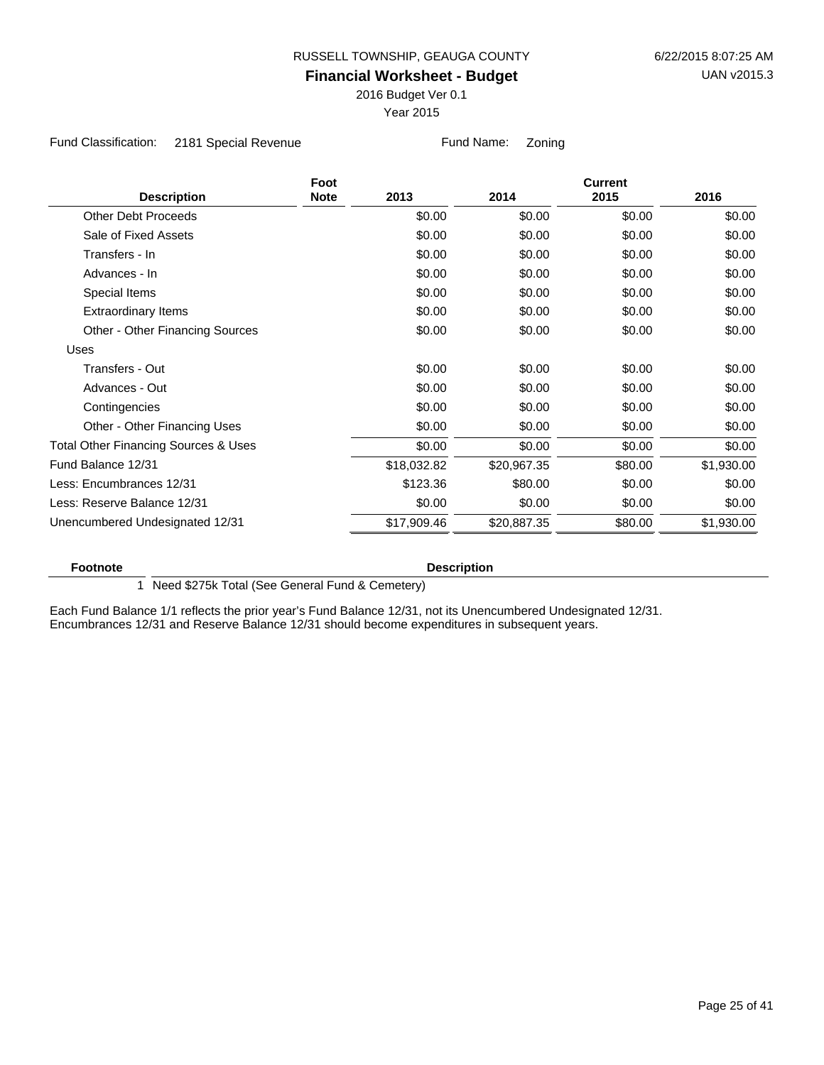RUSSELL TOWNSHIP, GEAUGA COUNTY

# Financial Worksheet - Budget

2016 Budget Ver 0.1

Year 2015

6/22/2015 8:07:25 AM

UAN v2015.3

Fund Classification: 2181 Special Revenue

Fund Name: Zoning

| Description | Foot Note | 2013 | 2014 | Current 2015 | 2016 |
|---|---|---|---|---|---|
| Other Debt Proceeds | | $0.00 | $0.00 | $0.00 | $0.00 |
| Sale of Fixed Assets | | $0.00 | $0.00 | $0.00 | $0.00 |
| Transfers - In | | $0.00 | $0.00 | $0.00 | $0.00 |
| Advances - In | | $0.00 | $0.00 | $0.00 | $0.00 |
| Special Items | | $0.00 | $0.00 | $0.00 | $0.00 |
| Extraordinary Items | | $0.00 | $0.00 | $0.00 | $0.00 |
| Other - Other Financing Sources | | $0.00 | $0.00 | $0.00 | $0.00 |
| Uses | | | | | |
| Transfers - Out | | $0.00 | $0.00 | $0.00 | $0.00 |
| Advances - Out | | $0.00 | $0.00 | $0.00 | $0.00 |
| Contingencies | | $0.00 | $0.00 | $0.00 | $0.00 |
| Other - Other Financing Uses | | $0.00 | $0.00 | $0.00 | $0.00 |
| Total Other Financing Sources & Uses | | $0.00 | $0.00 | $0.00 | $0.00 |
| Fund Balance 12/31 | | $18,032.82 | $20,967.35 | $80.00 | $1,930.00 |
| Less: Encumbrances 12/31 | | $123.36 | $80.00 | $0.00 | $0.00 |
| Less: Reserve Balance 12/31 | | $0.00 | $0.00 | $0.00 | $0.00 |
| Unencumbered Undesignated 12/31 | | $17,909.46 | $20,887.35 | $80.00 | $1,930.00 |

| Footnote | Description |
|---|---|
| 1 | Need $275k Total (See General Fund & Cemetery) |

Each Fund Balance 1/1 reflects the prior year's Fund Balance 12/31, not its Unencumbered Undesignated 12/31.
Encumbrances 12/31 and Reserve Balance 12/31 should become expenditures in subsequent years.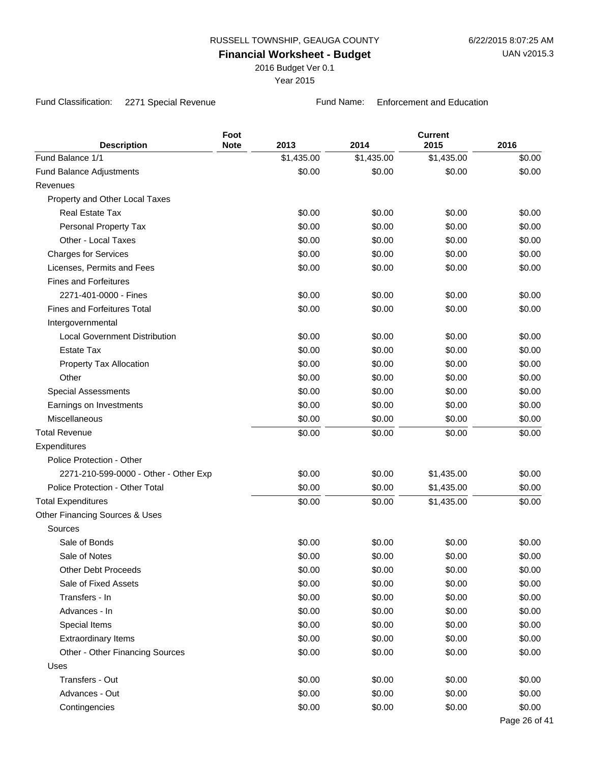RUSSELL TOWNSHIP, GEAUGA COUNTY

**Financial Worksheet - Budget**

2016 Budget Ver 0.1

Year 2015

6/22/2015 8:07:25 AM

UAN v2015.3

Fund Classification: 2271 Special Revenue

Fund Name: Enforcement and Education

| Description | Foot Note | 2013 | 2014 | Current 2015 | 2016 |
|---|---|---|---|---|---|
| Fund Balance 1/1 | | $1,435.00 | $1,435.00 | $1,435.00 | $0.00 |
| Fund Balance Adjustments | | $0.00 | $0.00 | $0.00 | $0.00 |
| Revenues | | | | | |
| Property and Other Local Taxes | | | | | |
| Real Estate Tax | | $0.00 | $0.00 | $0.00 | $0.00 |
| Personal Property Tax | | $0.00 | $0.00 | $0.00 | $0.00 |
| Other - Local Taxes | | $0.00 | $0.00 | $0.00 | $0.00 |
| Charges for Services | | $0.00 | $0.00 | $0.00 | $0.00 |
| Licenses, Permits and Fees | | $0.00 | $0.00 | $0.00 | $0.00 |
| Fines and Forfeitures | | | | | |
| 2271-401-0000 - Fines | | $0.00 | $0.00 | $0.00 | $0.00 |
| Fines and Forfeitures Total | | $0.00 | $0.00 | $0.00 | $0.00 |
| Intergovernmental | | | | | |
| Local Government Distribution | | $0.00 | $0.00 | $0.00 | $0.00 |
| Estate Tax | | $0.00 | $0.00 | $0.00 | $0.00 |
| Property Tax Allocation | | $0.00 | $0.00 | $0.00 | $0.00 |
| Other | | $0.00 | $0.00 | $0.00 | $0.00 |
| Special Assessments | | $0.00 | $0.00 | $0.00 | $0.00 |
| Earnings on Investments | | $0.00 | $0.00 | $0.00 | $0.00 |
| Miscellaneous | | $0.00 | $0.00 | $0.00 | $0.00 |
| Total Revenue | | $0.00 | $0.00 | $0.00 | $0.00 |
| Expenditures | | | | | |
| Police Protection - Other | | | | | |
| 2271-210-599-0000 - Other - Other Exp | | $0.00 | $0.00 | $1,435.00 | $0.00 |
| Police Protection - Other Total | | $0.00 | $0.00 | $1,435.00 | $0.00 |
| Total Expenditures | | $0.00 | $0.00 | $1,435.00 | $0.00 |
| Other Financing Sources & Uses | | | | | |
| Sources | | | | | |
| Sale of Bonds | | $0.00 | $0.00 | $0.00 | $0.00 |
| Sale of Notes | | $0.00 | $0.00 | $0.00 | $0.00 |
| Other Debt Proceeds | | $0.00 | $0.00 | $0.00 | $0.00 |
| Sale of Fixed Assets | | $0.00 | $0.00 | $0.00 | $0.00 |
| Transfers - In | | $0.00 | $0.00 | $0.00 | $0.00 |
| Advances - In | | $0.00 | $0.00 | $0.00 | $0.00 |
| Special Items | | $0.00 | $0.00 | $0.00 | $0.00 |
| Extraordinary Items | | $0.00 | $0.00 | $0.00 | $0.00 |
| Other - Other Financing Sources | | $0.00 | $0.00 | $0.00 | $0.00 |
| Uses | | | | | |
| Transfers - Out | | $0.00 | $0.00 | $0.00 | $0.00 |
| Advances - Out | | $0.00 | $0.00 | $0.00 | $0.00 |
| Contingencies | | $0.00 | $0.00 | $0.00 | $0.00 |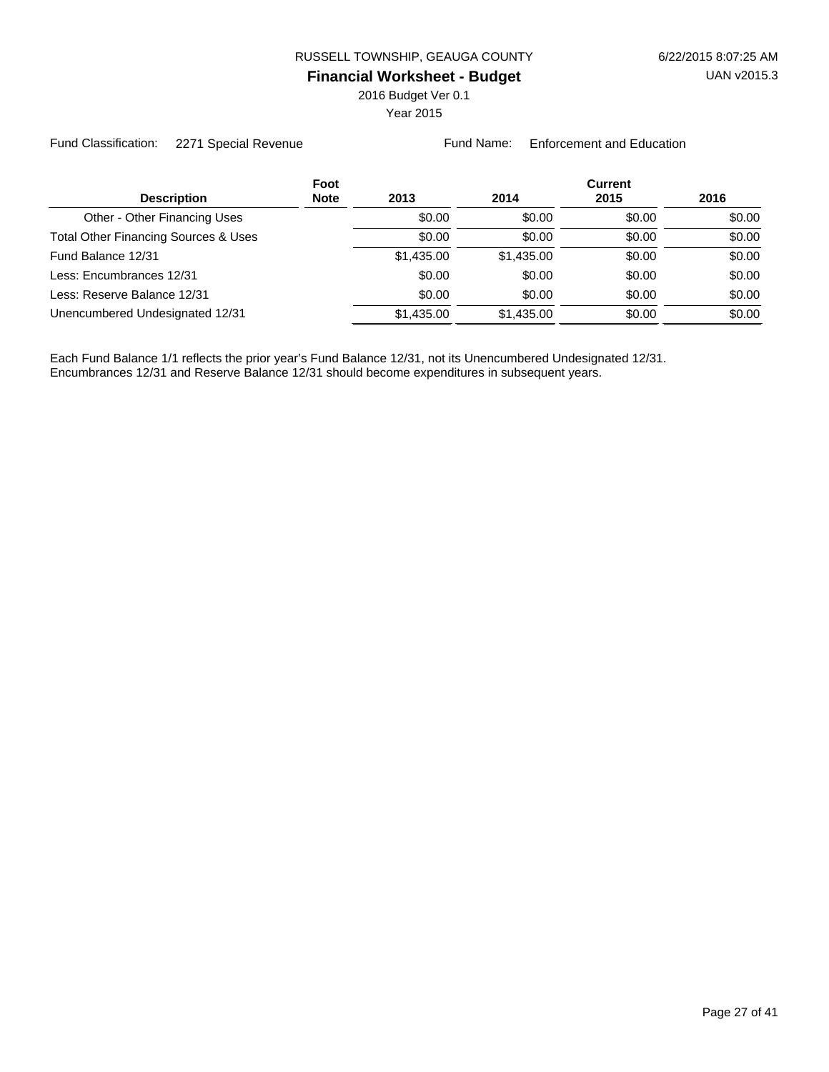RUSSELL TOWNSHIP, GEAUGA COUNTY

**Financial Worksheet - Budget**

2016 Budget Ver 0.1

Year 2015

6/22/2015 8:07:25 AM

UAN v2015.3

Fund Classification: 2271 Special Revenue

Fund Name: Enforcement and Education

| Description | Foot Note | 2013 | 2014 | Current 2015 | 2016 |
|---|---|---|---|---|---|
| Other - Other Financing Uses | | $0.00 | $0.00 | $0.00 | $0.00 |
| Total Other Financing Sources & Uses | | $0.00 | $0.00 | $0.00 | $0.00 |
| Fund Balance 12/31 | | $1,435.00 | $1,435.00 | $0.00 | $0.00 |
| Less: Encumbrances 12/31 | | $0.00 | $0.00 | $0.00 | $0.00 |
| Less: Reserve Balance 12/31 | | $0.00 | $0.00 | $0.00 | $0.00 |
| Unencumbered Undesignated 12/31 | | $1,435.00 | $1,435.00 | $0.00 | $0.00 |

Each Fund Balance 1/1 reflects the prior year's Fund Balance 12/31, not its Unencumbered Undesignated 12/31. Encumbrances 12/31 and Reserve Balance 12/31 should become expenditures in subsequent years.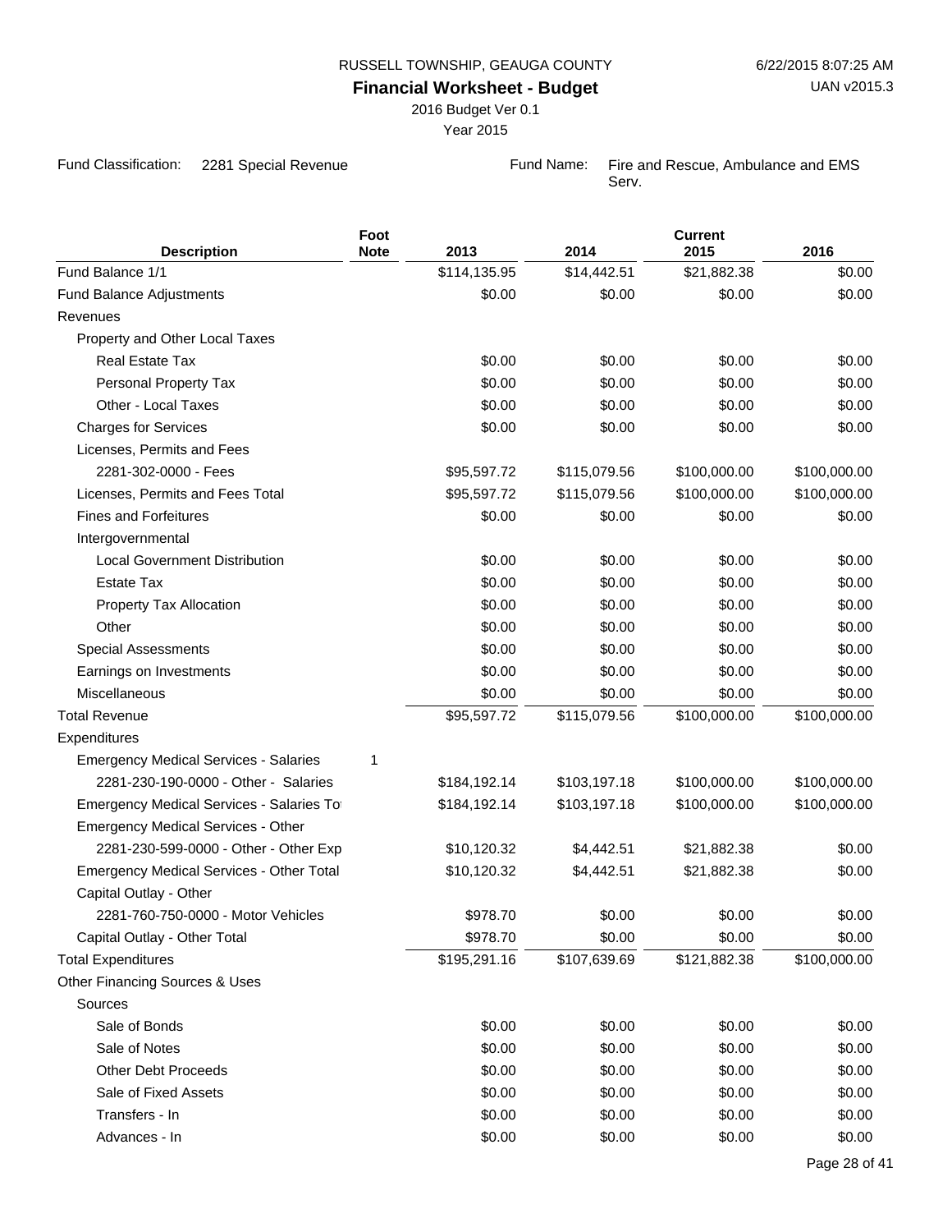RUSSELL TOWNSHIP, GEAUGA COUNTY

6/22/2015 8:07:25 AM

**Financial Worksheet - Budget**

UAN v2015.3

2016 Budget Ver 0.1

Year 2015

Fund Classification: 2281 Special Revenue

Fund Name: Fire and Rescue, Ambulance and EMS Serv.

| Description | Foot Note | 2013 | 2014 | Current 2015 | 2016 |
|---|---|---|---|---|---|
| Fund Balance 1/1 | | $114,135.95 | $14,442.51 | $21,882.38 | $0.00 |
| Fund Balance Adjustments | | $0.00 | $0.00 | $0.00 | $0.00 |
| Revenues | | | | | |
| Property and Other Local Taxes | | | | | |
| Real Estate Tax | | $0.00 | $0.00 | $0.00 | $0.00 |
| Personal Property Tax | | $0.00 | $0.00 | $0.00 | $0.00 |
| Other - Local Taxes | | $0.00 | $0.00 | $0.00 | $0.00 |
| Charges for Services | | $0.00 | $0.00 | $0.00 | $0.00 |
| Licenses, Permits and Fees | | | | | |
| 2281-302-0000 - Fees | | $95,597.72 | $115,079.56 | $100,000.00 | $100,000.00 |
| Licenses, Permits and Fees Total | | $95,597.72 | $115,079.56 | $100,000.00 | $100,000.00 |
| Fines and Forfeitures | | $0.00 | $0.00 | $0.00 | $0.00 |
| Intergovernmental | | | | | |
| Local Government Distribution | | $0.00 | $0.00 | $0.00 | $0.00 |
| Estate Tax | | $0.00 | $0.00 | $0.00 | $0.00 |
| Property Tax Allocation | | $0.00 | $0.00 | $0.00 | $0.00 |
| Other | | $0.00 | $0.00 | $0.00 | $0.00 |
| Special Assessments | | $0.00 | $0.00 | $0.00 | $0.00 |
| Earnings on Investments | | $0.00 | $0.00 | $0.00 | $0.00 |
| Miscellaneous | | $0.00 | $0.00 | $0.00 | $0.00 |
| Total Revenue | | $95,597.72 | $115,079.56 | $100,000.00 | $100,000.00 |
| Expenditures | | | | | |
| Emergency Medical Services - Salaries | 1 | | | | |
| 2281-230-190-0000 - Other - Salaries | | $184,192.14 | $103,197.18 | $100,000.00 | $100,000.00 |
| Emergency Medical Services - Salaries To | | $184,192.14 | $103,197.18 | $100,000.00 | $100,000.00 |
| Emergency Medical Services - Other | | | | | |
| 2281-230-599-0000 - Other - Other Exp | | $10,120.32 | $4,442.51 | $21,882.38 | $0.00 |
| Emergency Medical Services - Other Total | | $10,120.32 | $4,442.51 | $21,882.38 | $0.00 |
| Capital Outlay - Other | | | | | |
| 2281-760-750-0000 - Motor Vehicles | | $978.70 | $0.00 | $0.00 | $0.00 |
| Capital Outlay - Other Total | | $978.70 | $0.00 | $0.00 | $0.00 |
| Total Expenditures | | $195,291.16 | $107,639.69 | $121,882.38 | $100,000.00 |
| Other Financing Sources & Uses | | | | | |
| Sources | | | | | |
| Sale of Bonds | | $0.00 | $0.00 | $0.00 | $0.00 |
| Sale of Notes | | $0.00 | $0.00 | $0.00 | $0.00 |
| Other Debt Proceeds | | $0.00 | $0.00 | $0.00 | $0.00 |
| Sale of Fixed Assets | | $0.00 | $0.00 | $0.00 | $0.00 |
| Transfers - In | | $0.00 | $0.00 | $0.00 | $0.00 |
| Advances - In | | $0.00 | $0.00 | $0.00 | $0.00 |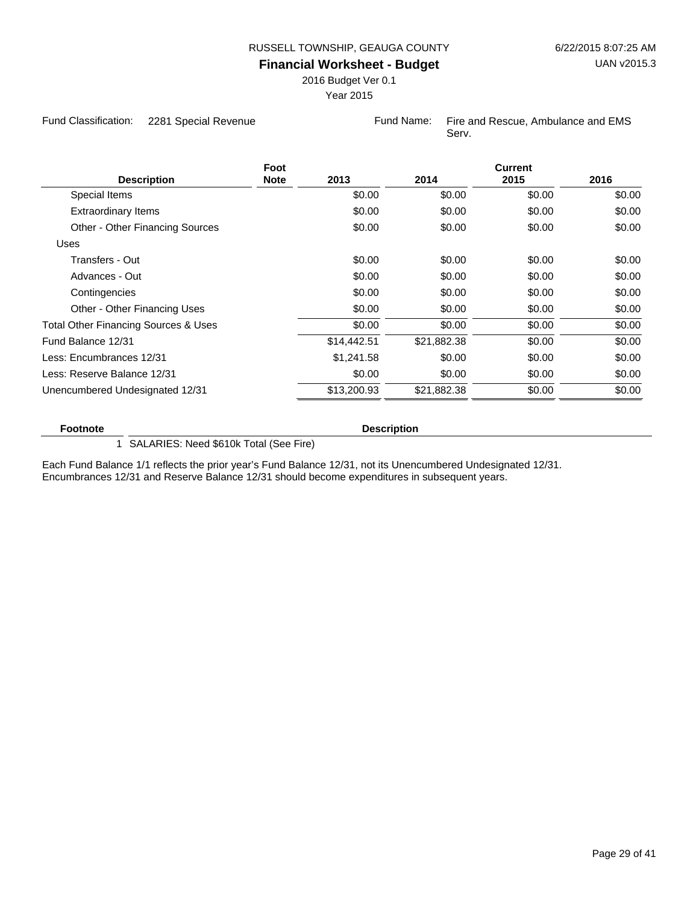RUSSELL TOWNSHIP, GEAUGA COUNTY

6/22/2015 8:07:25 AM

# Financial Worksheet - Budget

UAN v2015.3

2016 Budget Ver 0.1

Year 2015

Fund Classification: 2281 Special Revenue

Fund Name: Fire and Rescue, Ambulance and EMS Serv.

| Description | Foot Note | 2013 | 2014 | Current 2015 | 2016 |
|---|---|---|---|---|---|
| Special Items | | $0.00 | $0.00 | $0.00 | $0.00 |
| Extraordinary Items | | $0.00 | $0.00 | $0.00 | $0.00 |
| Other - Other Financing Sources | | $0.00 | $0.00 | $0.00 | $0.00 |
| Uses | | | | | |
| Transfers - Out | | $0.00 | $0.00 | $0.00 | $0.00 |
| Advances - Out | | $0.00 | $0.00 | $0.00 | $0.00 |
| Contingencies | | $0.00 | $0.00 | $0.00 | $0.00 |
| Other - Other Financing Uses | | $0.00 | $0.00 | $0.00 | $0.00 |
| Total Other Financing Sources & Uses | | $0.00 | $0.00 | $0.00 | $0.00 |
| Fund Balance 12/31 | | $14,442.51 | $21,882.38 | $0.00 | $0.00 |
| Less: Encumbrances 12/31 | | $1,241.58 | $0.00 | $0.00 | $0.00 |
| Less: Reserve Balance 12/31 | | $0.00 | $0.00 | $0.00 | $0.00 |
| Unencumbered Undesignated 12/31 | | $13,200.93 | $21,882.38 | $0.00 | $0.00 |

| Footnote | Description |
|---|---|
| 1 | SALARIES: Need $610k Total (See Fire) |

Each Fund Balance 1/1 reflects the prior year's Fund Balance 12/31, not its Unencumbered Undesignated 12/31. Encumbrances 12/31 and Reserve Balance 12/31 should become expenditures in subsequent years.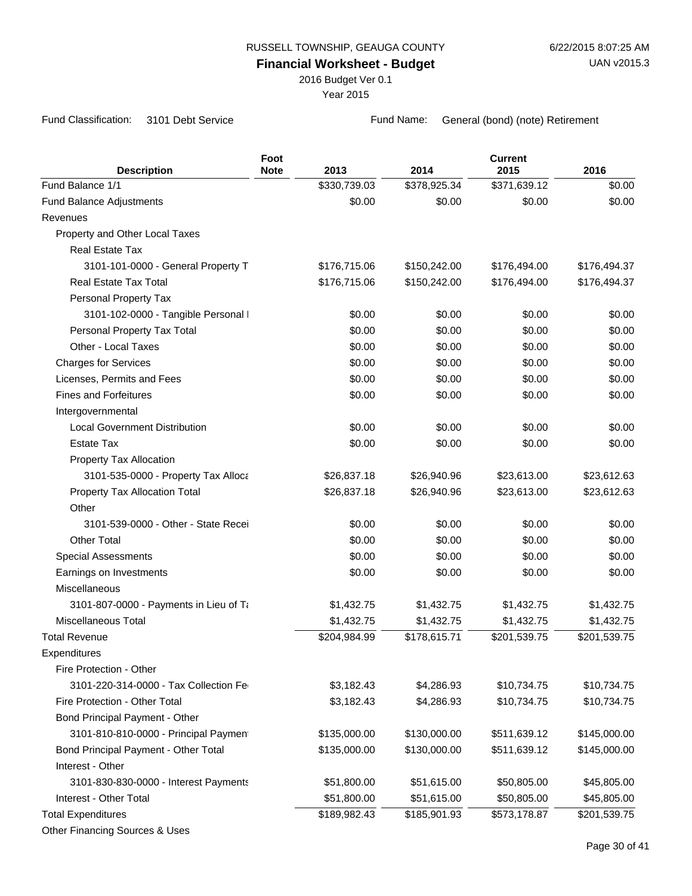RUSSELL TOWNSHIP, GEAUGA COUNTY

6/22/2015 8:07:25 AM

UAN v2015.3

# Financial Worksheet - Budget

2016 Budget Ver 0.1

Year 2015

Fund Classification: 3101 Debt Service

Fund Name: General (bond) (note) Retirement

| Description | Foot Note | 2013 | 2014 | Current 2015 | 2016 |
|---|---|---|---|---|---|
| Fund Balance 1/1 | | $330,739.03 | $378,925.34 | $371,639.12 | $0.00 |
| Fund Balance Adjustments | | $0.00 | $0.00 | $0.00 | $0.00 |
| Revenues | | | | | |
| Property and Other Local Taxes | | | | | |
| Real Estate Tax | | | | | |
| 3101-101-0000 - General Property T | | $176,715.06 | $150,242.00 | $176,494.00 | $176,494.37 |
| Real Estate Tax Total | | $176,715.06 | $150,242.00 | $176,494.00 | $176,494.37 |
| Personal Property Tax | | | | | |
| 3101-102-0000 - Tangible Personal I | | $0.00 | $0.00 | $0.00 | $0.00 |
| Personal Property Tax Total | | $0.00 | $0.00 | $0.00 | $0.00 |
| Other - Local Taxes | | $0.00 | $0.00 | $0.00 | $0.00 |
| Charges for Services | | $0.00 | $0.00 | $0.00 | $0.00 |
| Licenses, Permits and Fees | | $0.00 | $0.00 | $0.00 | $0.00 |
| Fines and Forfeitures | | $0.00 | $0.00 | $0.00 | $0.00 |
| Intergovernmental | | | | | |
| Local Government Distribution | | $0.00 | $0.00 | $0.00 | $0.00 |
| Estate Tax | | $0.00 | $0.00 | $0.00 | $0.00 |
| Property Tax Allocation | | | | | |
| 3101-535-0000 - Property Tax Alloca | | $26,837.18 | $26,940.96 | $23,613.00 | $23,612.63 |
| Property Tax Allocation Total | | $26,837.18 | $26,940.96 | $23,613.00 | $23,612.63 |
| Other | | | | | |
| 3101-539-0000 - Other - State Recei | | $0.00 | $0.00 | $0.00 | $0.00 |
| Other Total | | $0.00 | $0.00 | $0.00 | $0.00 |
| Special Assessments | | $0.00 | $0.00 | $0.00 | $0.00 |
| Earnings on Investments | | $0.00 | $0.00 | $0.00 | $0.00 |
| Miscellaneous | | | | | |
| 3101-807-0000 - Payments in Lieu of Ta | | $1,432.75 | $1,432.75 | $1,432.75 | $1,432.75 |
| Miscellaneous Total | | $1,432.75 | $1,432.75 | $1,432.75 | $1,432.75 |
| Total Revenue | | $204,984.99 | $178,615.71 | $201,539.75 | $201,539.75 |
| Expenditures | | | | | |
| Fire Protection - Other | | | | | |
| 3101-220-314-0000 - Tax Collection Fe | | $3,182.43 | $4,286.93 | $10,734.75 | $10,734.75 |
| Fire Protection - Other Total | | $3,182.43 | $4,286.93 | $10,734.75 | $10,734.75 |
| Bond Principal Payment - Other | | | | | |
| 3101-810-810-0000 - Principal Paymen | | $135,000.00 | $130,000.00 | $511,639.12 | $145,000.00 |
| Bond Principal Payment - Other Total | | $135,000.00 | $130,000.00 | $511,639.12 | $145,000.00 |
| Interest - Other | | | | | |
| 3101-830-830-0000 - Interest Payments | | $51,800.00 | $51,615.00 | $50,805.00 | $45,805.00 |
| Interest - Other Total | | $51,800.00 | $51,615.00 | $50,805.00 | $45,805.00 |
| Total Expenditures | | $189,982.43 | $185,901.93 | $573,178.87 | $201,539.75 |
| Other Financing Sources & Uses | | | | | |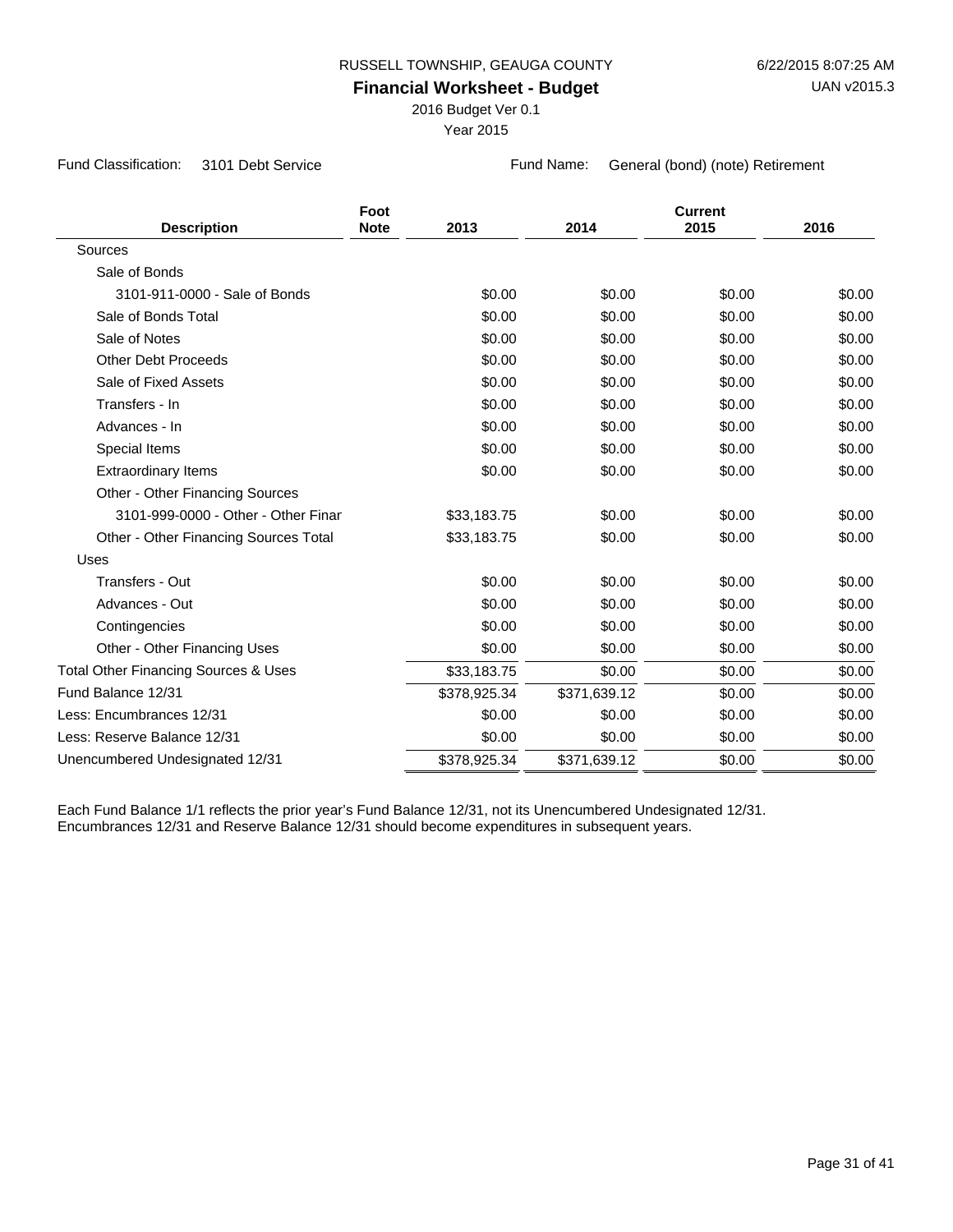RUSSELL TOWNSHIP, GEAUGA COUNTY

# Financial Worksheet - Budget

2016 Budget Ver 0.1

Year 2015

6/22/2015 8:07:25 AM

UAN v2015.3

Fund Classification: 3101 Debt Service

Fund Name: General (bond) (note) Retirement

| Description | Foot Note | 2013 | 2014 | Current 2015 | 2016 |
|---|---|---|---|---|---|
| Sources | | | | | |
| Sale of Bonds | | | | | |
| 3101-911-0000 - Sale of Bonds | | $0.00 | $0.00 | $0.00 | $0.00 |
| Sale of Bonds Total | | $0.00 | $0.00 | $0.00 | $0.00 |
| Sale of Notes | | $0.00 | $0.00 | $0.00 | $0.00 |
| Other Debt Proceeds | | $0.00 | $0.00 | $0.00 | $0.00 |
| Sale of Fixed Assets | | $0.00 | $0.00 | $0.00 | $0.00 |
| Transfers - In | | $0.00 | $0.00 | $0.00 | $0.00 |
| Advances - In | | $0.00 | $0.00 | $0.00 | $0.00 |
| Special Items | | $0.00 | $0.00 | $0.00 | $0.00 |
| Extraordinary Items | | $0.00 | $0.00 | $0.00 | $0.00 |
| Other - Other Financing Sources | | | | | |
| 3101-999-0000 - Other - Other Finar | | $33,183.75 | $0.00 | $0.00 | $0.00 |
| Other - Other Financing Sources Total | | $33,183.75 | $0.00 | $0.00 | $0.00 |
| Uses | | | | | |
| Transfers - Out | | $0.00 | $0.00 | $0.00 | $0.00 |
| Advances - Out | | $0.00 | $0.00 | $0.00 | $0.00 |
| Contingencies | | $0.00 | $0.00 | $0.00 | $0.00 |
| Other - Other Financing Uses | | $0.00 | $0.00 | $0.00 | $0.00 |
| Total Other Financing Sources & Uses | | $33,183.75 | $0.00 | $0.00 | $0.00 |
| Fund Balance 12/31 | | $378,925.34 | $371,639.12 | $0.00 | $0.00 |
| Less: Encumbrances 12/31 | | $0.00 | $0.00 | $0.00 | $0.00 |
| Less: Reserve Balance 12/31 | | $0.00 | $0.00 | $0.00 | $0.00 |
| Unencumbered Undesignated 12/31 | | $378,925.34 | $371,639.12 | $0.00 | $0.00 |

Each Fund Balance 1/1 reflects the prior year's Fund Balance 12/31, not its Unencumbered Undesignated 12/31.
Encumbrances 12/31 and Reserve Balance 12/31 should become expenditures in subsequent years.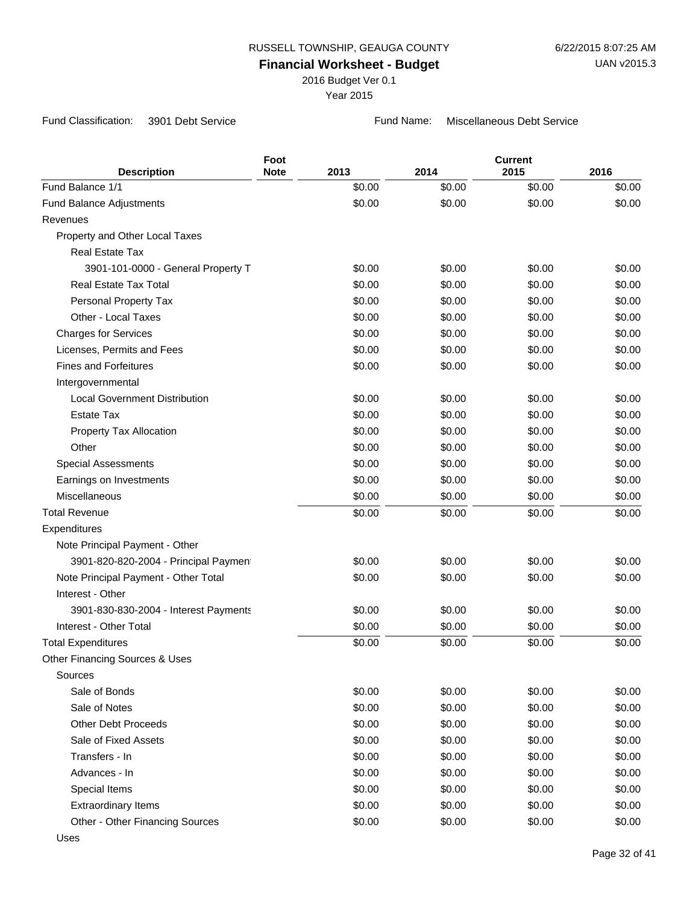RUSSELL TOWNSHIP, GEAUGA COUNTY

6/22/2015 8:07:25 AM

**Financial Worksheet - Budget**

UAN v2015.3

2016 Budget Ver 0.1

Year 2015

Fund Classification: 3901 Debt Service

Fund Name: Miscellaneous Debt Service

| Description | Foot Note | 2013 | 2014 | Current 2015 | 2016 |
|---|---|---|---|---|---|
| Fund Balance 1/1 | | $0.00 | $0.00 | $0.00 | $0.00 |
| Fund Balance Adjustments | | $0.00 | $0.00 | $0.00 | $0.00 |
| Revenues | | | | | |
| Property and Other Local Taxes | | | | | |
| Real Estate Tax | | | | | |
| 3901-101-0000 - General Property T | | $0.00 | $0.00 | $0.00 | $0.00 |
| Real Estate Tax Total | | $0.00 | $0.00 | $0.00 | $0.00 |
| Personal Property Tax | | $0.00 | $0.00 | $0.00 | $0.00 |
| Other - Local Taxes | | $0.00 | $0.00 | $0.00 | $0.00 |
| Charges for Services | | $0.00 | $0.00 | $0.00 | $0.00 |
| Licenses, Permits and Fees | | $0.00 | $0.00 | $0.00 | $0.00 |
| Fines and Forfeitures | | $0.00 | $0.00 | $0.00 | $0.00 |
| Intergovernmental | | | | | |
| Local Government Distribution | | $0.00 | $0.00 | $0.00 | $0.00 |
| Estate Tax | | $0.00 | $0.00 | $0.00 | $0.00 |
| Property Tax Allocation | | $0.00 | $0.00 | $0.00 | $0.00 |
| Other | | $0.00 | $0.00 | $0.00 | $0.00 |
| Special Assessments | | $0.00 | $0.00 | $0.00 | $0.00 |
| Earnings on Investments | | $0.00 | $0.00 | $0.00 | $0.00 |
| Miscellaneous | | $0.00 | $0.00 | $0.00 | $0.00 |
| Total Revenue | | $0.00 | $0.00 | $0.00 | $0.00 |
| Expenditures | | | | | |
| Note Principal Payment - Other | | | | | |
| 3901-820-820-2004 - Principal Payment | | $0.00 | $0.00 | $0.00 | $0.00 |
| Note Principal Payment - Other Total | | $0.00 | $0.00 | $0.00 | $0.00 |
| Interest - Other | | | | | |
| 3901-830-830-2004 - Interest Payments | | $0.00 | $0.00 | $0.00 | $0.00 |
| Interest - Other Total | | $0.00 | $0.00 | $0.00 | $0.00 |
| Total Expenditures | | $0.00 | $0.00 | $0.00 | $0.00 |
| Other Financing Sources & Uses | | | | | |
| Sources | | | | | |
| Sale of Bonds | | $0.00 | $0.00 | $0.00 | $0.00 |
| Sale of Notes | | $0.00 | $0.00 | $0.00 | $0.00 |
| Other Debt Proceeds | | $0.00 | $0.00 | $0.00 | $0.00 |
| Sale of Fixed Assets | | $0.00 | $0.00 | $0.00 | $0.00 |
| Transfers - In | | $0.00 | $0.00 | $0.00 | $0.00 |
| Advances - In | | $0.00 | $0.00 | $0.00 | $0.00 |
| Special Items | | $0.00 | $0.00 | $0.00 | $0.00 |
| Extraordinary Items | | $0.00 | $0.00 | $0.00 | $0.00 |
| Other - Other Financing Sources | | $0.00 | $0.00 | $0.00 | $0.00 |
| Uses | | | | | |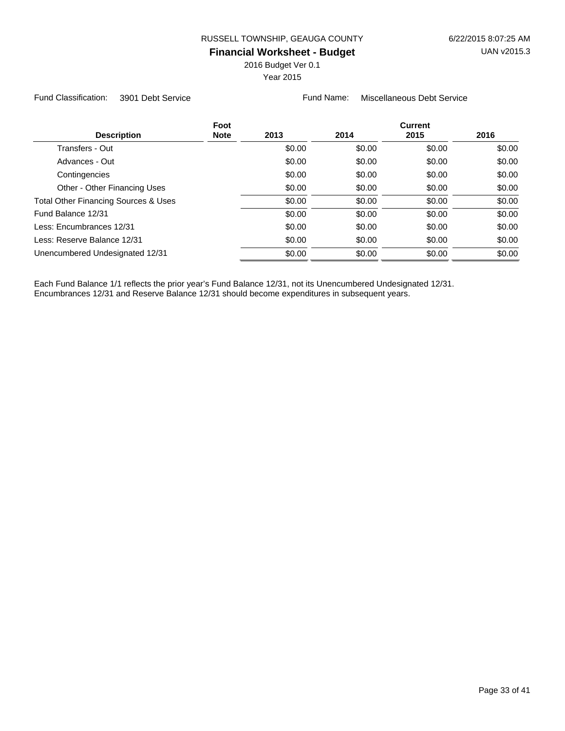RUSSELL TOWNSHIP, GEAUGA COUNTY

**Financial Worksheet - Budget**

2016 Budget Ver 0.1

Year 2015

Fund Classification: 3901 Debt Service

Fund Name: Miscellaneous Debt Service

| Description | Foot Note | 2013 | 2014 | Current 2015 | 2016 |
|---|---|---|---|---|---|
| Transfers - Out | | $0.00 | $0.00 | $0.00 | $0.00 |
| Advances - Out | | $0.00 | $0.00 | $0.00 | $0.00 |
| Contingencies | | $0.00 | $0.00 | $0.00 | $0.00 |
| Other - Other Financing Uses | | $0.00 | $0.00 | $0.00 | $0.00 |
| Total Other Financing Sources & Uses | | $0.00 | $0.00 | $0.00 | $0.00 |
| Fund Balance 12/31 | | $0.00 | $0.00 | $0.00 | $0.00 |
| Less: Encumbrances 12/31 | | $0.00 | $0.00 | $0.00 | $0.00 |
| Less: Reserve Balance 12/31 | | $0.00 | $0.00 | $0.00 | $0.00 |
| Unencumbered Undesignated 12/31 | | $0.00 | $0.00 | $0.00 | $0.00 |

Each Fund Balance 1/1 reflects the prior year's Fund Balance 12/31, not its Unencumbered Undesignated 12/31.
Encumbrances 12/31 and Reserve Balance 12/31 should become expenditures in subsequent years.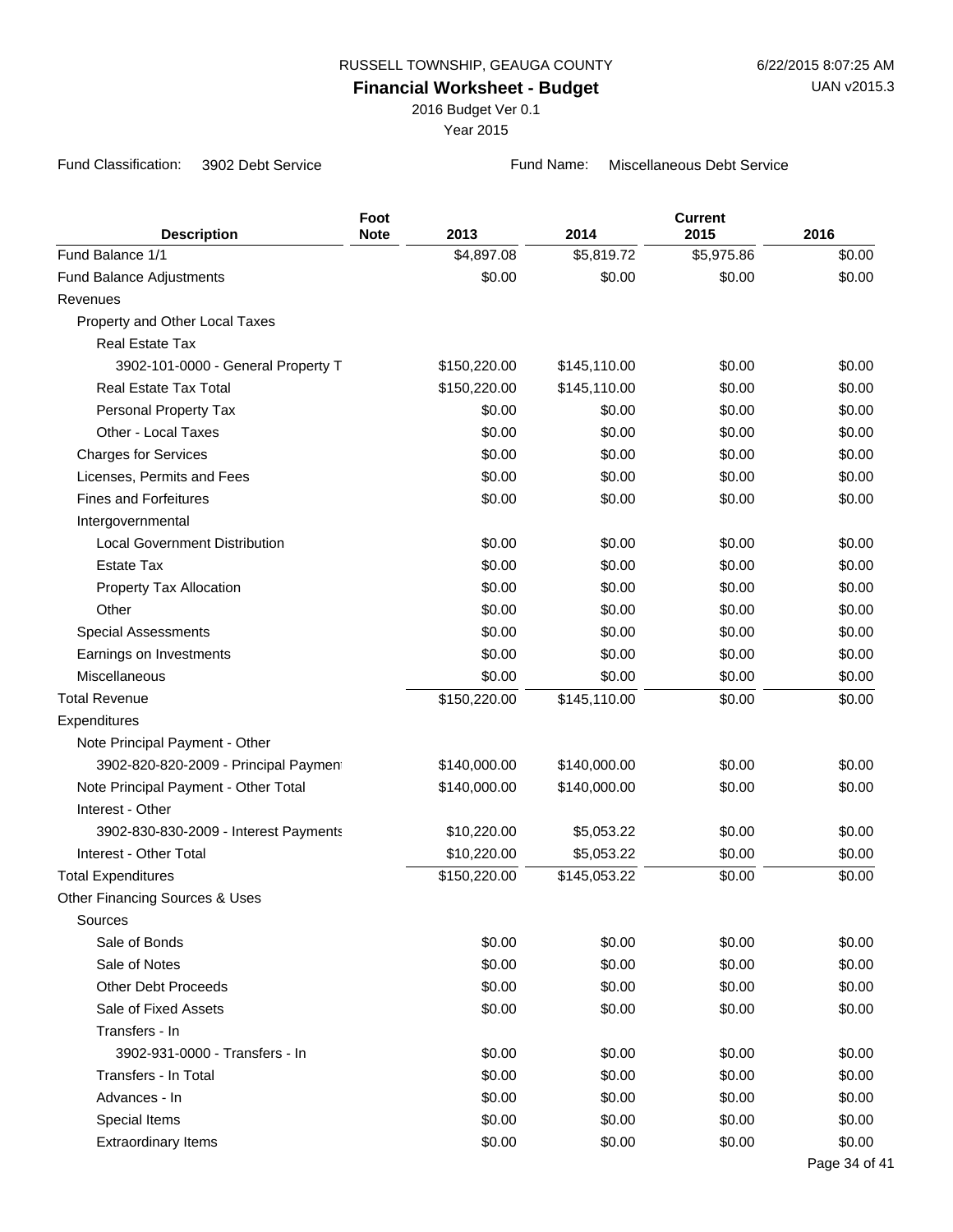RUSSELL TOWNSHIP, GEAUGA COUNTY

**Financial Worksheet - Budget**

2016 Budget Ver 0.1

Year 2015

6/22/2015 8:07:25 AM

UAN v2015.3

Fund Classification: 3902 Debt Service

Fund Name: Miscellaneous Debt Service

| Description | Foot Note | 2013 | 2014 | Current 2015 | 2016 |
|---|---|---|---|---|---|
| Fund Balance 1/1 | | $4,897.08 | $5,819.72 | $5,975.86 | $0.00 |
| Fund Balance Adjustments | | $0.00 | $0.00 | $0.00 | $0.00 |
| Revenues | | | | | |
| Property and Other Local Taxes | | | | | |
| Real Estate Tax | | | | | |
| 3902-101-0000 - General Property T | | $150,220.00 | $145,110.00 | $0.00 | $0.00 |
| Real Estate Tax Total | | $150,220.00 | $145,110.00 | $0.00 | $0.00 |
| Personal Property Tax | | $0.00 | $0.00 | $0.00 | $0.00 |
| Other - Local Taxes | | $0.00 | $0.00 | $0.00 | $0.00 |
| Charges for Services | | $0.00 | $0.00 | $0.00 | $0.00 |
| Licenses, Permits and Fees | | $0.00 | $0.00 | $0.00 | $0.00 |
| Fines and Forfeitures | | $0.00 | $0.00 | $0.00 | $0.00 |
| Intergovernmental | | | | | |
| Local Government Distribution | | $0.00 | $0.00 | $0.00 | $0.00 |
| Estate Tax | | $0.00 | $0.00 | $0.00 | $0.00 |
| Property Tax Allocation | | $0.00 | $0.00 | $0.00 | $0.00 |
| Other | | $0.00 | $0.00 | $0.00 | $0.00 |
| Special Assessments | | $0.00 | $0.00 | $0.00 | $0.00 |
| Earnings on Investments | | $0.00 | $0.00 | $0.00 | $0.00 |
| Miscellaneous | | $0.00 | $0.00 | $0.00 | $0.00 |
| Total Revenue | | $150,220.00 | $145,110.00 | $0.00 | $0.00 |
| Expenditures | | | | | |
| Note Principal Payment - Other | | | | | |
| 3902-820-820-2009 - Principal Paymen | | $140,000.00 | $140,000.00 | $0.00 | $0.00 |
| Note Principal Payment - Other Total | | $140,000.00 | $140,000.00 | $0.00 | $0.00 |
| Interest - Other | | | | | |
| 3902-830-830-2009 - Interest Payments | | $10,220.00 | $5,053.22 | $0.00 | $0.00 |
| Interest - Other Total | | $10,220.00 | $5,053.22 | $0.00 | $0.00 |
| Total Expenditures | | $150,220.00 | $145,053.22 | $0.00 | $0.00 |
| Other Financing Sources & Uses | | | | | |
| Sources | | | | | |
| Sale of Bonds | | $0.00 | $0.00 | $0.00 | $0.00 |
| Sale of Notes | | $0.00 | $0.00 | $0.00 | $0.00 |
| Other Debt Proceeds | | $0.00 | $0.00 | $0.00 | $0.00 |
| Sale of Fixed Assets | | $0.00 | $0.00 | $0.00 | $0.00 |
| Transfers - In | | | | | |
| 3902-931-0000 - Transfers - In | | $0.00 | $0.00 | $0.00 | $0.00 |
| Transfers - In Total | | $0.00 | $0.00 | $0.00 | $0.00 |
| Advances - In | | $0.00 | $0.00 | $0.00 | $0.00 |
| Special Items | | $0.00 | $0.00 | $0.00 | $0.00 |
| Extraordinary Items | | $0.00 | $0.00 | $0.00 | $0.00 |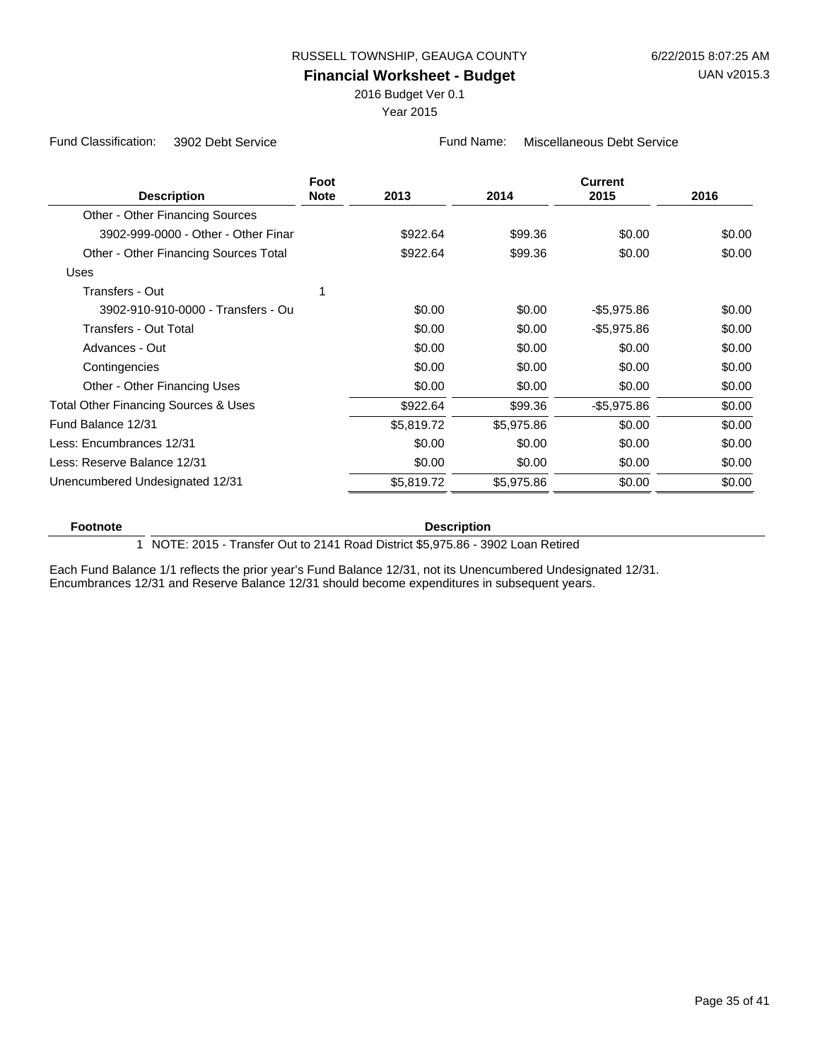RUSSELL TOWNSHIP, GEAUGA COUNTY

# Financial Worksheet - Budget

2016 Budget Ver 0.1

Year 2015

Fund Classification: 3902 Debt Service

Fund Name: Miscellaneous Debt Service

| Description | Foot Note | 2013 | 2014 | Current 2015 | 2016 |
|---|---|---|---|---|---|
| Other - Other Financing Sources | | | | | |
| 3902-999-0000 - Other - Other Finar | | $922.64 | $99.36 | $0.00 | $0.00 |
| Other - Other Financing Sources Total | | $922.64 | $99.36 | $0.00 | $0.00 |
| Uses | | | | | |
| Transfers - Out | 1 | | | | |
| 3902-910-910-0000 - Transfers - Ou | | $0.00 | $0.00 | -$5,975.86 | $0.00 |
| Transfers - Out Total | | $0.00 | $0.00 | -$5,975.86 | $0.00 |
| Advances - Out | | $0.00 | $0.00 | $0.00 | $0.00 |
| Contingencies | | $0.00 | $0.00 | $0.00 | $0.00 |
| Other - Other Financing Uses | | $0.00 | $0.00 | $0.00 | $0.00 |
| Total Other Financing Sources & Uses | | $922.64 | $99.36 | -$5,975.86 | $0.00 |
| Fund Balance 12/31 | | $5,819.72 | $5,975.86 | $0.00 | $0.00 |
| Less: Encumbrances 12/31 | | $0.00 | $0.00 | $0.00 | $0.00 |
| Less: Reserve Balance 12/31 | | $0.00 | $0.00 | $0.00 | $0.00 |
| Unencumbered Undesignated 12/31 | | $5,819.72 | $5,975.86 | $0.00 | $0.00 |

| Footnote | Description |
|---|---|
| 1 | NOTE: 2015 - Transfer Out to 2141 Road District $5,975.86 - 3902 Loan Retired |

Each Fund Balance 1/1 reflects the prior year's Fund Balance 12/31, not its Unencumbered Undesignated 12/31.
Encumbrances 12/31 and Reserve Balance 12/31 should become expenditures in subsequent years.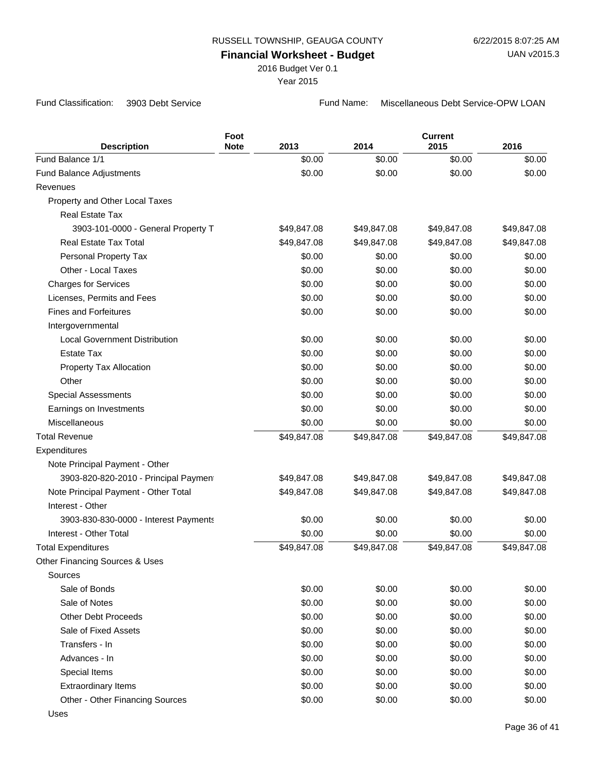RUSSELL TOWNSHIP, GEAUGA COUNTY

**Financial Worksheet - Budget**

2016 Budget Ver 0.1

Year 2015

6/22/2015 8:07:25 AM

UAN v2015.3

Fund Classification: 3903 Debt Service

Fund Name: Miscellaneous Debt Service-OPW LOAN

| Description | Foot Note | 2013 | 2014 | Current 2015 | 2016 |
|---|---|---|---|---|---|
| Fund Balance 1/1 | | $0.00 | $0.00 | $0.00 | $0.00 |
| Fund Balance Adjustments | | $0.00 | $0.00 | $0.00 | $0.00 |
| Revenues | | | | | |
| Property and Other Local Taxes | | | | | |
| Real Estate Tax | | | | | |
| 3903-101-0000 - General Property T | | $49,847.08 | $49,847.08 | $49,847.08 | $49,847.08 |
| Real Estate Tax Total | | $49,847.08 | $49,847.08 | $49,847.08 | $49,847.08 |
| Personal Property Tax | | $0.00 | $0.00 | $0.00 | $0.00 |
| Other - Local Taxes | | $0.00 | $0.00 | $0.00 | $0.00 |
| Charges for Services | | $0.00 | $0.00 | $0.00 | $0.00 |
| Licenses, Permits and Fees | | $0.00 | $0.00 | $0.00 | $0.00 |
| Fines and Forfeitures | | $0.00 | $0.00 | $0.00 | $0.00 |
| Intergovernmental | | | | | |
| Local Government Distribution | | $0.00 | $0.00 | $0.00 | $0.00 |
| Estate Tax | | $0.00 | $0.00 | $0.00 | $0.00 |
| Property Tax Allocation | | $0.00 | $0.00 | $0.00 | $0.00 |
| Other | | $0.00 | $0.00 | $0.00 | $0.00 |
| Special Assessments | | $0.00 | $0.00 | $0.00 | $0.00 |
| Earnings on Investments | | $0.00 | $0.00 | $0.00 | $0.00 |
| Miscellaneous | | $0.00 | $0.00 | $0.00 | $0.00 |
| Total Revenue | | $49,847.08 | $49,847.08 | $49,847.08 | $49,847.08 |
| Expenditures | | | | | |
| Note Principal Payment - Other | | | | | |
| 3903-820-820-2010 - Principal Paymen | | $49,847.08 | $49,847.08 | $49,847.08 | $49,847.08 |
| Note Principal Payment - Other Total | | $49,847.08 | $49,847.08 | $49,847.08 | $49,847.08 |
| Interest - Other | | | | | |
| 3903-830-830-0000 - Interest Payments | | $0.00 | $0.00 | $0.00 | $0.00 |
| Interest - Other Total | | $0.00 | $0.00 | $0.00 | $0.00 |
| Total Expenditures | | $49,847.08 | $49,847.08 | $49,847.08 | $49,847.08 |
| Other Financing Sources & Uses | | | | | |
| Sources | | | | | |
| Sale of Bonds | | $0.00 | $0.00 | $0.00 | $0.00 |
| Sale of Notes | | $0.00 | $0.00 | $0.00 | $0.00 |
| Other Debt Proceeds | | $0.00 | $0.00 | $0.00 | $0.00 |
| Sale of Fixed Assets | | $0.00 | $0.00 | $0.00 | $0.00 |
| Transfers - In | | $0.00 | $0.00 | $0.00 | $0.00 |
| Advances - In | | $0.00 | $0.00 | $0.00 | $0.00 |
| Special Items | | $0.00 | $0.00 | $0.00 | $0.00 |
| Extraordinary Items | | $0.00 | $0.00 | $0.00 | $0.00 |
| Other - Other Financing Sources | | $0.00 | $0.00 | $0.00 | $0.00 |
| Uses | | | | | |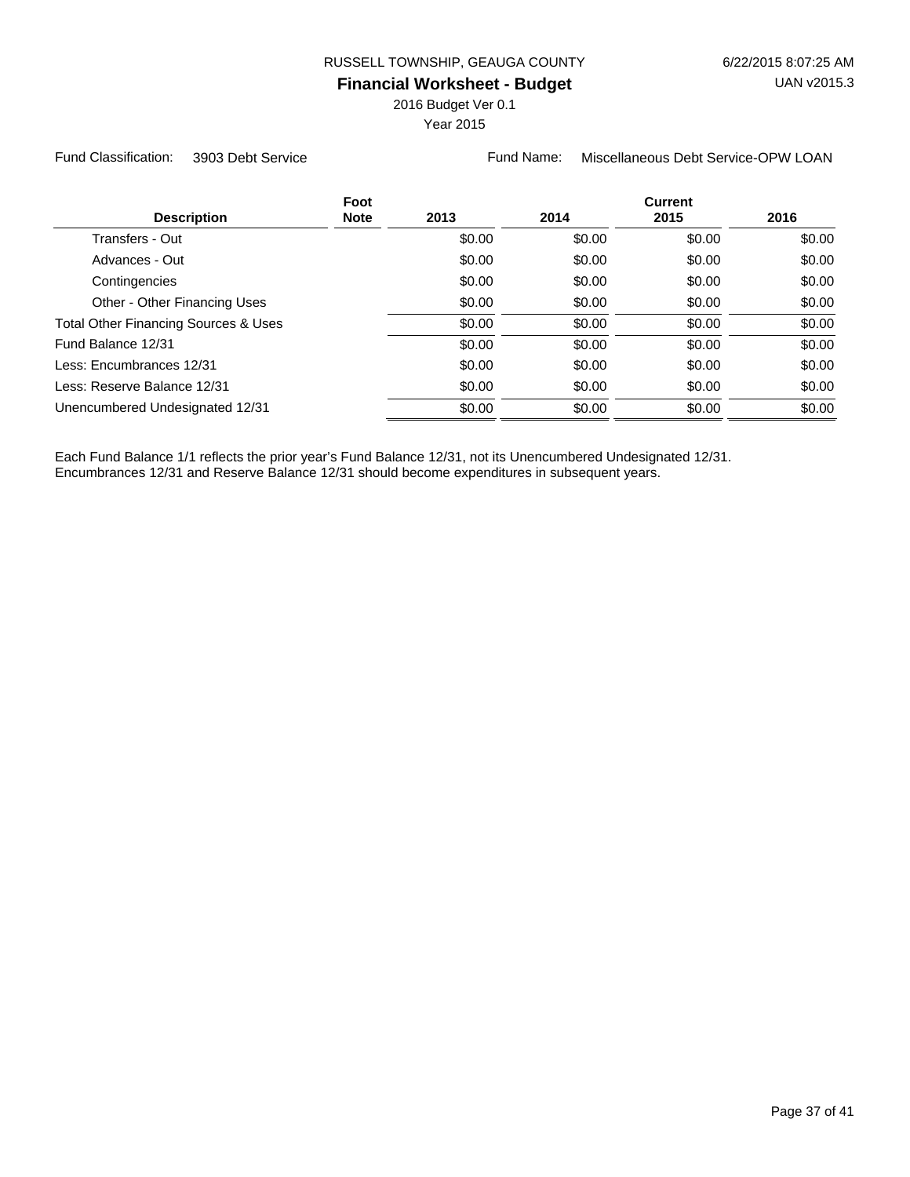RUSSELL TOWNSHIP, GEAUGA COUNTY

**Financial Worksheet - Budget**

2016 Budget Ver 0.1

Year 2015

6/22/2015 8:07:25 AM

UAN v2015.3

Fund Classification: 3903 Debt Service

Fund Name: Miscellaneous Debt Service-OPW LOAN

| Description | Foot Note | 2013 | 2014 | Current 2015 | 2016 |
|---|---|---|---|---|---|
| Transfers - Out | | $0.00 | $0.00 | $0.00 | $0.00 |
| Advances - Out | | $0.00 | $0.00 | $0.00 | $0.00 |
| Contingencies | | $0.00 | $0.00 | $0.00 | $0.00 |
| Other - Other Financing Uses | | $0.00 | $0.00 | $0.00 | $0.00 |
| Total Other Financing Sources & Uses | | $0.00 | $0.00 | $0.00 | $0.00 |
| Fund Balance 12/31 | | $0.00 | $0.00 | $0.00 | $0.00 |
| Less: Encumbrances 12/31 | | $0.00 | $0.00 | $0.00 | $0.00 |
| Less: Reserve Balance 12/31 | | $0.00 | $0.00 | $0.00 | $0.00 |
| Unencumbered Undesignated 12/31 | | $0.00 | $0.00 | $0.00 | $0.00 |

Each Fund Balance 1/1 reflects the prior year's Fund Balance 12/31, not its Unencumbered Undesignated 12/31.
Encumbrances 12/31 and Reserve Balance 12/31 should become expenditures in subsequent years.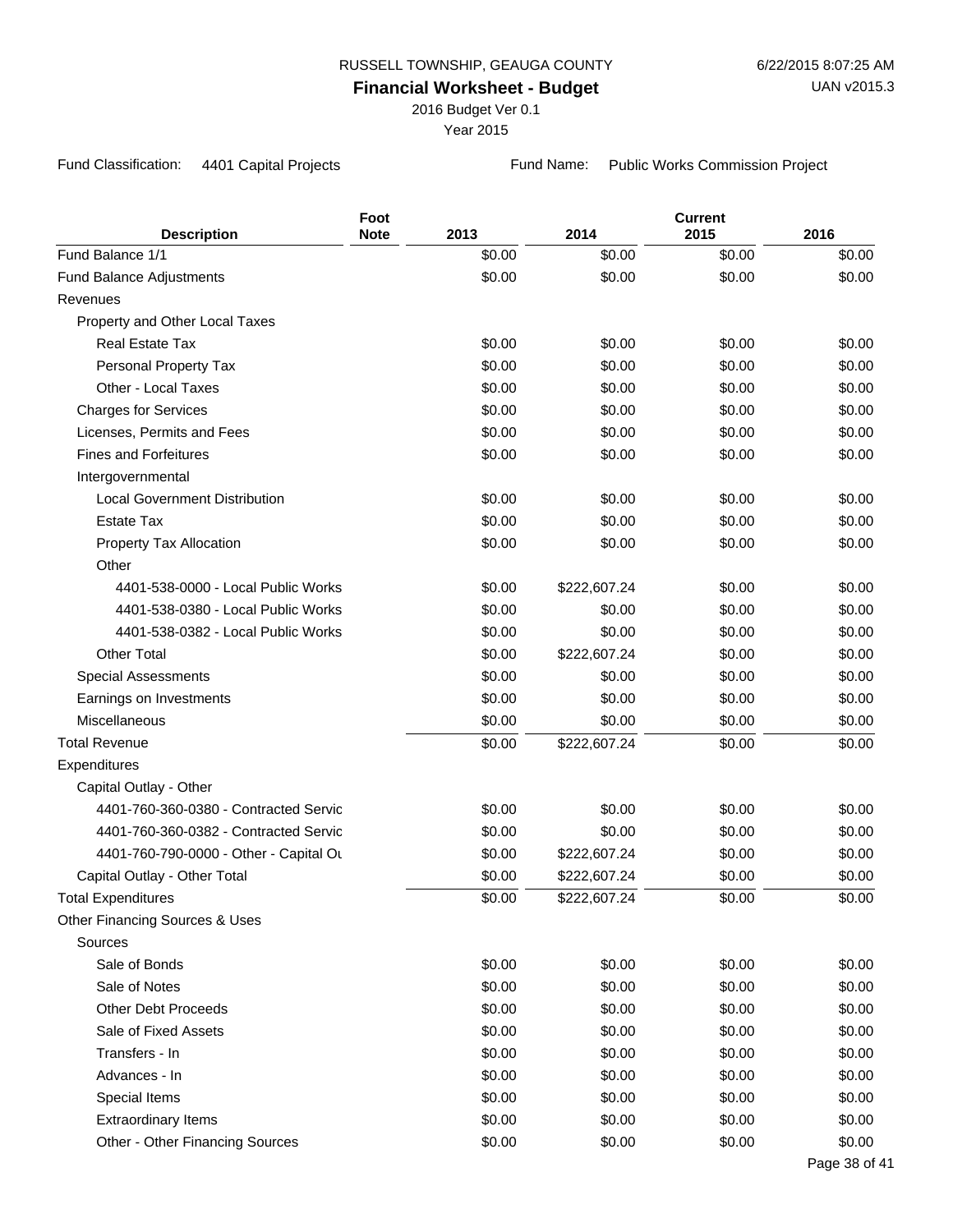RUSSELL TOWNSHIP, GEAUGA COUNTY

**Financial Worksheet - Budget**

2016 Budget Ver 0.1

Year 2015

6/22/2015 8:07:25 AM

UAN v2015.3

Fund Classification: 4401 Capital Projects

Fund Name: Public Works Commission Project

| Description | Foot Note | 2013 | 2014 | Current 2015 | 2016 |
|---|---|---|---|---|---|
| Fund Balance 1/1 | | $0.00 | $0.00 | $0.00 | $0.00 |
| Fund Balance Adjustments | | $0.00 | $0.00 | $0.00 | $0.00 |
| Revenues | | | | | |
| Property and Other Local Taxes | | | | | |
| Real Estate Tax | | $0.00 | $0.00 | $0.00 | $0.00 |
| Personal Property Tax | | $0.00 | $0.00 | $0.00 | $0.00 |
| Other - Local Taxes | | $0.00 | $0.00 | $0.00 | $0.00 |
| Charges for Services | | $0.00 | $0.00 | $0.00 | $0.00 |
| Licenses, Permits and Fees | | $0.00 | $0.00 | $0.00 | $0.00 |
| Fines and Forfeitures | | $0.00 | $0.00 | $0.00 | $0.00 |
| Intergovernmental | | | | | |
| Local Government Distribution | | $0.00 | $0.00 | $0.00 | $0.00 |
| Estate Tax | | $0.00 | $0.00 | $0.00 | $0.00 |
| Property Tax Allocation | | $0.00 | $0.00 | $0.00 | $0.00 |
| Other | | | | | |
| 4401-538-0000 - Local Public Works | | $0.00 | $222,607.24 | $0.00 | $0.00 |
| 4401-538-0380 - Local Public Works | | $0.00 | $0.00 | $0.00 | $0.00 |
| 4401-538-0382 - Local Public Works | | $0.00 | $0.00 | $0.00 | $0.00 |
| Other Total | | $0.00 | $222,607.24 | $0.00 | $0.00 |
| Special Assessments | | $0.00 | $0.00 | $0.00 | $0.00 |
| Earnings on Investments | | $0.00 | $0.00 | $0.00 | $0.00 |
| Miscellaneous | | $0.00 | $0.00 | $0.00 | $0.00 |
| Total Revenue | | $0.00 | $222,607.24 | $0.00 | $0.00 |
| Expenditures | | | | | |
| Capital Outlay - Other | | | | | |
| 4401-760-360-0380 - Contracted Servic | | $0.00 | $0.00 | $0.00 | $0.00 |
| 4401-760-360-0382 - Contracted Servic | | $0.00 | $0.00 | $0.00 | $0.00 |
| 4401-760-790-0000 - Other - Capital Ou | | $0.00 | $222,607.24 | $0.00 | $0.00 |
| Capital Outlay - Other Total | | $0.00 | $222,607.24 | $0.00 | $0.00 |
| Total Expenditures | | $0.00 | $222,607.24 | $0.00 | $0.00 |
| Other Financing Sources & Uses | | | | | |
| Sources | | | | | |
| Sale of Bonds | | $0.00 | $0.00 | $0.00 | $0.00 |
| Sale of Notes | | $0.00 | $0.00 | $0.00 | $0.00 |
| Other Debt Proceeds | | $0.00 | $0.00 | $0.00 | $0.00 |
| Sale of Fixed Assets | | $0.00 | $0.00 | $0.00 | $0.00 |
| Transfers - In | | $0.00 | $0.00 | $0.00 | $0.00 |
| Advances - In | | $0.00 | $0.00 | $0.00 | $0.00 |
| Special Items | | $0.00 | $0.00 | $0.00 | $0.00 |
| Extraordinary Items | | $0.00 | $0.00 | $0.00 | $0.00 |
| Other - Other Financing Sources | | $0.00 | $0.00 | $0.00 | $0.00 |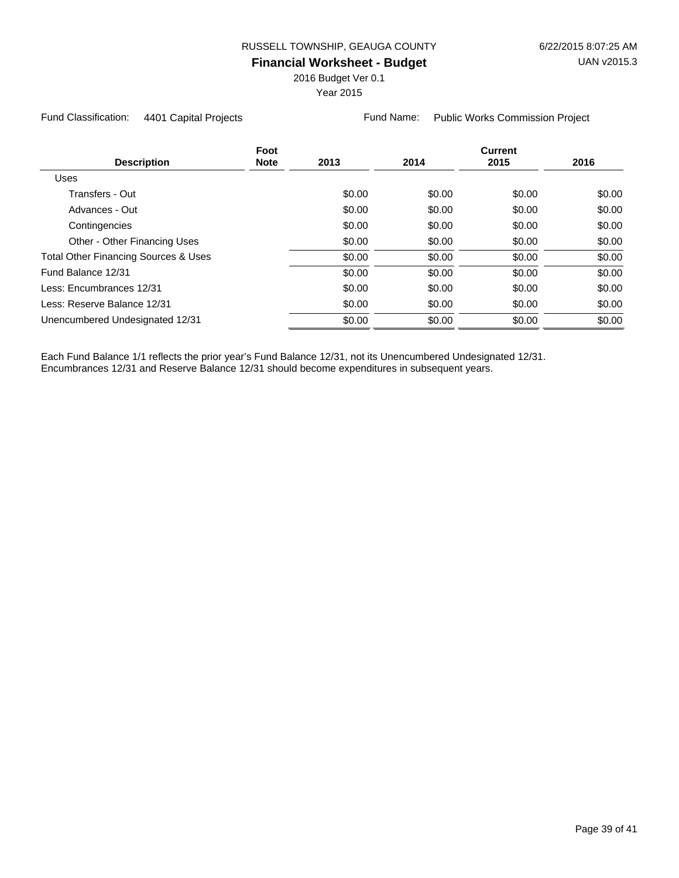RUSSELL TOWNSHIP, GEAUGA COUNTY

**Financial Worksheet - Budget**

2016 Budget Ver 0.1

Year 2015

6/22/2015 8:07:25 AM

UAN v2015.3

Fund Classification: 4401 Capital Projects

Fund Name: Public Works Commission Project

| Description | Foot Note | 2013 | 2014 | Current 2015 | 2016 |
|---|---|---|---|---|---|
| Uses | | | | | |
| Transfers - Out | | $0.00 | $0.00 | $0.00 | $0.00 |
| Advances - Out | | $0.00 | $0.00 | $0.00 | $0.00 |
| Contingencies | | $0.00 | $0.00 | $0.00 | $0.00 |
| Other - Other Financing Uses | | $0.00 | $0.00 | $0.00 | $0.00 |
| Total Other Financing Sources & Uses | | $0.00 | $0.00 | $0.00 | $0.00 |
| Fund Balance 12/31 | | $0.00 | $0.00 | $0.00 | $0.00 |
| Less: Encumbrances 12/31 | | $0.00 | $0.00 | $0.00 | $0.00 |
| Less: Reserve Balance 12/31 | | $0.00 | $0.00 | $0.00 | $0.00 |
| Unencumbered Undesignated 12/31 | | $0.00 | $0.00 | $0.00 | $0.00 |

Each Fund Balance 1/1 reflects the prior year's Fund Balance 12/31, not its Unencumbered Undesignated 12/31.
Encumbrances 12/31 and Reserve Balance 12/31 should become expenditures in subsequent years.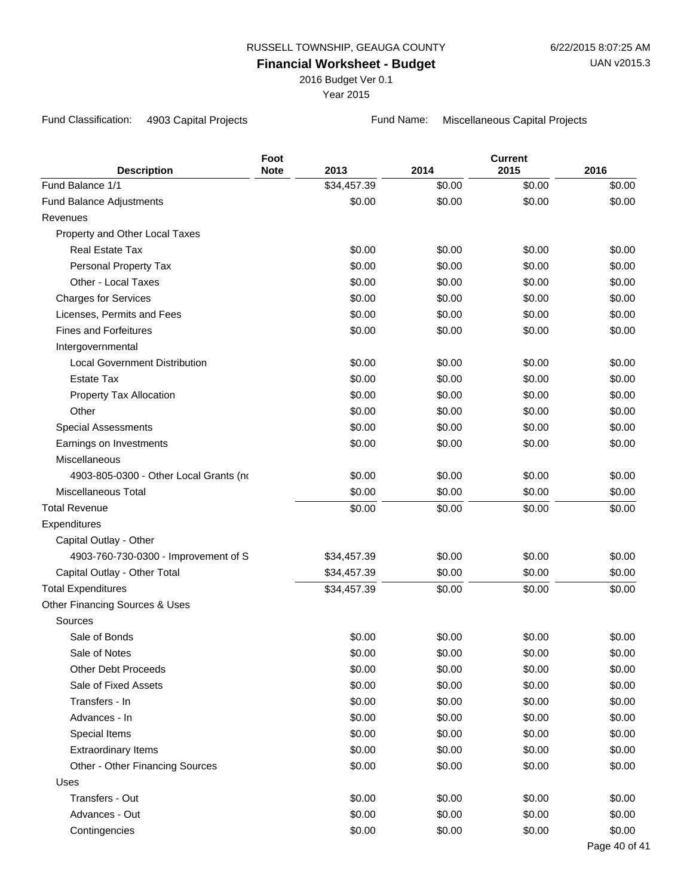RUSSELL TOWNSHIP, GEAUGA COUNTY

**Financial Worksheet - Budget**

2016 Budget Ver 0.1

Year 2015

6/22/2015 8:07:25 AM

UAN v2015.3

Fund Classification: 4903 Capital Projects

Fund Name: Miscellaneous Capital Projects

| Description | Foot Note | 2013 | 2014 | Current 2015 | 2016 |
|---|---|---|---|---|---|
| Fund Balance 1/1 | | $34,457.39 | $0.00 | $0.00 | $0.00 |
| Fund Balance Adjustments | | $0.00 | $0.00 | $0.00 | $0.00 |
| Revenues | | | | | |
| Property and Other Local Taxes | | | | | |
| Real Estate Tax | | $0.00 | $0.00 | $0.00 | $0.00 |
| Personal Property Tax | | $0.00 | $0.00 | $0.00 | $0.00 |
| Other - Local Taxes | | $0.00 | $0.00 | $0.00 | $0.00 |
| Charges for Services | | $0.00 | $0.00 | $0.00 | $0.00 |
| Licenses, Permits and Fees | | $0.00 | $0.00 | $0.00 | $0.00 |
| Fines and Forfeitures | | $0.00 | $0.00 | $0.00 | $0.00 |
| Intergovernmental | | | | | |
| Local Government Distribution | | $0.00 | $0.00 | $0.00 | $0.00 |
| Estate Tax | | $0.00 | $0.00 | $0.00 | $0.00 |
| Property Tax Allocation | | $0.00 | $0.00 | $0.00 | $0.00 |
| Other | | $0.00 | $0.00 | $0.00 | $0.00 |
| Special Assessments | | $0.00 | $0.00 | $0.00 | $0.00 |
| Earnings on Investments | | $0.00 | $0.00 | $0.00 | $0.00 |
| Miscellaneous | | | | | |
| 4903-805-0300 - Other Local Grants (no | | $0.00 | $0.00 | $0.00 | $0.00 |
| Miscellaneous Total | | $0.00 | $0.00 | $0.00 | $0.00 |
| Total Revenue | | $0.00 | $0.00 | $0.00 | $0.00 |
| Expenditures | | | | | |
| Capital Outlay - Other | | | | | |
| 4903-760-730-0300 - Improvement of S | | $34,457.39 | $0.00 | $0.00 | $0.00 |
| Capital Outlay - Other Total | | $34,457.39 | $0.00 | $0.00 | $0.00 |
| Total Expenditures | | $34,457.39 | $0.00 | $0.00 | $0.00 |
| Other Financing Sources & Uses | | | | | |
| Sources | | | | | |
| Sale of Bonds | | $0.00 | $0.00 | $0.00 | $0.00 |
| Sale of Notes | | $0.00 | $0.00 | $0.00 | $0.00 |
| Other Debt Proceeds | | $0.00 | $0.00 | $0.00 | $0.00 |
| Sale of Fixed Assets | | $0.00 | $0.00 | $0.00 | $0.00 |
| Transfers - In | | $0.00 | $0.00 | $0.00 | $0.00 |
| Advances - In | | $0.00 | $0.00 | $0.00 | $0.00 |
| Special Items | | $0.00 | $0.00 | $0.00 | $0.00 |
| Extraordinary Items | | $0.00 | $0.00 | $0.00 | $0.00 |
| Other - Other Financing Sources | | $0.00 | $0.00 | $0.00 | $0.00 |
| Uses | | | | | |
| Transfers - Out | | $0.00 | $0.00 | $0.00 | $0.00 |
| Advances - Out | | $0.00 | $0.00 | $0.00 | $0.00 |
| Contingencies | | $0.00 | $0.00 | $0.00 | $0.00 |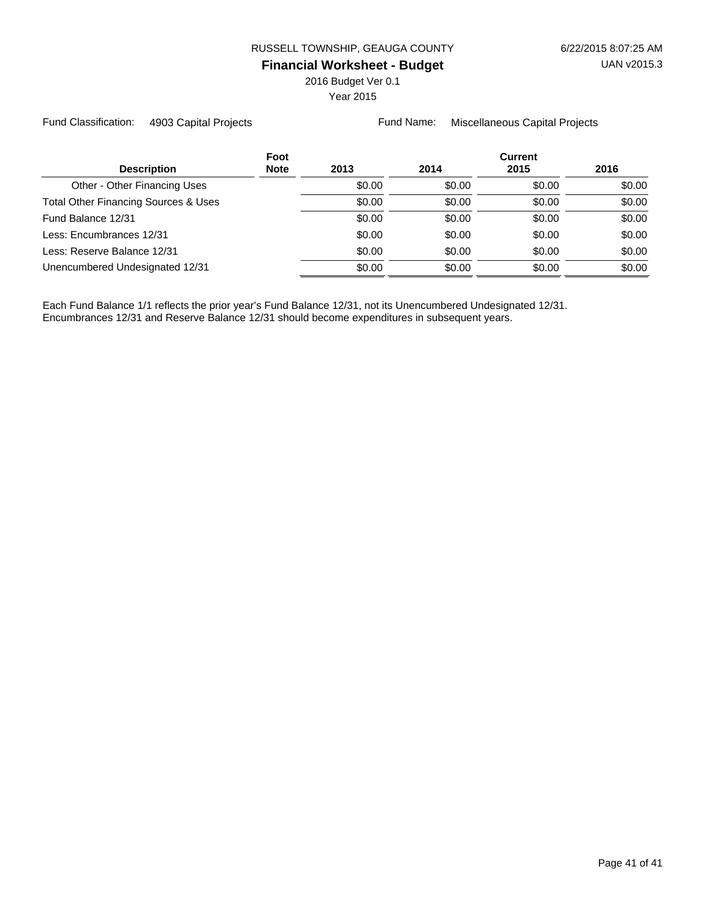RUSSELL TOWNSHIP, GEAUGA COUNTY

**Financial Worksheet - Budget**

2016 Budget Ver 0.1

Year 2015

6/22/2015 8:07:25 AM

UAN v2015.3

Fund Classification: 4903 Capital Projects

Fund Name: Miscellaneous Capital Projects

| Description | Foot Note | 2013 | 2014 | Current 2015 | 2016 |
|---|---|---|---|---|---|
| Other - Other Financing Uses | | $0.00 | $0.00 | $0.00 | $0.00 |
| Total Other Financing Sources & Uses | | $0.00 | $0.00 | $0.00 | $0.00 |
| Fund Balance 12/31 | | $0.00 | $0.00 | $0.00 | $0.00 |
| Less: Encumbrances 12/31 | | $0.00 | $0.00 | $0.00 | $0.00 |
| Less: Reserve Balance 12/31 | | $0.00 | $0.00 | $0.00 | $0.00 |
| Unencumbered Undesignated 12/31 | | $0.00 | $0.00 | $0.00 | $0.00 |

Each Fund Balance 1/1 reflects the prior year's Fund Balance 12/31, not its Unencumbered Undesignated 12/31.
Encumbrances 12/31 and Reserve Balance 12/31 should become expenditures in subsequent years.